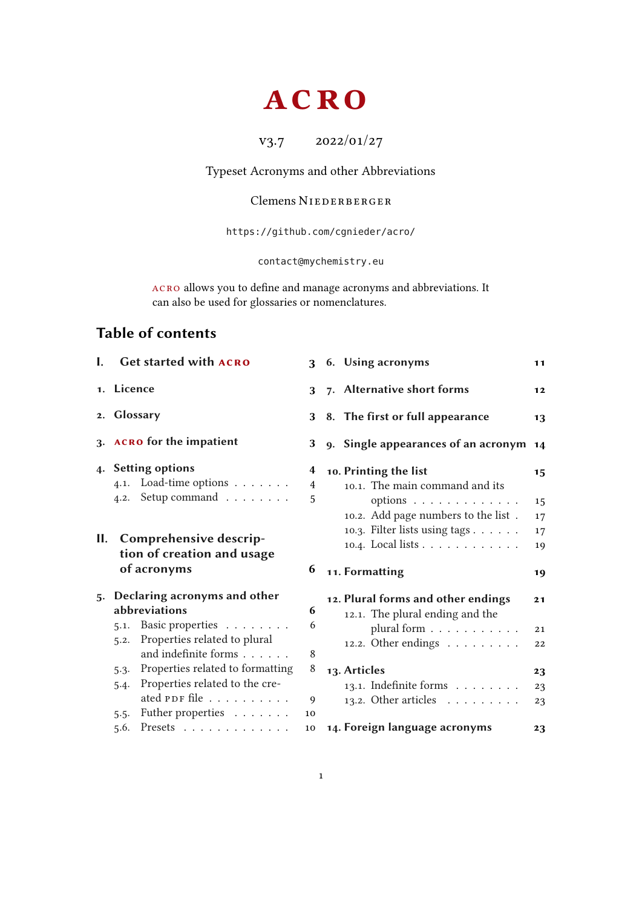# ACRO

v3.7 2022/01/27

Typeset Acronyms and other Abbreviations

Clemens Niederberger

https://github.com/cgnieder/acro/

contact@mychemistry.eu

acro allows you to define and manage acronyms and abbreviations. It can also be used for glossaries or nomenclatures.

## Table of contents

- **I. Get started with acro** — 3
- **1. Licence** — 3
- **2. Glossary** — 3
- **3. acro for the impatient** — 3
- **4. Setting options** — 4
  - 4.1. Load-time options — 4
  - 4.2. Setup command — 5
- **II. Comprehensive description of creation and usage of acronyms** — 6
- **5. Declaring acronyms and other abbreviations** — 6
  - 5.1. Basic properties — 6
  - 5.2. Properties related to plural and indefinite forms — 8
  - 5.3. Properties related to formatting — 8
  - 5.4. Properties related to the created PDF file — 9
  - 5.5. Futher properties — 10
  - 5.6. Presets — 10
- **6. Using acronyms** — 11
- **7. Alternative short forms** — 12
- **8. The first or full appearance** — 13
- **9. Single appearances of an acronym** — 14
- **10. Printing the list** — 15
  - 10.1. The main command and its options — 15
  - 10.2. Add page numbers to the list — 17
  - 10.3. Filter lists using tags — 17
  - 10.4. Local lists — 19
- **11. Formatting** — 19
- **12. Plural forms and other endings** — 21
  - 12.1. The plural ending and the plural form — 21
  - 12.2. Other endings — 22
- **13. Articles** — 23
  - 13.1. Indefinite forms — 23
  - 13.2. Other articles — 23
- **14. Foreign language acronyms** — 23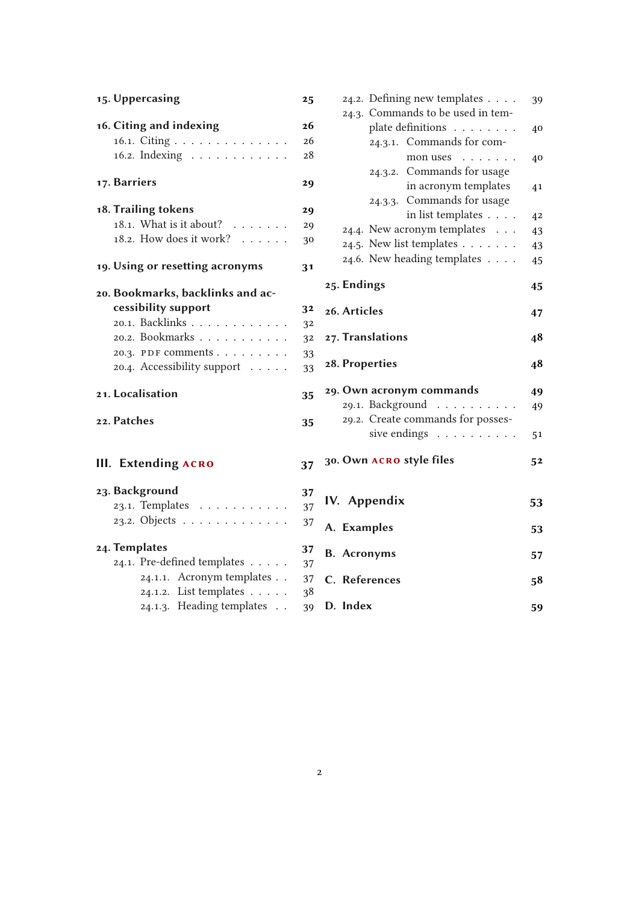**15. Uppercasing** 25

**16. Citing and indexing** 26
- 16.1. Citing . . . . . . . . . . . . . . 26
- 16.2. Indexing . . . . . . . . . . . . 28

**17. Barriers** 29

**18. Trailing tokens** 29
- 18.1. What is it about? . . . . . . . 29
- 18.2. How does it work? . . . . . . 30

**19. Using or resetting acronyms** 31

**20. Bookmarks, backlinks and accessibility support** 32
- 20.1. Backlinks . . . . . . . . . . . . 32
- 20.2. Bookmarks . . . . . . . . . . . 32
- 20.3. PDF comments . . . . . . . . . 33
- 20.4. Accessibility support . . . . . 33

**21. Localisation** 35

**22. Patches** 35

**III. Extending ACRO** 37

**23. Background** 37
- 23.1. Templates . . . . . . . . . . . 37
- 23.2. Objects . . . . . . . . . . . . . 37

**24. Templates** 37
- 24.1. Pre-defined templates . . . . . 37
  - 24.1.1. Acronym templates . . 37
  - 24.1.2. List templates . . . . . 38
  - 24.1.3. Heading templates . . 39
- 24.2. Defining new templates . . . . 39
- 24.3. Commands to be used in template definitions . . . . . . . . 40
  - 24.3.1. Commands for common uses . . . . . . . 40
  - 24.3.2. Commands for usage in acronym templates 41
  - 24.3.3. Commands for usage in list templates . . . . 42
- 24.4. New acronym templates . . . 43
- 24.5. New list templates . . . . . . . 43
- 24.6. New heading templates . . . . 45

**25. Endings** 45

**26. Articles** 47

**27. Translations** 48

**28. Properties** 48

**29. Own acronym commands** 49
- 29.1. Background . . . . . . . . . . 49
- 29.2. Create commands for possessive endings . . . . . . . . . . 51

**30. Own ACRO style files** 52

**IV. Appendix** 53

**A. Examples** 53

**B. Acronyms** 57

**C. References** 58

**D. Index** 59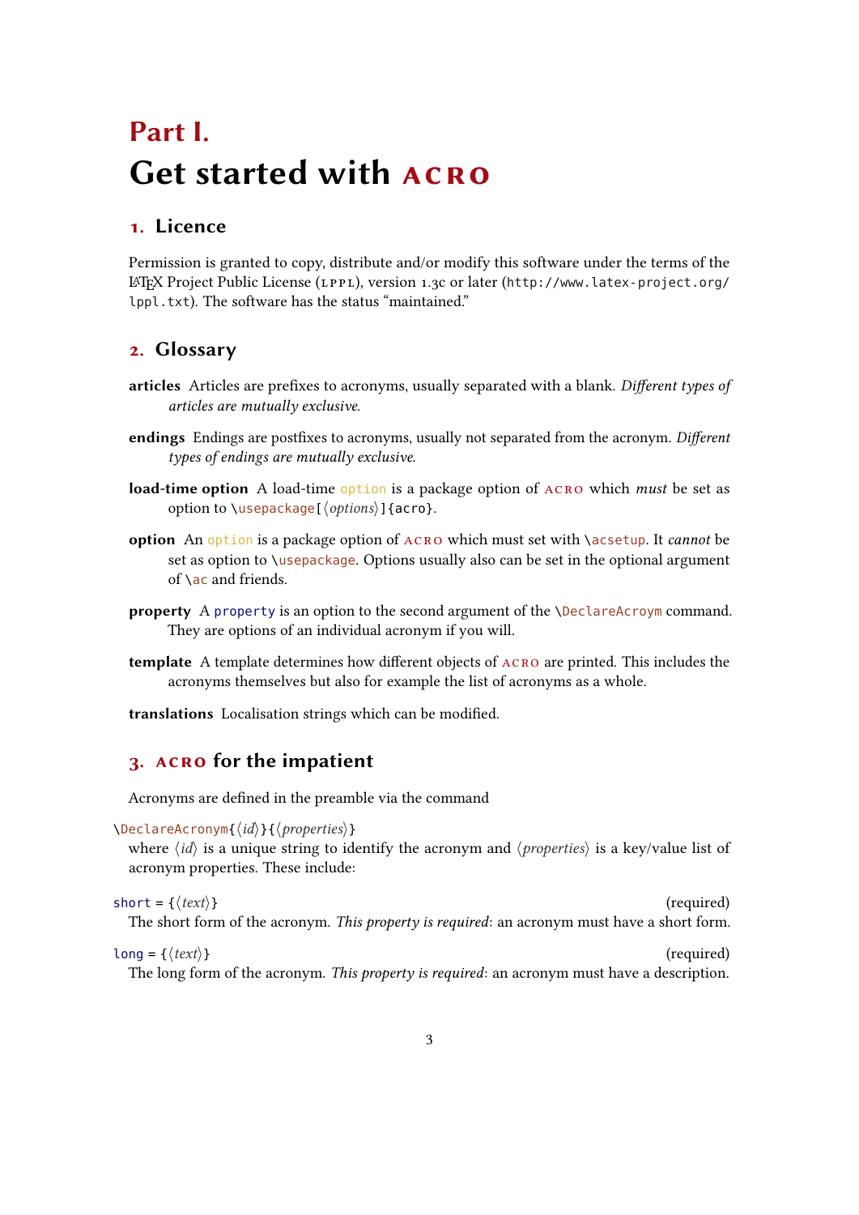# Part I. Get started with acro

## 1. Licence

Permission is granted to copy, distribute and/or modify this software under the terms of the LaTeX Project Public License (LPPL), version 1.3c or later (`http://www.latex-project.org/lppl.txt`). The software has the status "maintained."

## 2. Glossary

**articles** Articles are prefixes to acronyms, usually separated with a blank. *Different types of articles are mutually exclusive.*

**endings** Endings are postfixes to acronyms, usually not separated from the acronym. *Different types of endings are mutually exclusive.*

**load-time option** A load-time `option` is a package option of acro which *must* be set as option to `\usepackage[⟨options⟩]{acro}`.

**option** An `option` is a package option of acro which must set with `\acsetup`. It *cannot* be set as option to `\usepackage`. Options usually also can be set in the optional argument of `\ac` and friends.

**property** A `property` is an option to the second argument of the `\DeclareAcroym` command. They are options of an individual acronym if you will.

**template** A template determines how different objects of acro are printed. This includes the acronyms themselves but also for example the list of acronyms as a whole.

**translations** Localisation strings which can be modified.

## 3. acro for the impatient

Acronyms are defined in the preamble via the command

`\DeclareAcronym{⟨id⟩}{⟨properties⟩}`

where ⟨*id*⟩ is a unique string to identify the acronym and ⟨*properties*⟩ is a key/value list of acronym properties. These include:

`short = {⟨text⟩}` (required)

The short form of the acronym. *This property is required*: an acronym must have a short form.

`long = {⟨text⟩}` (required)

The long form of the acronym. *This property is required*: an acronym must have a description.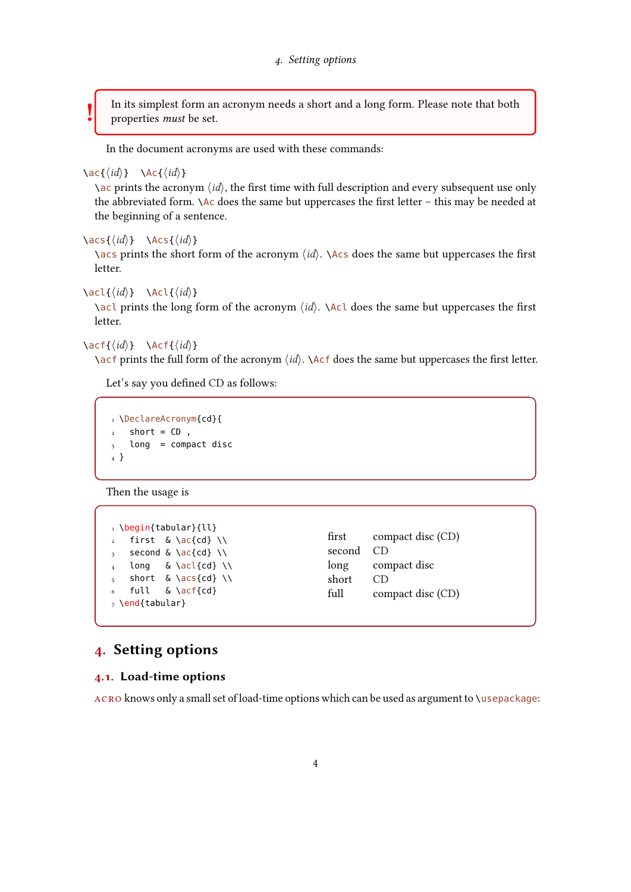> **!** In its simplest form an acronym needs a short and a long form. Please note that both properties *must* be set.

In the document acronyms are used with these commands:

`\ac{⟨id⟩}` `\Ac{⟨id⟩}`
: `\ac` prints the acronym ⟨*id*⟩, the first time with full description and every subsequent use only the abbreviated form. `\Ac` does the same but uppercases the first letter – this may be needed at the beginning of a sentence.

`\acs{⟨id⟩}` `\Acs{⟨id⟩}`
: `\acs` prints the short form of the acronym ⟨*id*⟩. `\Acs` does the same but uppercases the first letter.

`\acl{⟨id⟩}` `\Acl{⟨id⟩}`
: `\acl` prints the long form of the acronym ⟨*id*⟩. `\Acl` does the same but uppercases the first letter.

`\acf{⟨id⟩}` `\Acf{⟨id⟩}`
: `\acf` prints the full form of the acronym ⟨*id*⟩. `\Acf` does the same but uppercases the first letter.

Let's say you defined CD as follows:

```
\DeclareAcronym{cd}{
  short = CD ,
  long  = compact disc
}
```

Then the usage is

```
\begin{tabular}{ll}
  first  & \ac{cd} \\
  second & \ac{cd} \\
  long   & \acl{cd} \\
  short  & \acs{cd} \\
  full   & \acf{cd}
\end{tabular}
```

| | |
|---|---|
| first | compact disc (CD) |
| second | CD |
| long | compact disc |
| short | CD |
| full | compact disc (CD) |

# 4. Setting options

## 4.1. Load-time options

ACRO knows only a small set of load-time options which can be used as argument to `\usepackage`: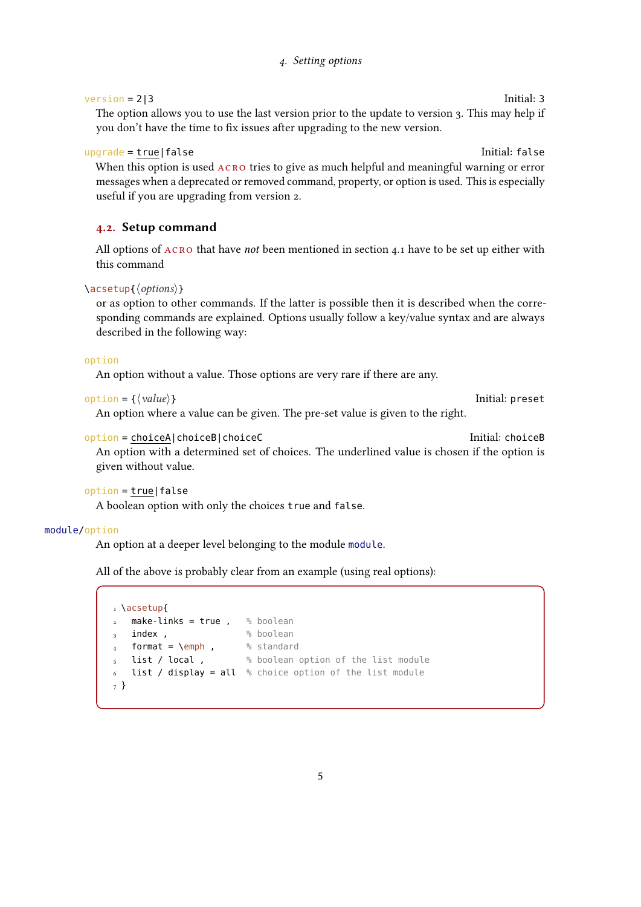`version` = 2|3 Initial: 3

The option allows you to use the last version prior to the update to version 3. This may help if you don't have the time to fix issues after upgrading to the new version.

`upgrade` = true|false Initial: false

When this option is used ACRO tries to give as much helpful and meaningful warning or error messages when a deprecated or removed command, property, or option is used. This is especially useful if you are upgrading from version 2.

## 4.2. Setup command

All options of ACRO that have *not* been mentioned in section 4.1 have to be set up either with this command

`\acsetup{⟨options⟩}`

or as option to other commands. If the latter is possible then it is described when the corresponding commands are explained. Options usually follow a key/value syntax and are always described in the following way:

`option`

An option without a value. Those options are very rare if there are any.

`option` = {⟨value⟩} Initial: preset

An option where a value can be given. The pre-set value is given to the right.

`option` = choiceA|choiceB|choiceC Initial: choiceB

An option with a determined set of choices. The underlined value is chosen if the option is given without value.

`option` = true|false

A boolean option with only the choices `true` and `false`.

`module/option`

An option at a deeper level belonging to the module `module`.

All of the above is probably clear from an example (using real options):

```
\acsetup{
  make-links = true ,   % boolean
  index ,               % boolean
  format = \emph ,      % standard
  list / local ,        % boolean option of the list module
  list / display = all  % choice option of the list module
}
```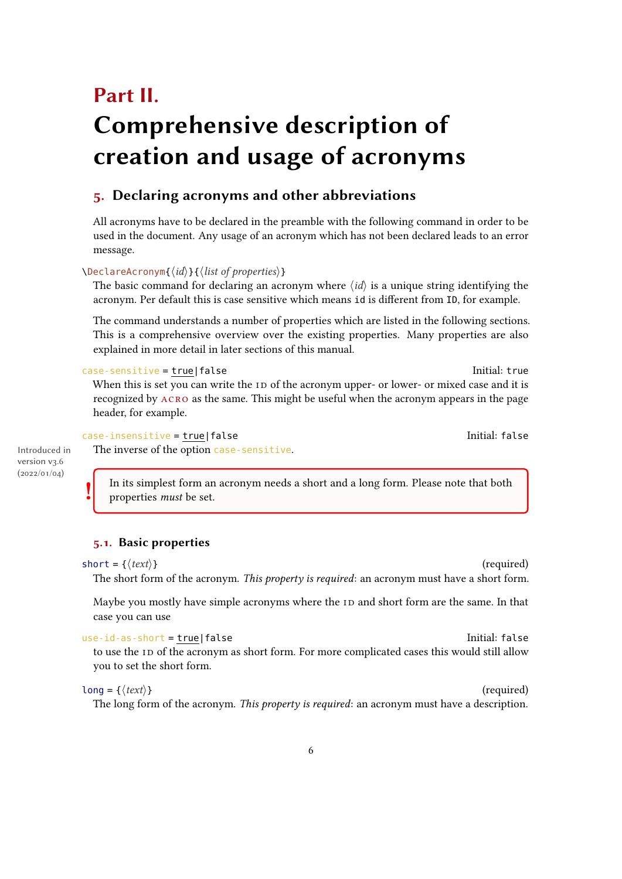# Part II. Comprehensive description of creation and usage of acronyms

## 5. Declaring acronyms and other abbreviations

All acronyms have to be declared in the preamble with the following command in order to be used in the document. Any usage of an acronym which has not been declared leads to an error message.

`\DeclareAcronym{⟨id⟩}{⟨list of properties⟩}`

The basic command for declaring an acronym where ⟨*id*⟩ is a unique string identifying the acronym. Per default this is case sensitive which means `id` is different from `ID`, for example.

The command understands a number of properties which are listed in the following sections. This is a comprehensive overview over the existing properties. Many properties are also explained in more detail in later sections of this manual.

`case-sensitive = true|false` Initial: `true`

When this is set you can write the ID of the acronym upper- or lower- or mixed case and it is recognized by ACRO as the same. This might be useful when the acronym appears in the page header, for example.

`case-insensitive = true|false` Initial: `false`

Introduced in version v3.6 (2022/01/04)

The inverse of the option `case-sensitive`.

> **!** In its simplest form an acronym needs a short and a long form. Please note that both properties *must* be set.

### 5.1. Basic properties

`short = {⟨text⟩}` (required)

The short form of the acronym. *This property is required*: an acronym must have a short form.

Maybe you mostly have simple acronyms where the ID and short form are the same. In that case you can use

`use-id-as-short = true|false` Initial: `false`

to use the ID of the acronym as short form. For more complicated cases this would still allow you to set the short form.

`long = {⟨text⟩}` (required)

The long form of the acronym. *This property is required*: an acronym must have a description.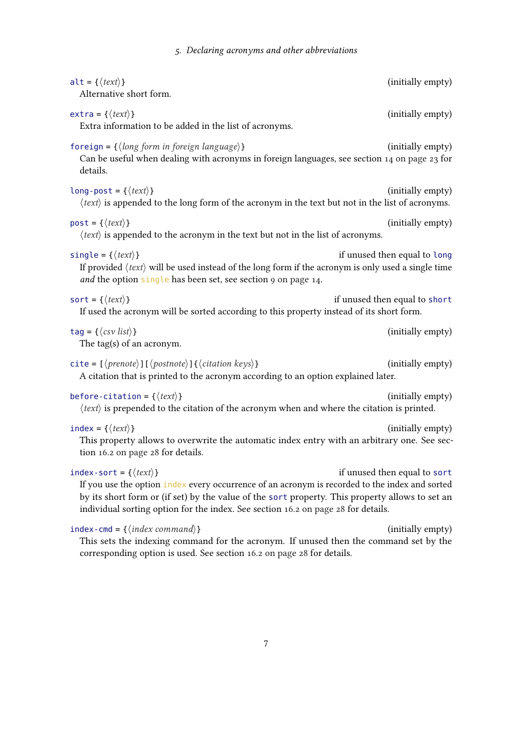`alt` = {⟨*text*⟩} (initially empty)
Alternative short form.

`extra` = {⟨*text*⟩} (initially empty)
Extra information to be added in the list of acronyms.

`foreign` = {⟨*long form in foreign language*⟩} (initially empty)
Can be useful when dealing with acronyms in foreign languages, see section 14 on page 23 for details.

`long-post` = {⟨*text*⟩} (initially empty)
⟨*text*⟩ is appended to the long form of the acronym in the text but not in the list of acronyms.

`post` = {⟨*text*⟩} (initially empty)
⟨*text*⟩ is appended to the acronym in the text but not in the list of acronyms.

`single` = {⟨*text*⟩} if unused then equal to `long`
If provided ⟨*text*⟩ will be used instead of the long form if the acronym is only used a single time *and* the option `single` has been set, see section 9 on page 14.

`sort` = {⟨*text*⟩} if unused then equal to `short`
If used the acronym will be sorted according to this property instead of its short form.

`tag` = {⟨*csv list*⟩} (initially empty)
The tag(s) of an acronym.

`cite` = [⟨*prenote*⟩][⟨*postnote*⟩]{⟨*citation keys*⟩} (initially empty)
A citation that is printed to the acronym according to an option explained later.

`before-citation` = {⟨*text*⟩} (initially empty)
⟨*text*⟩ is prepended to the citation of the acronym when and where the citation is printed.

`index` = {⟨*text*⟩} (initially empty)
This property allows to overwrite the automatic index entry with an arbitrary one. See section 16.2 on page 28 for details.

`index-sort` = {⟨*text*⟩} if unused then equal to `sort`
If you use the option `index` every occurrence of an acronym is recorded to the index and sorted by its short form or (if set) by the value of the `sort` property. This property allows to set an individual sorting option for the index. See section 16.2 on page 28 for details.

`index-cmd` = {⟨*index command*⟩} (initially empty)
This sets the indexing command for the acronym. If unused then the command set by the corresponding option is used. See section 16.2 on page 28 for details.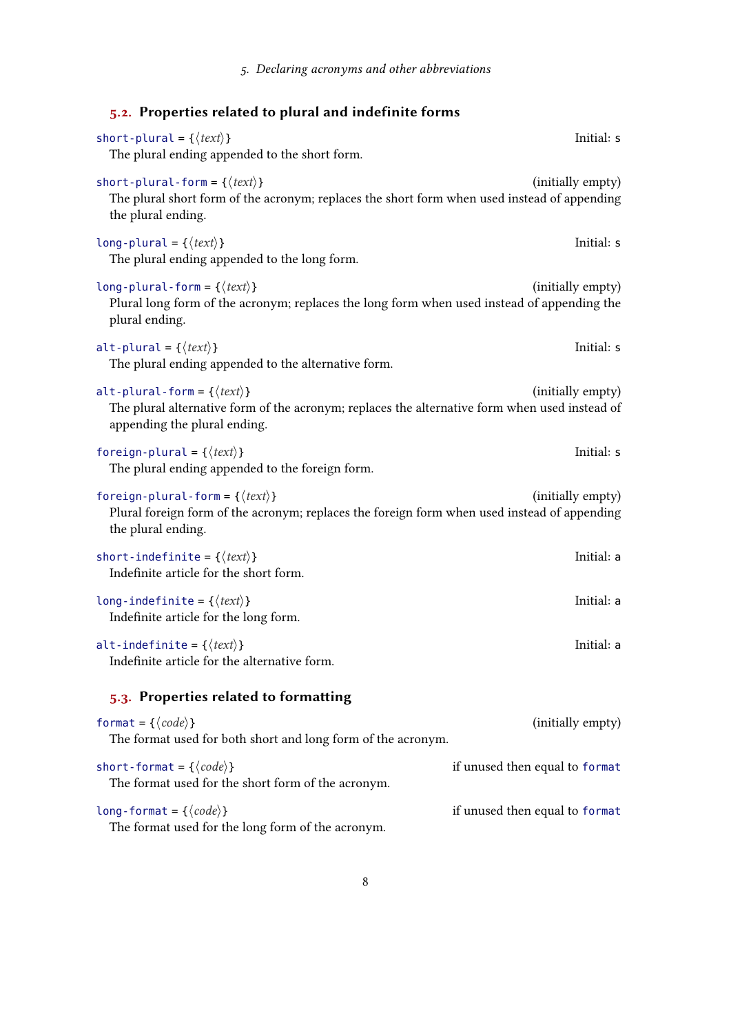## 5.2. Properties related to plural and indefinite forms

`short-plural` = {⟨*text*⟩} Initial: `s`

The plural ending appended to the short form.

`short-plural-form` = {⟨*text*⟩} (initially empty)

The plural short form of the acronym; replaces the short form when used instead of appending the plural ending.

`long-plural` = {⟨*text*⟩} Initial: `s`

The plural ending appended to the long form.

`long-plural-form` = {⟨*text*⟩} (initially empty)

Plural long form of the acronym; replaces the long form when used instead of appending the plural ending.

`alt-plural` = {⟨*text*⟩} Initial: `s`

The plural ending appended to the alternative form.

`alt-plural-form` = {⟨*text*⟩} (initially empty)

The plural alternative form of the acronym; replaces the alternative form when used instead of appending the plural ending.

`foreign-plural` = {⟨*text*⟩} Initial: `s`

The plural ending appended to the foreign form.

`foreign-plural-form` = {⟨*text*⟩} (initially empty)

Plural foreign form of the acronym; replaces the foreign form when used instead of appending the plural ending.

`short-indefinite` = {⟨*text*⟩} Initial: `a`

Indefinite article for the short form.

`long-indefinite` = {⟨*text*⟩} Initial: `a`

Indefinite article for the long form.

`alt-indefinite` = {⟨*text*⟩} Initial: `a`

Indefinite article for the alternative form.

## 5.3. Properties related to formatting

`format` = {⟨*code*⟩} (initially empty)

The format used for both short and long form of the acronym.

`short-format` = {⟨*code*⟩} if unused then equal to `format`

The format used for the short form of the acronym.

`long-format` = {⟨*code*⟩} if unused then equal to `format`

The format used for the long form of the acronym.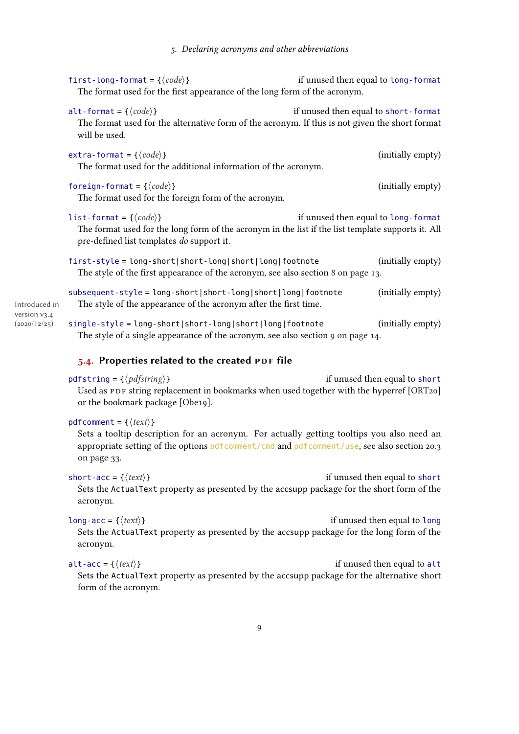`first-long-format` = {⟨*code*⟩} — if unused then equal to `long-format`

The format used for the first appearance of the long form of the acronym.

`alt-format` = {⟨*code*⟩} — if unused then equal to `short-format`

The format used for the alternative form of the acronym. If this is not given the short format will be used.

`extra-format` = {⟨*code*⟩} — (initially empty)

The format used for the additional information of the acronym.

`foreign-format` = {⟨*code*⟩} — (initially empty)

The format used for the foreign form of the acronym.

`list-format` = {⟨*code*⟩} — if unused then equal to `long-format`

The format used for the long form of the acronym in the list if the list template supports it. All pre-defined list templates *do* support it.

`first-style` = `long-short|short-long|short|long|footnote` — (initially empty)

The style of the first appearance of the acronym, see also section 8 on page 13.

`subsequent-style` = `long-short|short-long|short|long|footnote` — (initially empty)

The style of the appearance of the acronym after the first time.

Introduced in version v3.4 (2020/12/25)

`single-style` = `long-short|short-long|short|long|footnote` — (initially empty)

The style of a single appearance of the acronym, see also section 9 on page 14.

## 5.4. Properties related to the created PDF file

`pdfstring` = {⟨*pdfstring*⟩} — if unused then equal to `short`

Used as PDF string replacement in bookmarks when used together with the hyperref [ORT20] or the bookmark package [Obe19].

`pdfcomment` = {⟨*text*⟩}

Sets a tooltip description for an acronym. For actually getting tooltips you also need an appropriate setting of the options `pdfcomment/cmd` and `pdfcomment/use`, see also section 20.3 on page 33.

`short-acc` = {⟨*text*⟩} — if unused then equal to `short`

Sets the `ActualText` property as presented by the accsupp package for the short form of the acronym.

`long-acc` = {⟨*text*⟩} — if unused then equal to `long`

Sets the `ActualText` property as presented by the accsupp package for the long form of the acronym.

`alt-acc` = {⟨*text*⟩} — if unused then equal to `alt`

Sets the `ActualText` property as presented by the accsupp package for the alternative short form of the acronym.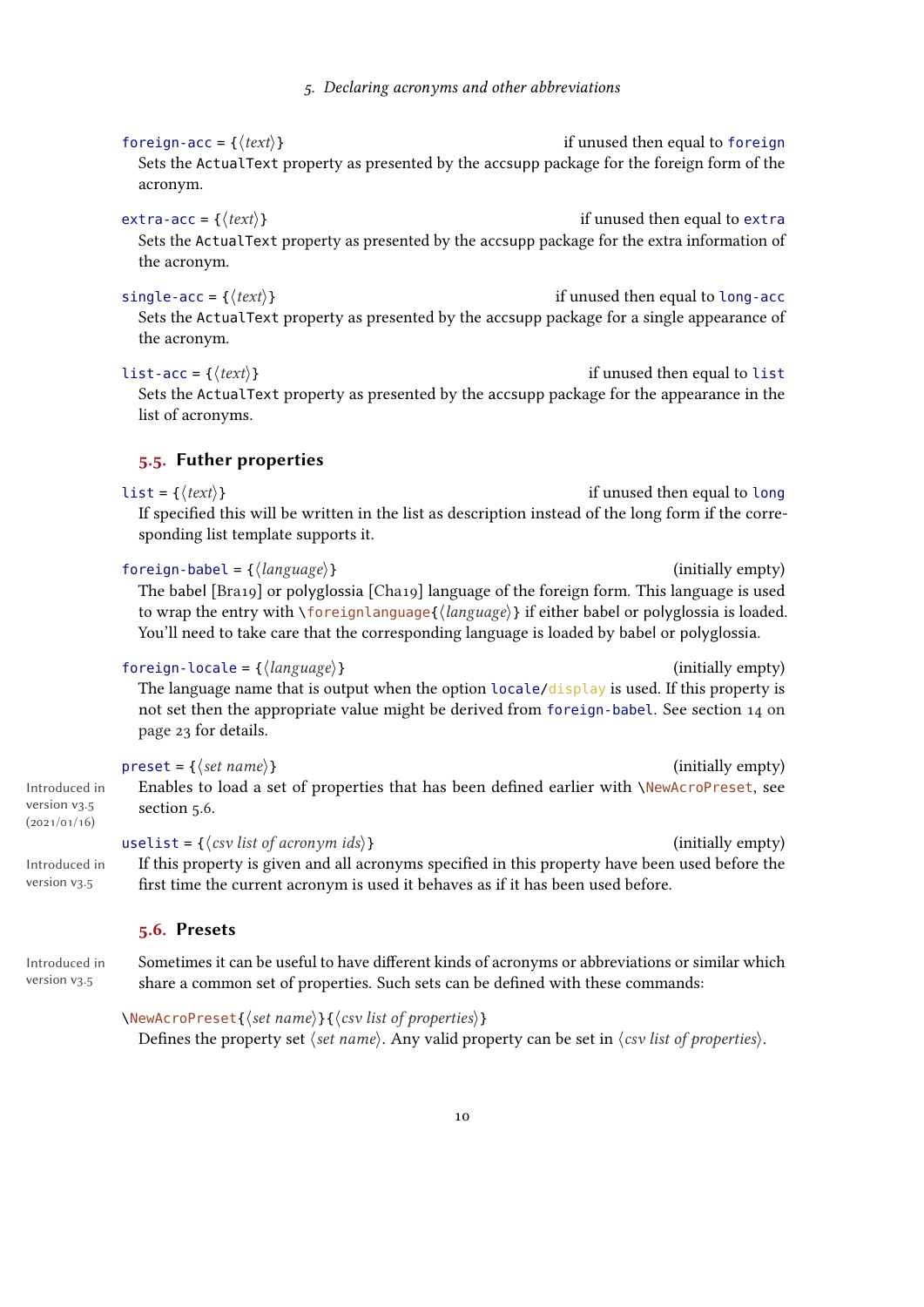`foreign-acc = {⟨text⟩}` if unused then equal to `foreign`
Sets the `ActualText` property as presented by the accsupp package for the foreign form of the acronym.

`extra-acc = {⟨text⟩}` if unused then equal to `extra`
Sets the `ActualText` property as presented by the accsupp package for the extra information of the acronym.

`single-acc = {⟨text⟩}` if unused then equal to `long-acc`
Sets the `ActualText` property as presented by the accsupp package for a single appearance of the acronym.

`list-acc = {⟨text⟩}` if unused then equal to `list`
Sets the `ActualText` property as presented by the accsupp package for the appearance in the list of acronyms.

## 5.5. Futher properties

`list = {⟨text⟩}` if unused then equal to `long`
If specified this will be written in the list as description instead of the long form if the corresponding list template supports it.

`foreign-babel = {⟨language⟩}` (initially empty)
The babel [Bra19] or polyglossia [Cha19] language of the foreign form. This language is used to wrap the entry with `\foreignlanguage{⟨language⟩}` if either babel or polyglossia is loaded. You'll need to take care that the corresponding language is loaded by babel or polyglossia.

`foreign-locale = {⟨language⟩}` (initially empty)
The language name that is output when the option `locale/display` is used. If this property is not set then the appropriate value might be derived from `foreign-babel`. See section 14 on page 23 for details.

`preset = {⟨set name⟩}` (initially empty)
Introduced in version v3.5 (2021/01/16)
Enables to load a set of properties that has been defined earlier with `\NewAcroPreset`, see section 5.6.

`uselist = {⟨csv list of acronym ids⟩}` (initially empty)
Introduced in version v3.5
If this property is given and all acronyms specified in this property have been used before the first time the current acronym is used it behaves as if it has been used before.

## 5.6. Presets

Introduced in version v3.5
Sometimes it can be useful to have different kinds of acronyms or abbreviations or similar which share a common set of properties. Such sets can be defined with these commands:

`\NewAcroPreset{⟨set name⟩}{⟨csv list of properties⟩}`
Defines the property set ⟨*set name*⟩. Any valid property can be set in ⟨*csv list of properties*⟩.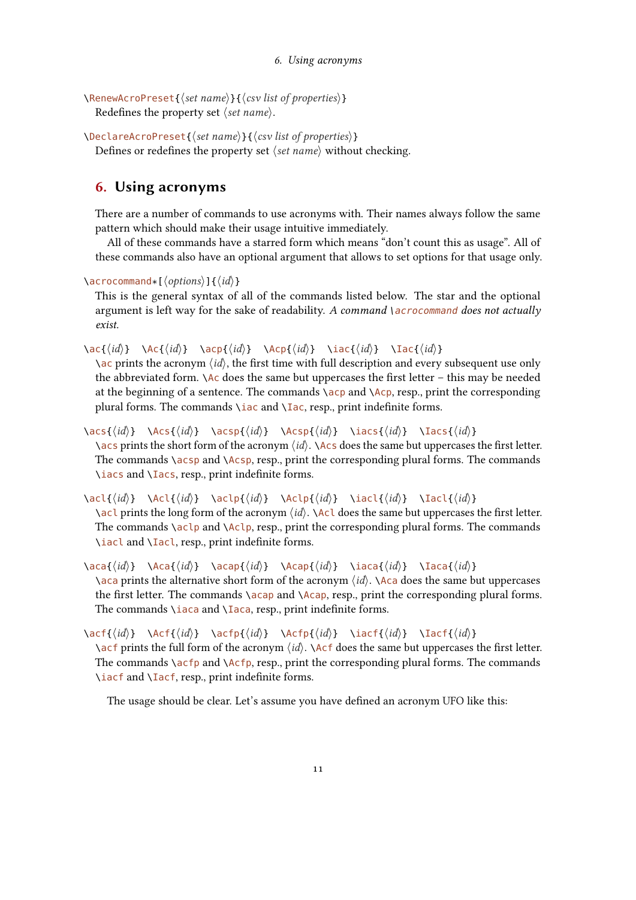\RenewAcroPreset{⟨set name⟩}{⟨csv list of properties⟩}
Redefines the property set ⟨set name⟩.

\DeclareAcroPreset{⟨set name⟩}{⟨csv list of properties⟩}
Defines or redefines the property set ⟨set name⟩ without checking.

# 6. Using acronyms

There are a number of commands to use acronyms with. Their names always follow the same pattern which should make their usage intuitive immediately.

All of these commands have a starred form which means "don't count this as usage". All of these commands also have an optional argument that allows to set options for that usage only.

\acrocommand*[⟨options⟩]{⟨id⟩}
This is the general syntax of all of the commands listed below. The star and the optional argument is left way for the sake of readability. *A command \acrocommand does not actually exist.*

\ac{⟨id⟩} \Ac{⟨id⟩} \acp{⟨id⟩} \Acp{⟨id⟩} \iac{⟨id⟩} \Iac{⟨id⟩}
\ac prints the acronym ⟨id⟩, the first time with full description and every subsequent use only the abbreviated form. \Ac does the same but uppercases the first letter – this may be needed at the beginning of a sentence. The commands \acp and \Acp, resp., print the corresponding plural forms. The commands \iac and \Iac, resp., print indefinite forms.

\acs{⟨id⟩} \Acs{⟨id⟩} \acsp{⟨id⟩} \Acsp{⟨id⟩} \iacs{⟨id⟩} \Iacs{⟨id⟩}
\acs prints the short form of the acronym ⟨id⟩. \Acs does the same but uppercases the first letter. The commands \acsp and \Acsp, resp., print the corresponding plural forms. The commands \iacs and \Iacs, resp., print indefinite forms.

\acl{⟨id⟩} \Acl{⟨id⟩} \aclp{⟨id⟩} \Aclp{⟨id⟩} \iacl{⟨id⟩} \Iacl{⟨id⟩}
\acl prints the long form of the acronym ⟨id⟩. \Acl does the same but uppercases the first letter. The commands \aclp and \Aclp, resp., print the corresponding plural forms. The commands \iacl and \Iacl, resp., print indefinite forms.

\aca{⟨id⟩} \Aca{⟨id⟩} \acap{⟨id⟩} \Acap{⟨id⟩} \iaca{⟨id⟩} \Iaca{⟨id⟩}
\aca prints the alternative short form of the acronym ⟨id⟩. \Aca does the same but uppercases the first letter. The commands \acap and \Acap, resp., print the corresponding plural forms. The commands \iaca and \Iaca, resp., print indefinite forms.

\acf{⟨id⟩} \Acf{⟨id⟩} \acfp{⟨id⟩} \Acfp{⟨id⟩} \iacf{⟨id⟩} \Iacf{⟨id⟩}
\acf prints the full form of the acronym ⟨id⟩. \Acf does the same but uppercases the first letter. The commands \acfp and \Acfp, resp., print the corresponding plural forms. The commands \iacf and \Iacf, resp., print indefinite forms.

The usage should be clear. Let's assume you have defined an acronym UFO like this: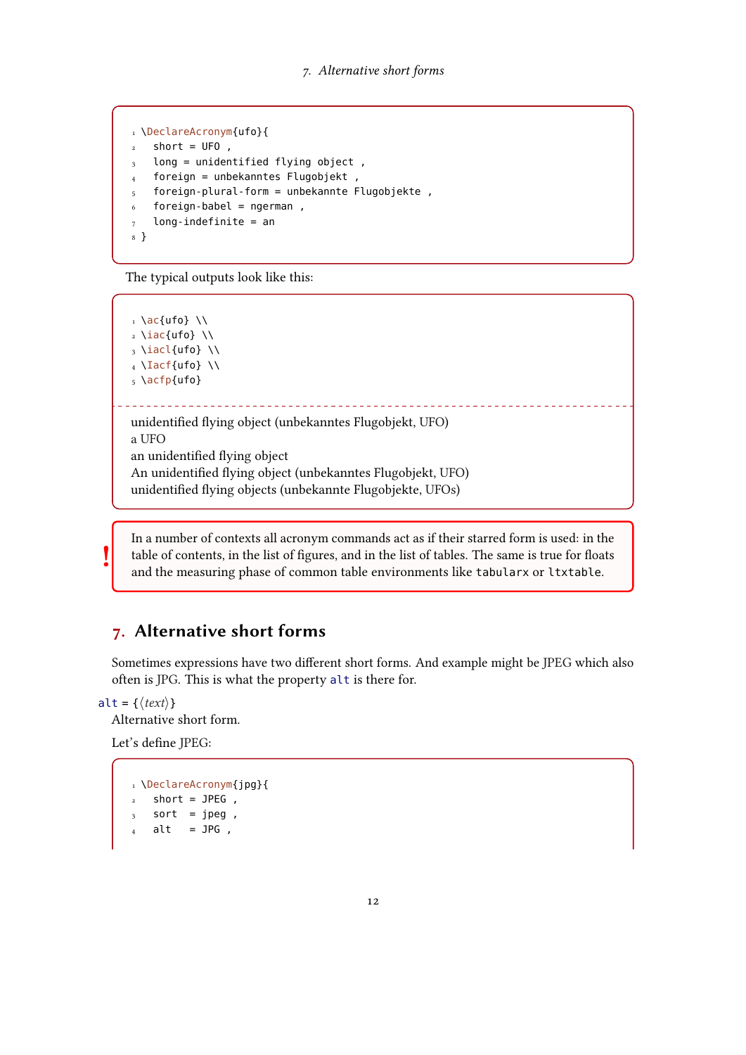```
\DeclareAcronym{ufo}{
  short = UFO ,
  long = unidentified flying object ,
  foreign = unbekanntes Flugobjekt ,
  foreign-plural-form = unbekannte Flugobjekte ,
  foreign-babel = ngerman ,
  long-indefinite = an
}
```

The typical outputs look like this:

```
\ac{ufo} \\
\iac{ufo} \\
\iacl{ufo} \\
\Iacf{ufo} \\
\acfp{ufo}
```

unidentified flying object (unbekanntes Flugobjekt, UFO)
a UFO
an unidentified flying object
An unidentified flying object (unbekanntes Flugobjekt, UFO)
unidentified flying objects (unbekannte Flugobjekte, UFOs)

! In a number of contexts all acronym commands act as if their starred form is used: in the table of contents, in the list of figures, and in the list of tables. The same is true for floats and the measuring phase of common table environments like `tabularx` or `ltxtable`.

## 7. Alternative short forms

Sometimes expressions have two different short forms. And example might be JPEG which also often is JPG. This is what the property `alt` is there for.

`alt` = {⟨*text*⟩}
Alternative short form.

Let's define JPEG:

```
\DeclareAcronym{jpg}{
  short = JPEG ,
  sort  = jpeg ,
  alt   = JPG ,
```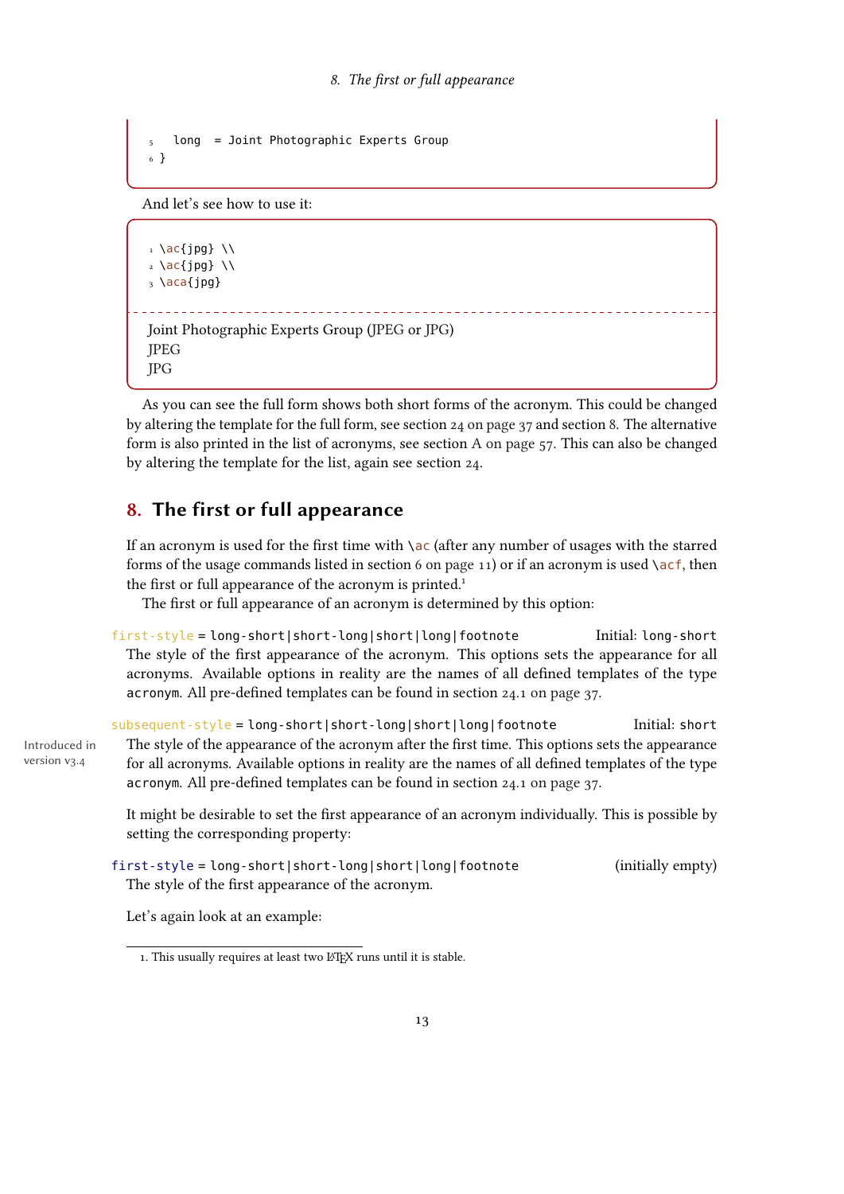```
5   long  = Joint Photographic Experts Group
6 }
```

And let's see how to use it:

```
1 \ac{jpg} \\
2 \ac{jpg} \\
3 \aca{jpg}
```

Joint Photographic Experts Group (JPEG or JPG)
JPEG
JPG

As you can see the full form shows both short forms of the acronym. This could be changed by altering the template for the full form, see section 24 on page 37 and section 8. The alternative form is also printed in the list of acronyms, see section A on page 57. This can also be changed by altering the template for the list, again see section 24.

## 8. The first or full appearance

If an acronym is used for the first time with `\ac` (after any number of usages with the starred forms of the usage commands listed in section 6 on page 11) or if an acronym is used `\acf`, then the first or full appearance of the acronym is printed.[1]

The first or full appearance of an acronym is determined by this option:

`first-style = long-short|short-long|short|long|footnote` Initial: `long-short`

The style of the first appearance of the acronym. This options sets the appearance for all acronyms. Available options in reality are the names of all defined templates of the type `acronym`. All pre-defined templates can be found in section 24.1 on page 37.

`subsequent-style = long-short|short-long|short|long|footnote` Initial: `short`

Introduced in version v3.4

The style of the appearance of the acronym after the first time. This options sets the appearance for all acronyms. Available options in reality are the names of all defined templates of the type `acronym`. All pre-defined templates can be found in section 24.1 on page 37.

It might be desirable to set the first appearance of an acronym individually. This is possible by setting the corresponding property:

`first-style = long-short|short-long|short|long|footnote` (initially empty)

The style of the first appearance of the acronym.

Let's again look at an example:

[1] This usually requires at least two LaTeX runs until it is stable.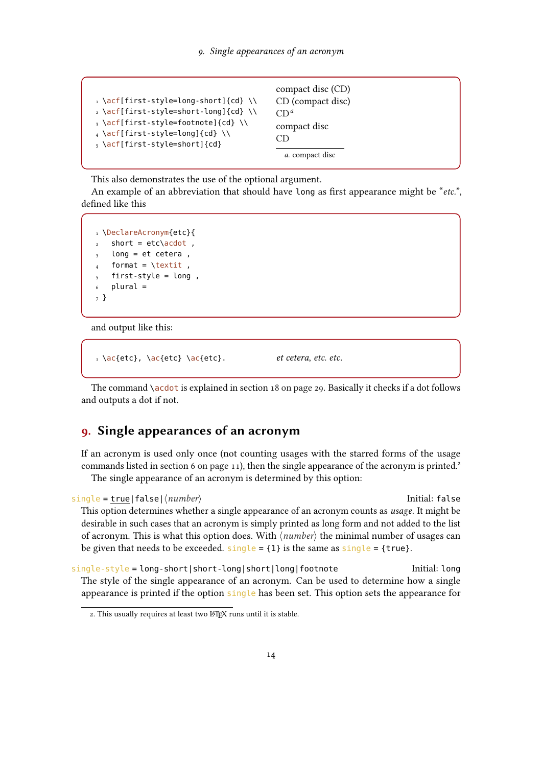```
\acf[first-style=long-short]{cd} \\
\acf[first-style=short-long]{cd} \\
\acf[first-style=footnote]{cd} \\
\acf[first-style=long]{cd} \\
\acf[first-style=short]{cd}
```

compact disc (CD)
CD (compact disc)
CD[a]
compact disc
CD

a. compact disc

This also demonstrates the use of the optional argument.

An example of an abbreviation that should have `long` as first appearance might be "*etc.*", defined like this

```
\DeclareAcronym{etc}{
  short = etc\acdot ,
  long = et cetera ,
  format = \textit ,
  first-style = long ,
  plural =
}
```

and output like this:

```
\ac{etc}, \ac{etc} \ac{etc}.
```

*et cetera*, *etc.* *etc.*

The command `\acdot` is explained in section 18 on page 29. Basically it checks if a dot follows and outputs a dot if not.

## 9. Single appearances of an acronym

If an acronym is used only once (not counting usages with the starred forms of the usage commands listed in section 6 on page 11), then the single appearance of the acronym is printed.[2]

The single appearance of an acronym is determined by this option:

`single` = `true`|`false`|⟨*number*⟩ Initial: `false`

This option determines whether a single appearance of an acronym counts as *usage*. It might be desirable in such cases that an acronym is simply printed as long form and not added to the list of acronym. This is what this option does. With ⟨*number*⟩ the minimal number of usages can be given that needs to be exceeded. `single = {1}` is the same as `single = {true}`.

`single-style` = `long-short`|`short-long`|`short`|`long`|`footnote` Initial: `long`

The style of the single appearance of an acronym. Can be used to determine how a single appearance is printed if the option `single` has been set. This option sets the appearance for

2. This usually requires at least two LaTeX runs until it is stable.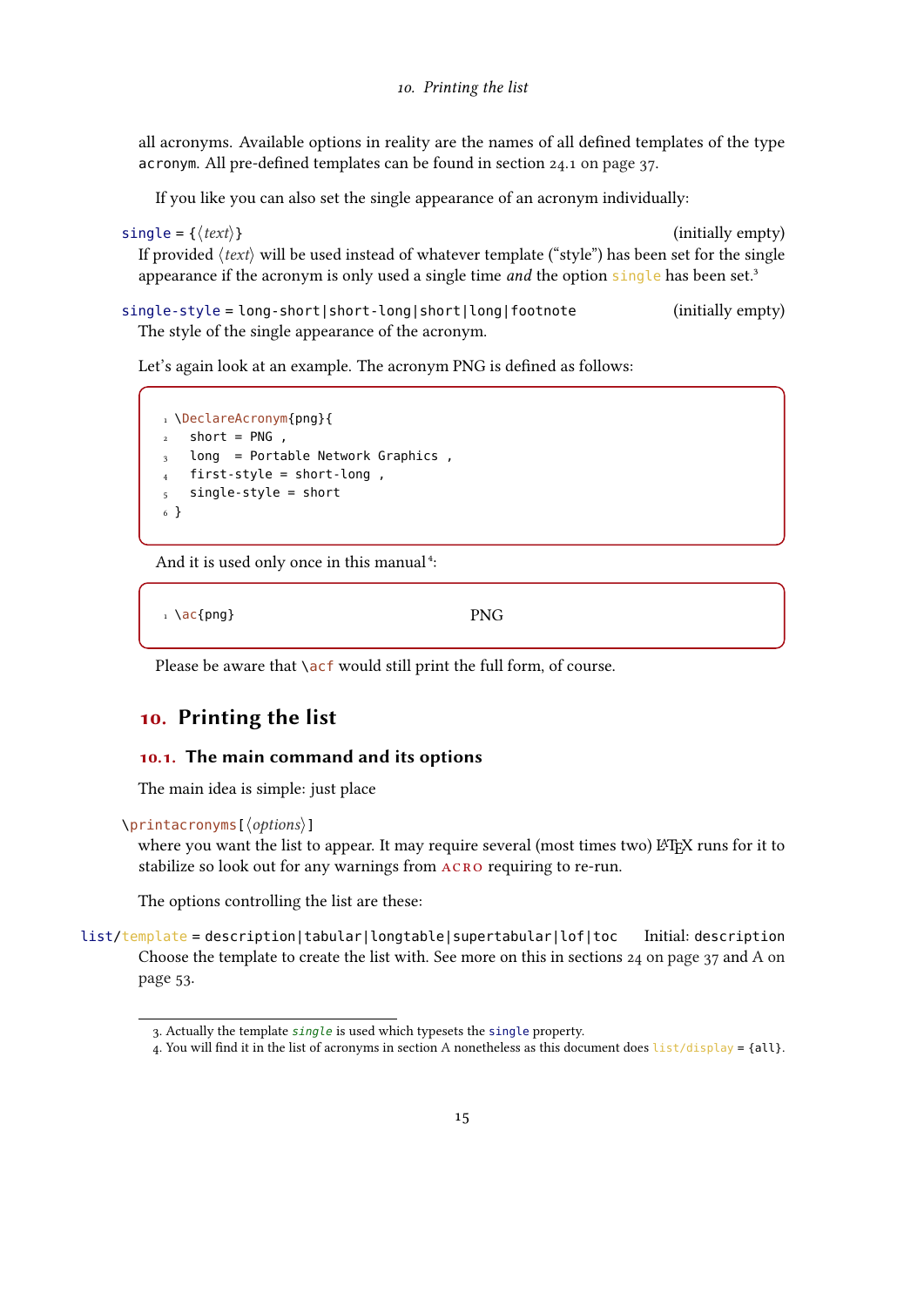all acronyms. Available options in reality are the names of all defined templates of the type `acronym`. All pre-defined templates can be found in section 24.1 on page 37.

If you like you can also set the single appearance of an acronym individually:

`single` = {⟨*text*⟩} (initially empty)

If provided ⟨*text*⟩ will be used instead of whatever template ("style") has been set for the single appearance if the acronym is only used a single time *and* the option `single` has been set.[3]

`single-style` = `long-short|short-long|short|long|footnote` (initially empty)

The style of the single appearance of the acronym.

Let's again look at an example. The acronym PNG is defined as follows:

```
\DeclareAcronym{png}{
  short = PNG ,
  long  = Portable Network Graphics ,
  first-style = short-long ,
  single-style = short
}
```

And it is used only once in this manual[4]:

```
\ac{png}
```

PNG

Please be aware that `\acf` would still print the full form, of course.

# 10. Printing the list

## 10.1. The main command and its options

The main idea is simple: just place

`\printacronyms[⟨options⟩]`

where you want the list to appear. It may require several (most times two) LaTeX runs for it to stabilize so look out for any warnings from acro requiring to re-run.

The options controlling the list are these:

`list/template` = `description|tabular|longtable|supertabular|lof|toc` Initial: `description`

Choose the template to create the list with. See more on this in sections 24 on page 37 and A on page 53.

---

3. Actually the template *`single`* is used which typesets the `single` property.
4. You will find it in the list of acronyms in section A nonetheless as this document does `list/display = {all}`.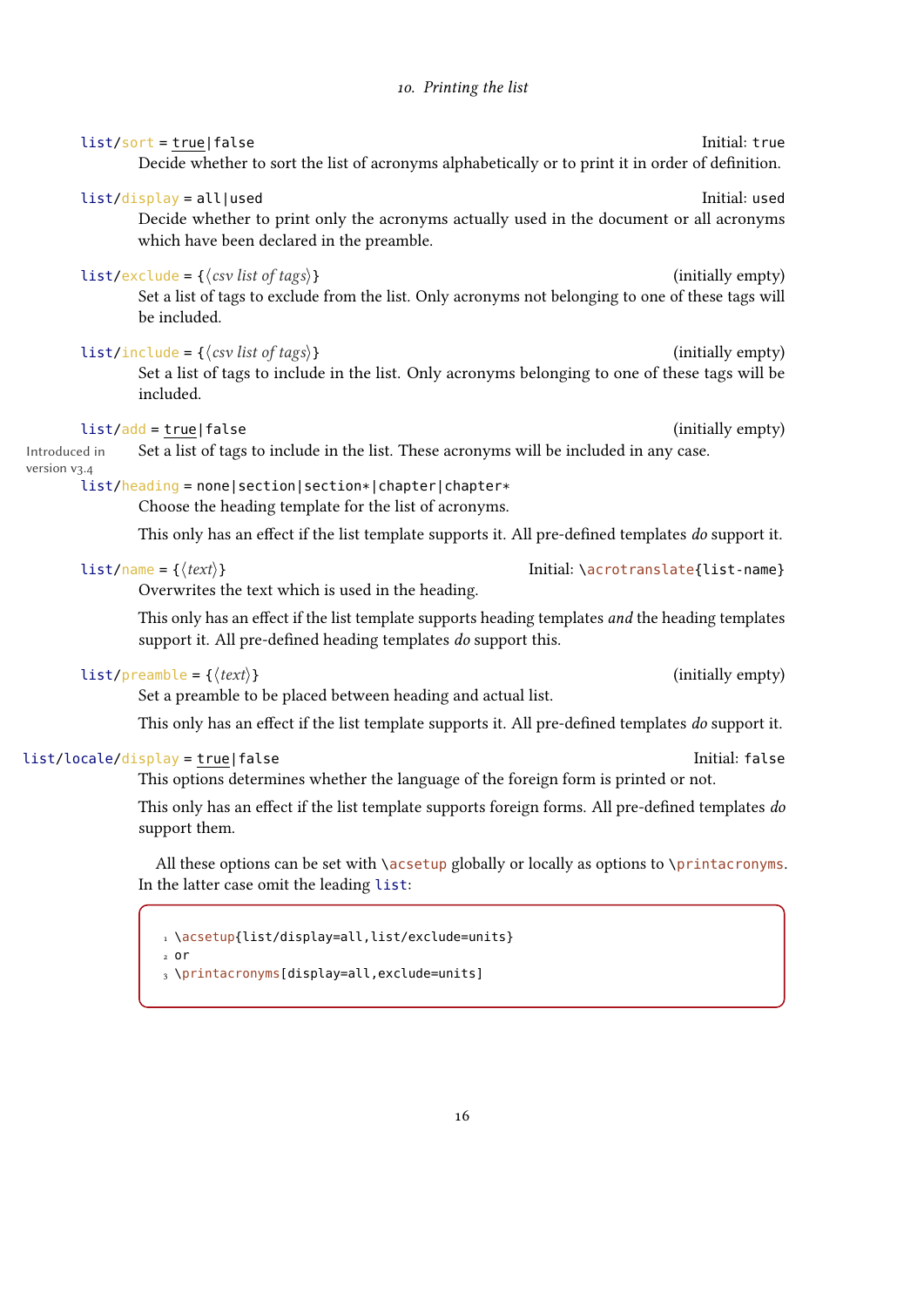`list/sort = true|false` Initial: `true`

Decide whether to sort the list of acronyms alphabetically or to print it in order of definition.

`list/display = all|used` Initial: `used`

Decide whether to print only the acronyms actually used in the document or all acronyms which have been declared in the preamble.

`list/exclude = {⟨csv list of tags⟩}` (initially empty)

Set a list of tags to exclude from the list. Only acronyms not belonging to one of these tags will be included.

`list/include = {⟨csv list of tags⟩}` (initially empty)

Set a list of tags to include in the list. Only acronyms belonging to one of these tags will be included.

`list/add = true|false` (initially empty)

Introduced in version v3.4

Set a list of tags to include in the list. These acronyms will be included in any case.

`list/heading = none|section|section*|chapter|chapter*`

Choose the heading template for the list of acronyms.

This only has an effect if the list template supports it. All pre-defined templates *do* support it.

`list/name = {⟨text⟩}` Initial: `\acrotranslate{list-name}`

Overwrites the text which is used in the heading.

This only has an effect if the list template supports heading templates *and* the heading templates support it. All pre-defined heading templates *do* support this.

`list/preamble = {⟨text⟩}` (initially empty)

Set a preamble to be placed between heading and actual list.

This only has an effect if the list template supports it. All pre-defined templates *do* support it.

`list/locale/display = true|false` Initial: `false`

This options determines whether the language of the foreign form is printed or not.

This only has an effect if the list template supports foreign forms. All pre-defined templates *do* support them.

All these options can be set with `\acsetup` globally or locally as options to `\printacronyms`. In the latter case omit the leading `list`:

```
\acsetup{list/display=all,list/exclude=units}
or
\printacronyms[display=all,exclude=units]
```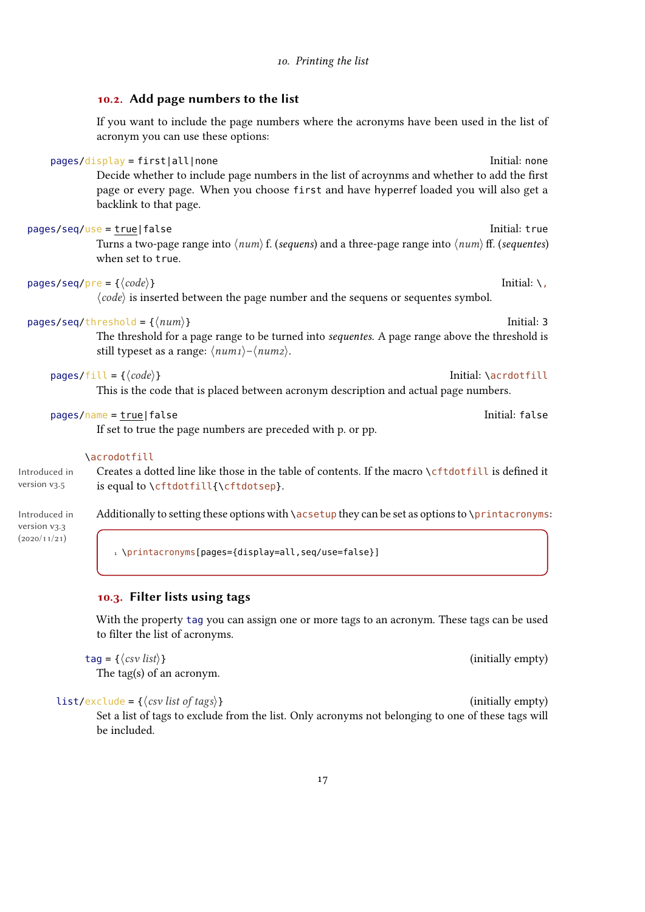## 10.2. Add page numbers to the list

If you want to include the page numbers where the acronyms have been used in the list of acronym you can use these options:

`pages/display = first|all|none` Initial: `none`

Decide whether to include page numbers in the list of acroynms and whether to add the first page or every page. When you choose `first` and have hyperref loaded you will also get a backlink to that page.

`pages/seq/use = true|false` Initial: `true`

Turns a two-page range into ⟨*num*⟩ f. (*sequens*) and a three-page range into ⟨*num*⟩ ff. (*sequentes*) when set to `true`.

`pages/seq/pre = {⟨code⟩}` Initial: `\,`

⟨*code*⟩ is inserted between the page number and the sequens or sequentes symbol.

`pages/seq/threshold = {⟨num⟩}` Initial: 3

The threshold for a page range to be turned into *sequentes*. A page range above the threshold is still typeset as a range: ⟨*num1*⟩–⟨*num2*⟩.

`pages/fill = {⟨code⟩}` Initial: `\acrdotfill`

This is the code that is placed between acronym description and actual page numbers.

`pages/name = true|false` Initial: `false`

If set to true the page numbers are preceded with p. or pp.

`\acrodotfill`

Introduced in version v3.5

Creates a dotted line like those in the table of contents. If the macro `\cftdotfill` is defined it is equal to `\cftdotfill{\cftdotsep}`.

Introduced in version v3.3 (2020/11/21)

Additionally to setting these options with `\acsetup` they can be set as options to `\printacronyms`:

```
\printacronyms[pages={display=all,seq/use=false}]
```

## 10.3. Filter lists using tags

With the property `tag` you can assign one or more tags to an acronym. These tags can be used to filter the list of acronyms.

`tag = {⟨csv list⟩}` (initially empty)

The tag(s) of an acronym.

`list/exclude = {⟨csv list of tags⟩}` (initially empty)

Set a list of tags to exclude from the list. Only acronyms not belonging to one of these tags will be included.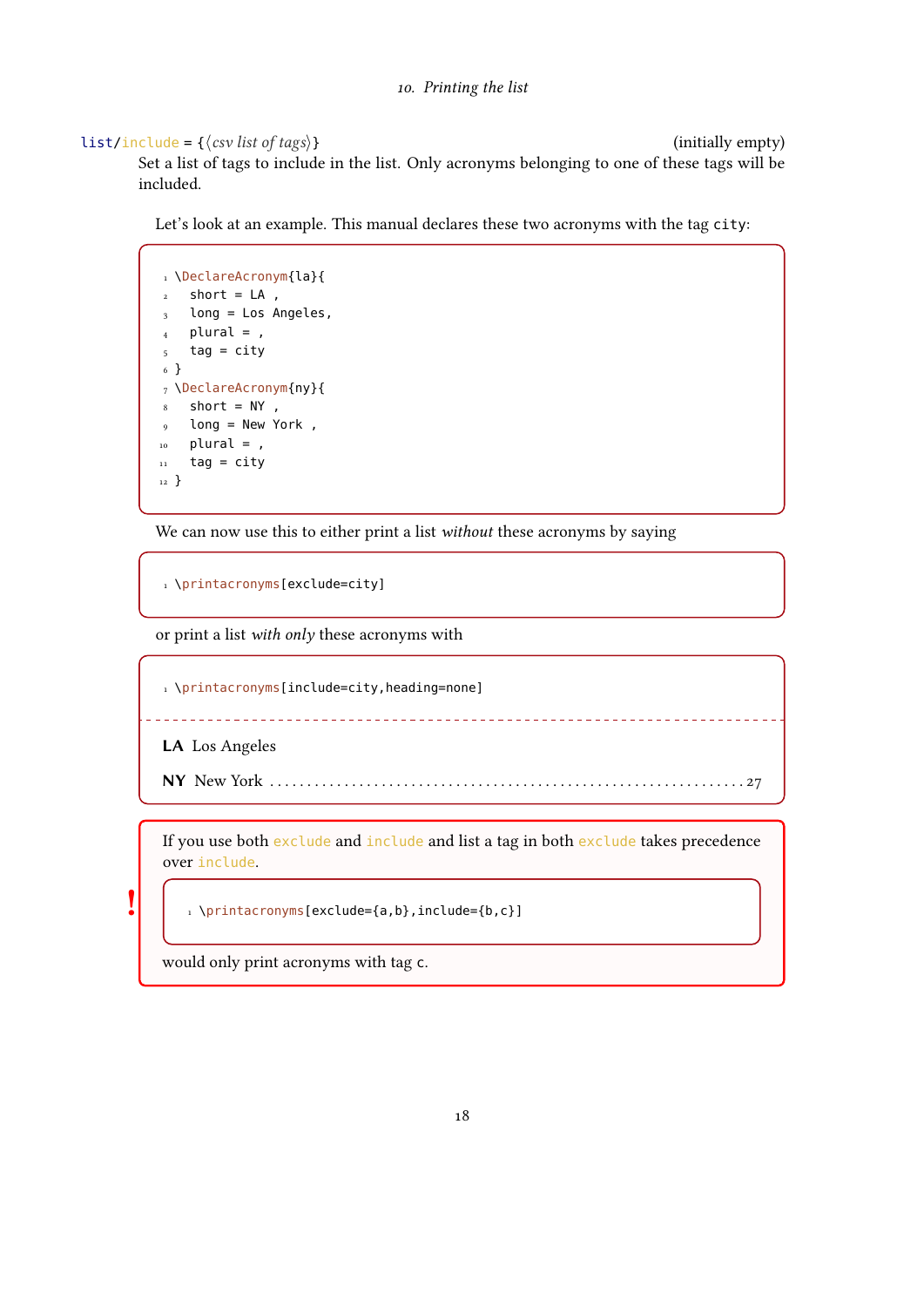list/include = {⟨csv list of tags⟩} (initially empty)

Set a list of tags to include in the list. Only acronyms belonging to one of these tags will be included.

Let's look at an example. This manual declares these two acronyms with the tag `city`:

```
\DeclareAcronym{la}{
  short = LA ,
  long = Los Angeles,
  plural = ,
  tag = city
}
\DeclareAcronym{ny}{
  short = NY ,
  long = New York ,
  plural = ,
  tag = city
}
```

We can now use this to either print a list *without* these acronyms by saying

```
\printacronyms[exclude=city]
```

or print a list *with only* these acronyms with

```
\printacronyms[include=city,heading=none]
```

**LA** Los Angeles

**NY** New York . . . . . . . . . . . . . . . . . . . . . . . . . . . . . . . . . . . . . 27

If you use both `exclude` and `include` and list a tag in both `exclude` takes precedence over `include`.

```
\printacronyms[exclude={a,b},include={b,c}]
```

would only print acronyms with tag `c`.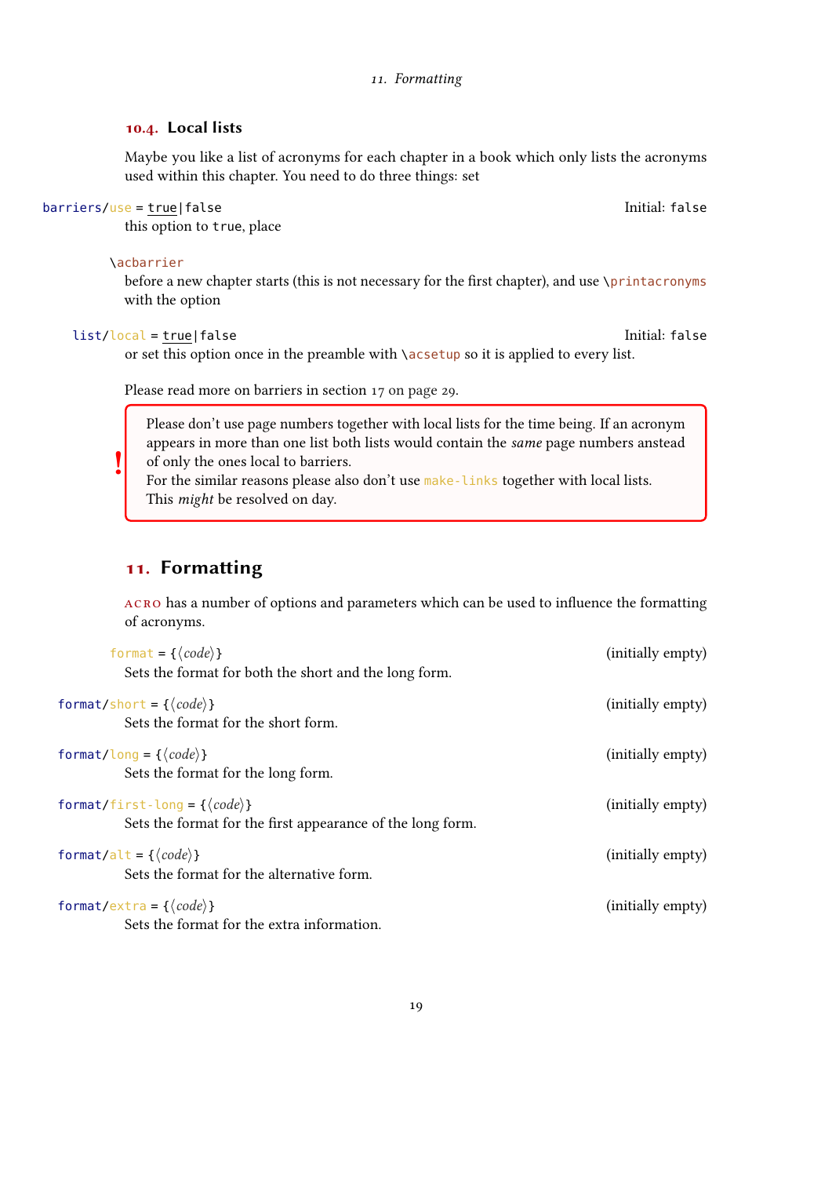### 10.4. Local lists

Maybe you like a list of acronyms for each chapter in a book which only lists the acronyms used within this chapter. You need to do three things: set

`barriers/use = true|false` Initial: `false`

this option to `true`, place

`\acbarrier`

before a new chapter starts (this is not necessary for the first chapter), and use `\printacronyms` with the option

`list/local = true|false` Initial: `false`

or set this option once in the preamble with `\acsetup` so it is applied to every list.

Please read more on barriers in section 17 on page 29.

> **!** Please don't use page numbers together with local lists for the time being. If an acronym appears in more than one list both lists would contain the *same* page numbers anstead of only the ones local to barriers.
> For the similar reasons please also don't use `make-links` together with local lists.
> This *might* be resolved on day.

## 11. Formatting

ACRO has a number of options and parameters which can be used to influence the formatting of acronyms.

`format = {⟨code⟩}` (initially empty)

Sets the format for both the short and the long form.

`format/short = {⟨code⟩}` (initially empty)

Sets the format for the short form.

`format/long = {⟨code⟩}` (initially empty)

Sets the format for the long form.

`format/first-long = {⟨code⟩}` (initially empty)

Sets the format for the first appearance of the long form.

`format/alt = {⟨code⟩}` (initially empty)

Sets the format for the alternative form.

`format/extra = {⟨code⟩}` (initially empty)

Sets the format for the extra information.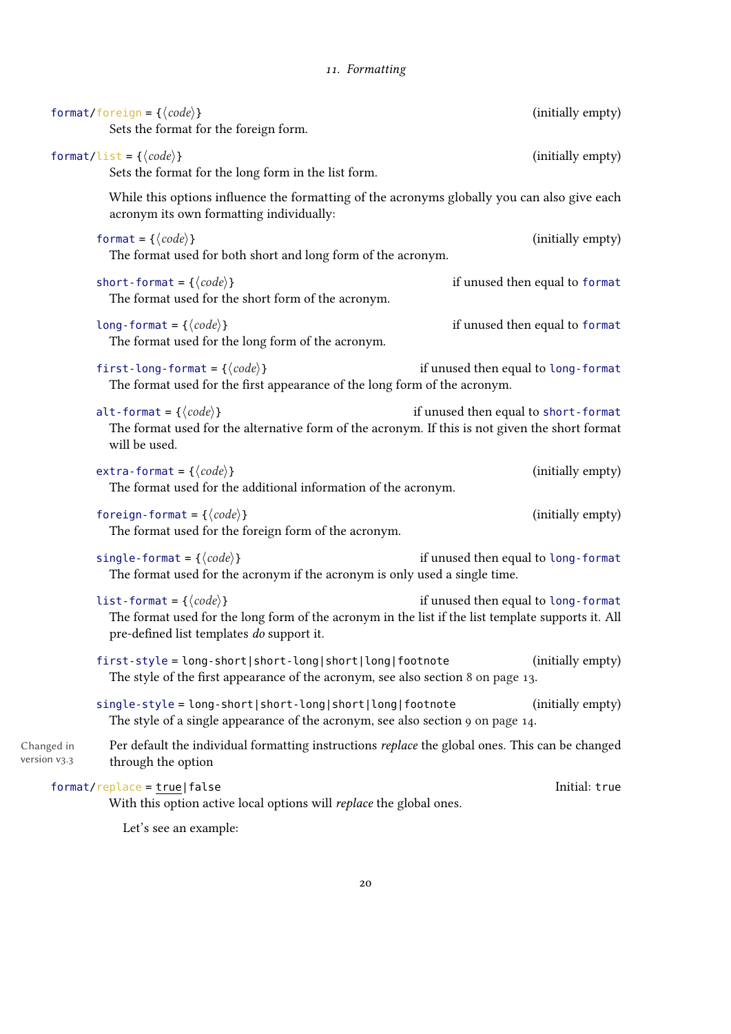`format/foreign = {⟨code⟩}` (initially empty)
: Sets the format for the foreign form.

`format/list = {⟨code⟩}` (initially empty)
: Sets the format for the long form in the list form.

While this options influence the formatting of the acronyms globally you can also give each acronym its own formatting individually:

`format = {⟨code⟩}` (initially empty)
: The format used for both short and long form of the acronym.

`short-format = {⟨code⟩}` if unused then equal to `format`
: The format used for the short form of the acronym.

`long-format = {⟨code⟩}` if unused then equal to `format`
: The format used for the long form of the acronym.

`first-long-format = {⟨code⟩}` if unused then equal to `long-format`
: The format used for the first appearance of the long form of the acronym.

`alt-format = {⟨code⟩}` if unused then equal to `short-format`
: The format used for the alternative form of the acronym. If this is not given the short format will be used.

`extra-format = {⟨code⟩}` (initially empty)
: The format used for the additional information of the acronym.

`foreign-format = {⟨code⟩}` (initially empty)
: The format used for the foreign form of the acronym.

`single-format = {⟨code⟩}` if unused then equal to `long-format`
: The format used for the acronym if the acronym is only used a single time.

`list-format = {⟨code⟩}` if unused then equal to `long-format`
: The format used for the long form of the acronym in the list if the list template supports it. All pre-defined list templates *do* support it.

`first-style = long-short|short-long|short|long|footnote` (initially empty)
: The style of the first appearance of the acronym, see also section 8 on page 13.

`single-style = long-short|short-long|short|long|footnote` (initially empty)
: The style of a single appearance of the acronym, see also section 9 on page 14.

Changed in version v3.3

Per default the individual formatting instructions *replace* the global ones. This can be changed through the option

`format/replace = true|false` Initial: `true`
: With this option active local options will *replace* the global ones.

Let's see an example: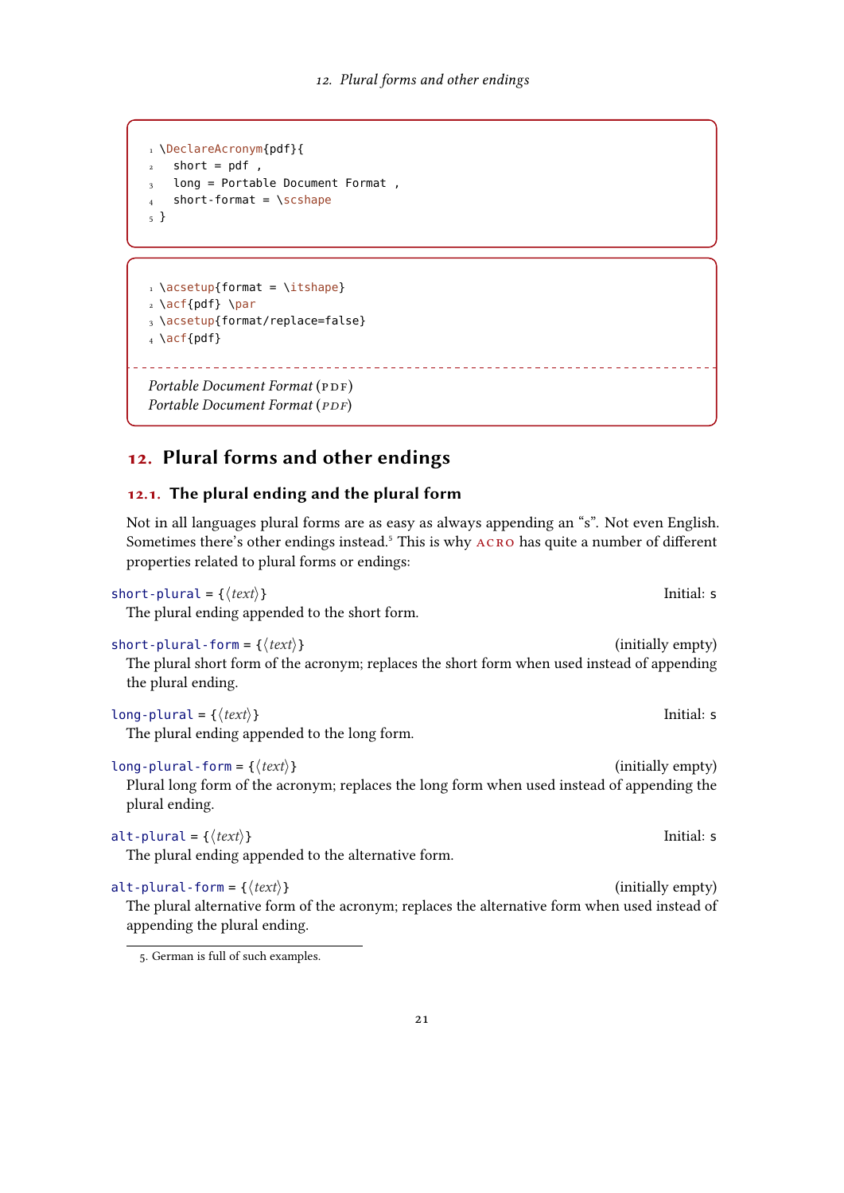```
\DeclareAcronym{pdf}{
  short = pdf ,
  long = Portable Document Format ,
  short-format = \scshape
}
```

```
\acsetup{format = \itshape}
\acf{pdf} \par
\acsetup{format/replace=false}
\acf{pdf}
```

*Portable Document Format* (PDF)
*Portable Document Format* (*PDF*)

# 12. Plural forms and other endings

## 12.1. The plural ending and the plural form

Not in all languages plural forms are as easy as always appending an "s". Not even English. Sometimes there's other endings instead.[5] This is why ACRO has quite a number of different properties related to plural forms or endings:

`short-plural` = {⟨*text*⟩} — Initial: s

The plural ending appended to the short form.

`short-plural-form` = {⟨*text*⟩} — (initially empty)

The plural short form of the acronym; replaces the short form when used instead of appending the plural ending.

`long-plural` = {⟨*text*⟩} — Initial: s

The plural ending appended to the long form.

`long-plural-form` = {⟨*text*⟩} — (initially empty)

Plural long form of the acronym; replaces the long form when used instead of appending the plural ending.

`alt-plural` = {⟨*text*⟩} — Initial: s

The plural ending appended to the alternative form.

`alt-plural-form` = {⟨*text*⟩} — (initially empty)

The plural alternative form of the acronym; replaces the alternative form when used instead of appending the plural ending.

5. German is full of such examples.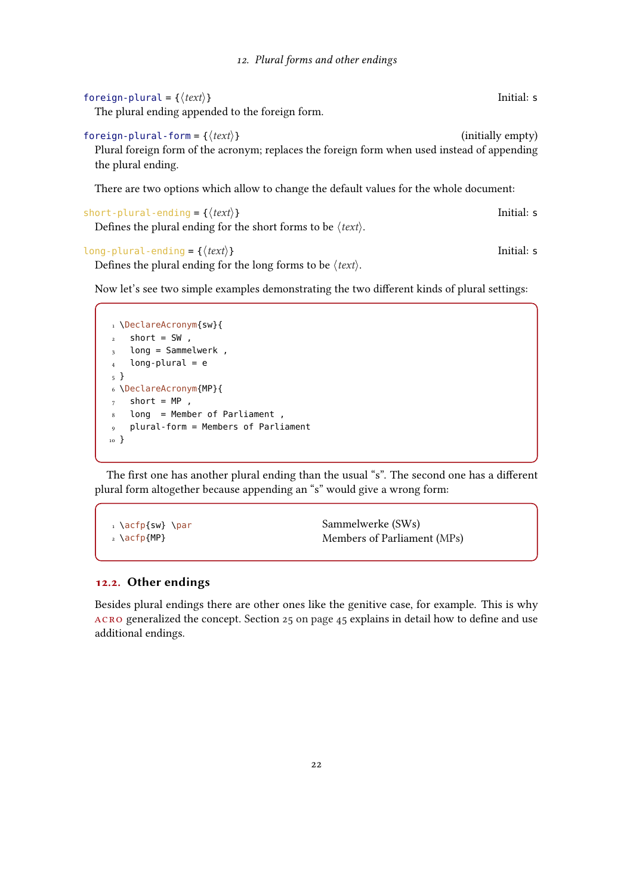`foreign-plural = {⟨text⟩}` Initial: s

The plural ending appended to the foreign form.

`foreign-plural-form = {⟨text⟩}` (initially empty)

Plural foreign form of the acronym; replaces the foreign form when used instead of appending the plural ending.

There are two options which allow to change the default values for the whole document:

`short-plural-ending = {⟨text⟩}` Initial: s

Defines the plural ending for the short forms to be ⟨*text*⟩.

`long-plural-ending = {⟨text⟩}` Initial: s

Defines the plural ending for the long forms to be ⟨*text*⟩.

Now let's see two simple examples demonstrating the two different kinds of plural settings:

```
\DeclareAcronym{sw}{
  short = SW ,
  long = Sammelwerk ,
  long-plural = e
}
\DeclareAcronym{MP}{
  short = MP ,
  long  = Member of Parliament ,
  plural-form = Members of Parliament
}
```

The first one has another plural ending than the usual "s". The second one has a different plural form altogether because appending an "s" would give a wrong form:

```
\acfp{sw} \par
\acfp{MP}
```

Sammelwerke (SWs)
Members of Parliament (MPs)

## 12.2. Other endings

Besides plural endings there are other ones like the genitive case, for example. This is why acro generalized the concept. Section 25 on page 45 explains in detail how to define and use additional endings.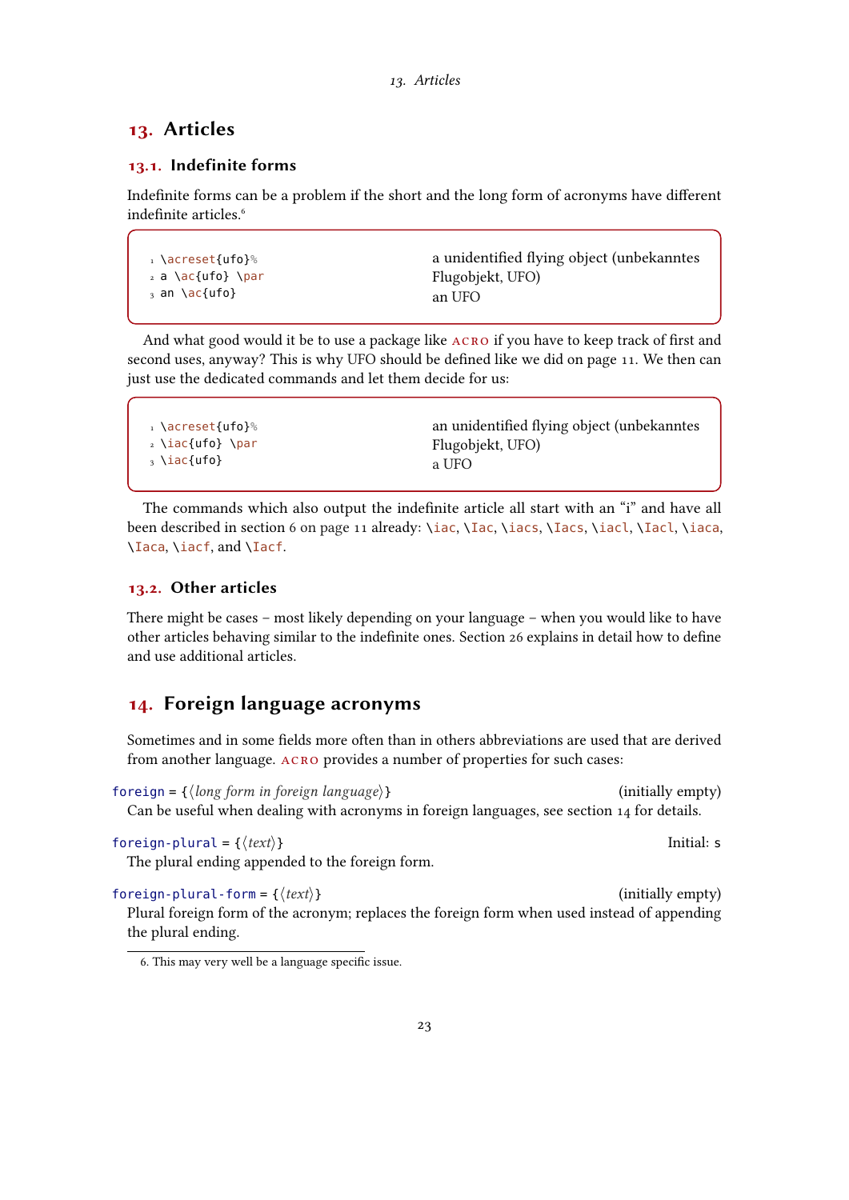# 13. Articles

## 13.1. Indefinite forms

Indefinite forms can be a problem if the short and the long form of acronyms have different indefinite articles.[6]

```
\acreset{ufo}%
a \ac{ufo} \par
an \ac{ufo}
```

a unidentified flying object (unbekanntes Flugobjekt, UFO)
an UFO

And what good would it be to use a package like ACRO if you have to keep track of first and second uses, anyway? This is why UFO should be defined like we did on page 11. We then can just use the dedicated commands and let them decide for us:

```
\acreset{ufo}%
\iac{ufo} \par
\iac{ufo}
```

an unidentified flying object (unbekanntes Flugobjekt, UFO)
a UFO

The commands which also output the indefinite article all start with an "i" and have all been described in section 6 on page 11 already: `\iac`, `\Iac`, `\iacs`, `\Iacs`, `\iacl`, `\Iacl`, `\iaca`, `\Iaca`, `\iacf`, and `\Iacf`.

## 13.2. Other articles

There might be cases – most likely depending on your language – when you would like to have other articles behaving similar to the indefinite ones. Section 26 explains in detail how to define and use additional articles.

# 14. Foreign language acronyms

Sometimes and in some fields more often than in others abbreviations are used that are derived from another language. ACRO provides a number of properties for such cases:

`foreign = {⟨long form in foreign language⟩}` (initially empty)
Can be useful when dealing with acronyms in foreign languages, see section 14 for details.

`foreign-plural = {⟨text⟩}` Initial: s
The plural ending appended to the foreign form.

`foreign-plural-form = {⟨text⟩}` (initially empty)
Plural foreign form of the acronym; replaces the foreign form when used instead of appending the plural ending.

6. This may very well be a language specific issue.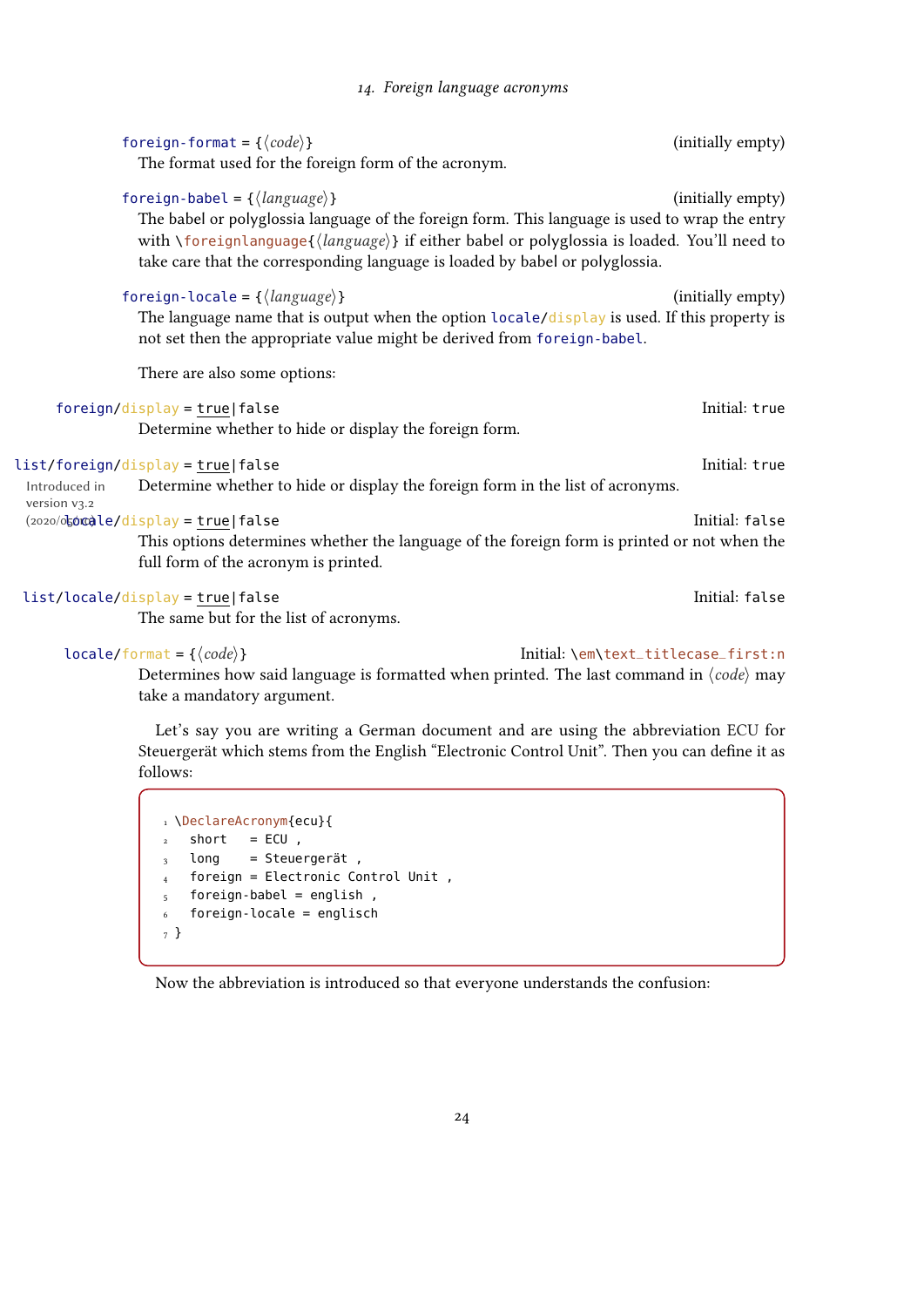`foreign-format = {⟨code⟩}` (initially empty)

The format used for the foreign form of the acronym.

`foreign-babel = {⟨language⟩}` (initially empty)

The babel or polyglossia language of the foreign form. This language is used to wrap the entry with `\foreignlanguage{⟨language⟩}` if either babel or polyglossia is loaded. You'll need to take care that the corresponding language is loaded by babel or polyglossia.

`foreign-locale = {⟨language⟩}` (initially empty)

The language name that is output when the option `locale/display` is used. If this property is not set then the appropriate value might be derived from `foreign-babel`.

There are also some options:

`foreign/display = true|false` Initial: `true`

Determine whether to hide or display the foreign form.

`list/foreign/display = true|false` Initial: `true`

Introduced in version v3.2 (2020/06/08)

Determine whether to hide or display the foreign form in the list of acronyms.

`locale/display = true|false` Initial: `false`

This options determines whether the language of the foreign form is printed or not when the full form of the acronym is printed.

`list/locale/display = true|false` Initial: `false`

The same but for the list of acronyms.

`locale/format = {⟨code⟩}` Initial: `\em\text_titlecase_first:n`

Determines how said language is formatted when printed. The last command in ⟨code⟩ may take a mandatory argument.

Let's say you are writing a German document and are using the abbreviation ECU for Steuergerät which stems from the English "Electronic Control Unit". Then you can define it as follows:

```
\DeclareAcronym{ecu}{
  short   = ECU ,
  long    = Steuergerät ,
  foreign = Electronic Control Unit ,
  foreign-babel = english ,
  foreign-locale = englisch
}
```

Now the abbreviation is introduced so that everyone understands the confusion: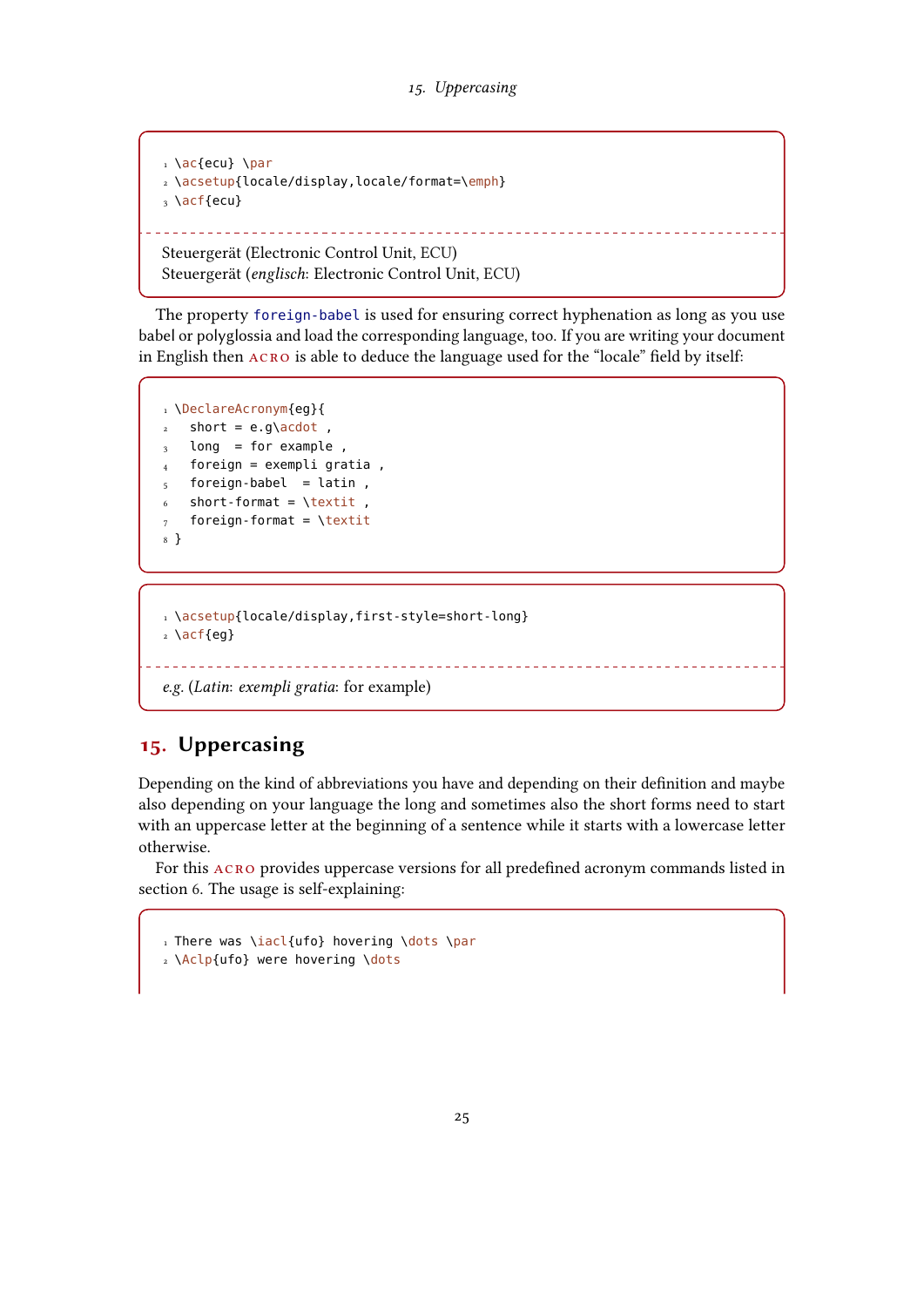```
\ac{ecu} \par
\acsetup{locale/display,locale/format=\emph}
\acf{ecu}
```

Steuergerät (Electronic Control Unit, ECU)
Steuergerät (*englisch*: Electronic Control Unit, ECU)

The property `foreign-babel` is used for ensuring correct hyphenation as long as you use babel or polyglossia and load the corresponding language, too. If you are writing your document in English then acro is able to deduce the language used for the "locale" field by itself:

```
\DeclareAcronym{eg}{
  short = e.g\acdot ,
  long  = for example ,
  foreign = exempli gratia ,
  foreign-babel  = latin ,
  short-format = \textit ,
  foreign-format = \textit
}
```

```
\acsetup{locale/display,first-style=short-long}
\acf{eg}
```

*e.g.* (*Latin*: *exempli gratia*: for example)

## 15. Uppercasing

Depending on the kind of abbreviations you have and depending on their definition and maybe also depending on your language the long and sometimes also the short forms need to start with an uppercase letter at the beginning of a sentence while it starts with a lowercase letter otherwise.

For this acro provides uppercase versions for all predefined acronym commands listed in section 6. The usage is self-explaining:

```
There was \iacl{ufo} hovering \dots \par
\Aclp{ufo} were hovering \dots
```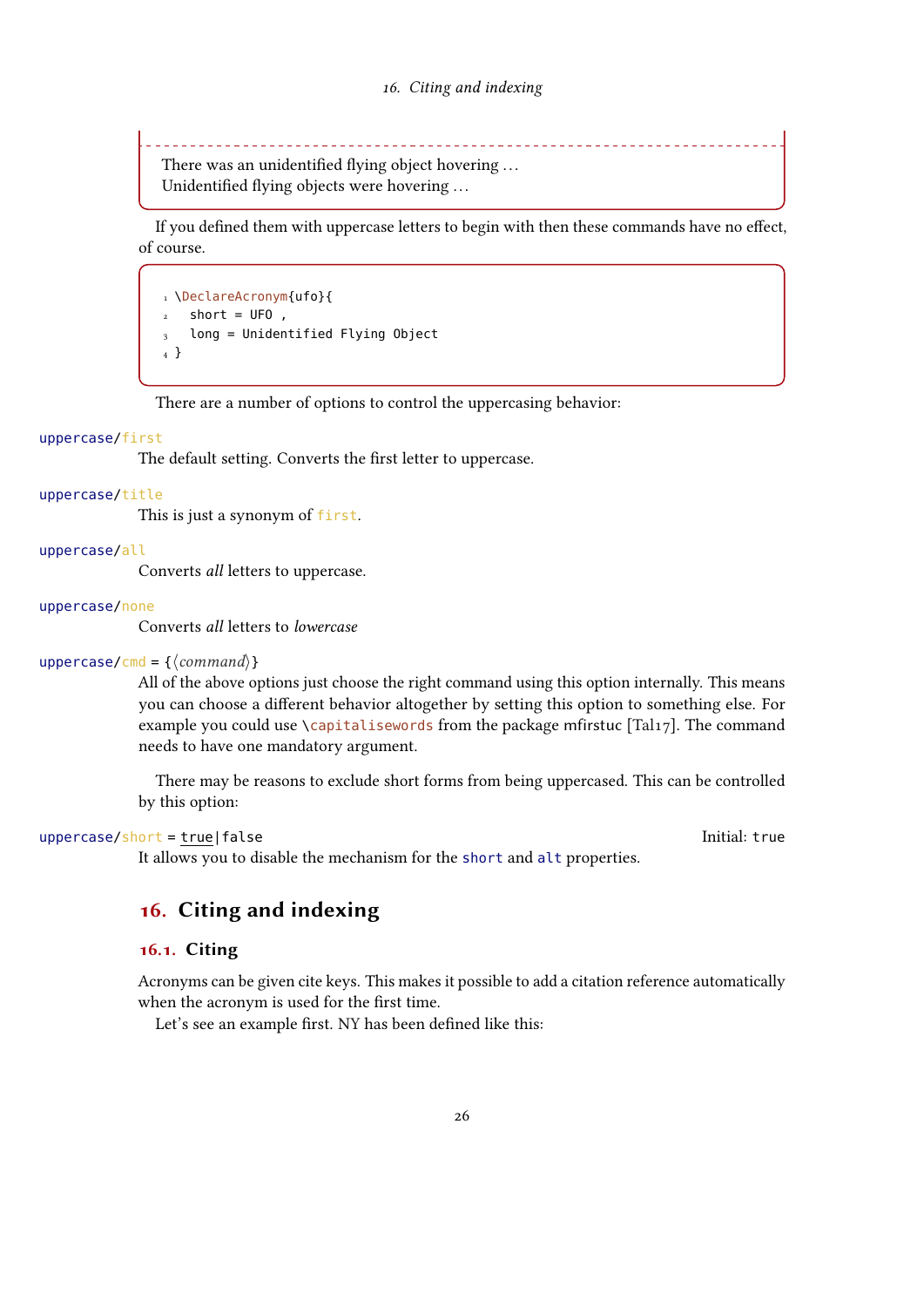There was an unidentified flying object hovering …
Unidentified flying objects were hovering …

If you defined them with uppercase letters to begin with then these commands have no effect, of course.

```
\DeclareAcronym{ufo}{
  short = UFO ,
  long = Unidentified Flying Object
}
```

There are a number of options to control the uppercasing behavior:

`uppercase/first`
The default setting. Converts the first letter to uppercase.

`uppercase/title`
This is just a synonym of `first`.

`uppercase/all`
Converts *all* letters to uppercase.

`uppercase/none`
Converts *all* letters to *lowercase*

`uppercase/cmd = {⟨command⟩}`
All of the above options just choose the right command using this option internally. This means you can choose a different behavior altogether by setting this option to something else. For example you could use `\capitalisewords` from the package mfirstuc [Tal17]. The command needs to have one mandatory argument.

There may be reasons to exclude short forms from being uppercased. This can be controlled by this option:

`uppercase/short = true|false` Initial: `true`
It allows you to disable the mechanism for the `short` and `alt` properties.

# 16. Citing and indexing

## 16.1. Citing

Acronyms can be given cite keys. This makes it possible to add a citation reference automatically when the acronym is used for the first time.

Let's see an example first. NY has been defined like this: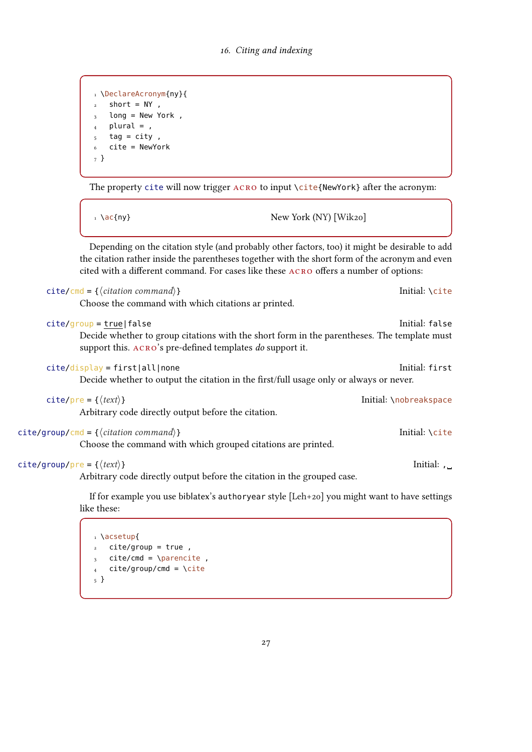```
\DeclareAcronym{ny}{
  short = NY ,
  long = New York ,
  plural = ,
  tag = city ,
  cite = NewYork
}
```

The property `cite` will now trigger ACRO to input `\cite{NewYork}` after the acronym:

```
\ac{ny}
```

New York (NY) [Wik20]

Depending on the citation style (and probably other factors, too) it might be desirable to add the citation rather inside the parentheses together with the short form of the acronym and even cited with a different command. For cases like these ACRO offers a number of options:

`cite/cmd = {⟨citation command⟩}` — Initial: `\cite`

Choose the command with which citations ar printed.

`cite/group = true|false` — Initial: `false`

Decide whether to group citations with the short form in the parentheses. The template must support this. ACRO's pre-defined templates *do* support it.

`cite/display = first|all|none` — Initial: `first`

Decide whether to output the citation in the first/full usage only or always or never.

`cite/pre = {⟨text⟩}` — Initial: `\nobreakspace`

Arbitrary code directly output before the citation.

`cite/group/cmd = {⟨citation command⟩}` — Initial: `\cite`

Choose the command with which grouped citations are printed.

`cite/group/pre = {⟨text⟩}` — Initial: `,␣`

Arbitrary code directly output before the citation in the grouped case.

If for example you use biblatex's `authoryear` style [Leh+20] you might want to have settings like these:

```
\acsetup{
  cite/group = true ,
  cite/cmd = \parencite ,
  cite/group/cmd = \cite
}
```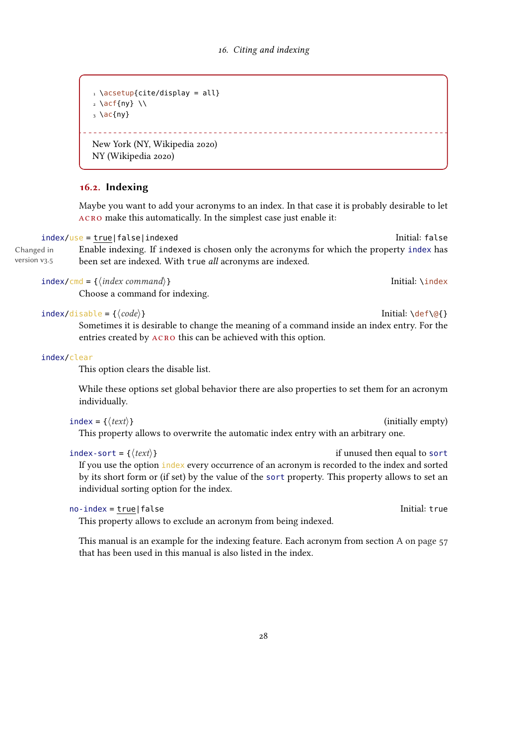```
\acsetup{cite/display = all}
\acf{ny} \\
\ac{ny}
```

New York (NY, Wikipedia 2020)
NY (Wikipedia 2020)

## 16.2. Indexing

Maybe you want to add your acronyms to an index. In that case it is probably desirable to let ACRO make this automatically. In the simplest case just enable it:

`index/use = true|false|indexed` Initial: `false`

Changed in version v3.5

Enable indexing. If `indexed` is chosen only the acronyms for which the property `index` has been set are indexed. With `true` *all* acronyms are indexed.

`index/cmd = {⟨index command⟩}` Initial: `\index`

Choose a command for indexing.

`index/disable = {⟨code⟩}` Initial: `\def\@{}`

Sometimes it is desirable to change the meaning of a command inside an index entry. For the entries created by ACRO this can be achieved with this option.

`index/clear`

This option clears the disable list.

While these options set global behavior there are also properties to set them for an acronym individually.

`index = {⟨text⟩}` (initially empty)

This property allows to overwrite the automatic index entry with an arbitrary one.

`index-sort = {⟨text⟩}` if unused then equal to `sort`

If you use the option `index` every occurrence of an acronym is recorded to the index and sorted by its short form or (if set) by the value of the `sort` property. This property allows to set an individual sorting option for the index.

`no-index = true|false` Initial: `true`

This property allows to exclude an acronym from being indexed.

This manual is an example for the indexing feature. Each acronym from section A on page 57 that has been used in this manual is also listed in the index.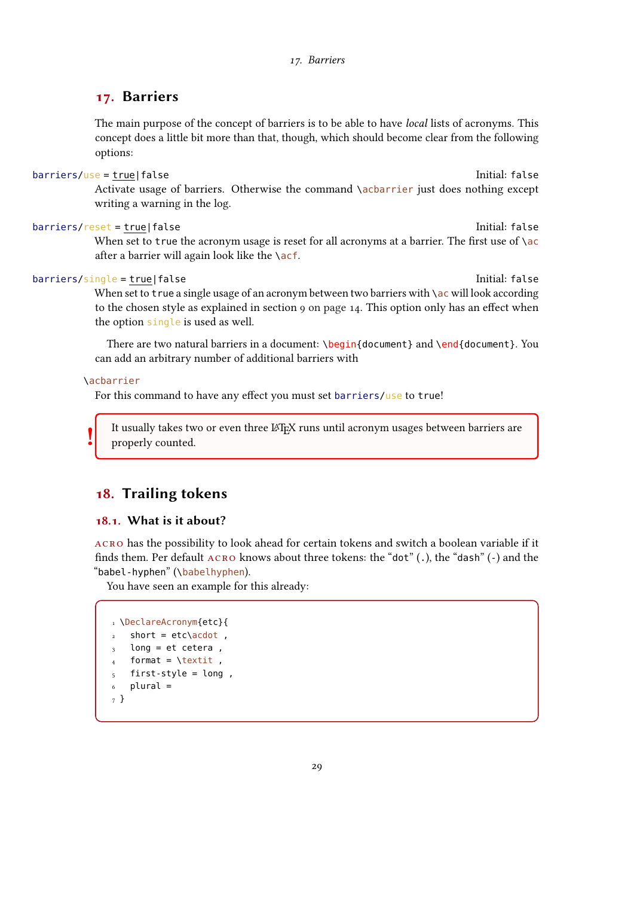## 17. Barriers

The main purpose of the concept of barriers is to be able to have *local* lists of acronyms. This concept does a little bit more than that, though, which should become clear from the following options:

`barriers/use = true|false` Initial: `false`

Activate usage of barriers. Otherwise the command `\acbarrier` just does nothing except writing a warning in the log.

`barriers/reset = true|false` Initial: `false`

When set to `true` the acronym usage is reset for all acronyms at a barrier. The first use of `\ac` after a barrier will again look like the `\acf`.

`barriers/single = true|false` Initial: `false`

When set to `true` a single usage of an acronym between two barriers with `\ac` will look according to the chosen style as explained in section 9 on page 14. This option only has an effect when the option `single` is used as well.

There are two natural barriers in a document: `\begin{document}` and `\end{document}`. You can add an arbitrary number of additional barriers with

`\acbarrier`

For this command to have any effect you must set `barriers/use` to `true`!

> **!** It usually takes two or even three LaTeX runs until acronym usages between barriers are properly counted.

## 18. Trailing tokens

### 18.1. What is it about?

ACRO has the possibility to look ahead for certain tokens and switch a boolean variable if it finds them. Per default ACRO knows about three tokens: the “`dot`” (`.`), the “`dash`” (`-`) and the “`babel-hyphen`” (`\babelhyphen`).

You have seen an example for this already:

```
\DeclareAcronym{etc}{
  short = etc\acdot ,
  long = et cetera ,
  format = \textit ,
  first-style = long ,
  plural =
}
```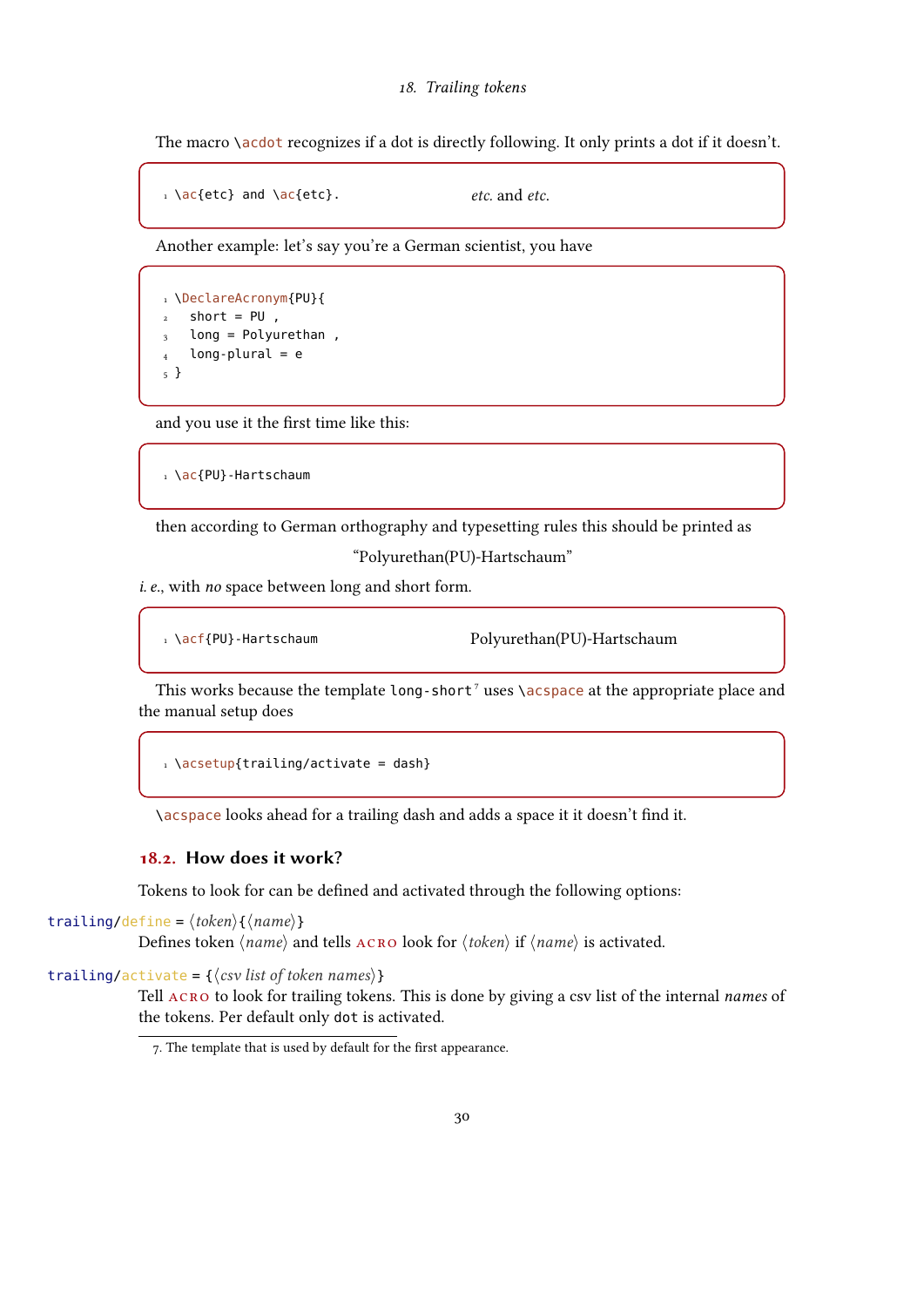The macro \acdot recognizes if a dot is directly following. It only prints a dot if it doesn't.

```
\ac{etc} and \ac{etc}.
```

*etc.* and *etc.*

Another example: let's say you're a German scientist, you have

```
\DeclareAcronym{PU}{
  short = PU ,
  long = Polyurethan ,
  long-plural = e
}
```

and you use it the first time like this:

```
\ac{PU}-Hartschaum
```

then according to German orthography and typesetting rules this should be printed as

"Polyurethan(PU)-Hartschaum"

*i. e.*, with *no* space between long and short form.

```
\acf{PU}-Hartschaum
```

Polyurethan(PU)-Hartschaum

This works because the template `long-short`[7] uses \acspace at the appropriate place and the manual setup does

```
\acsetup{trailing/activate = dash}
```

\acspace looks ahead for a trailing dash and adds a space it it doesn't find it.

## 18.2. How does it work?

Tokens to look for can be defined and activated through the following options:

`trailing/define` = ⟨*token*⟩{⟨*name*⟩}
Defines token ⟨*name*⟩ and tells ACRO look for ⟨*token*⟩ if ⟨*name*⟩ is activated.

`trailing/activate` = {⟨*csv list of token names*⟩}
Tell ACRO to look for trailing tokens. This is done by giving a csv list of the internal *names* of the tokens. Per default only `dot` is activated.

7. The template that is used by default for the first appearance.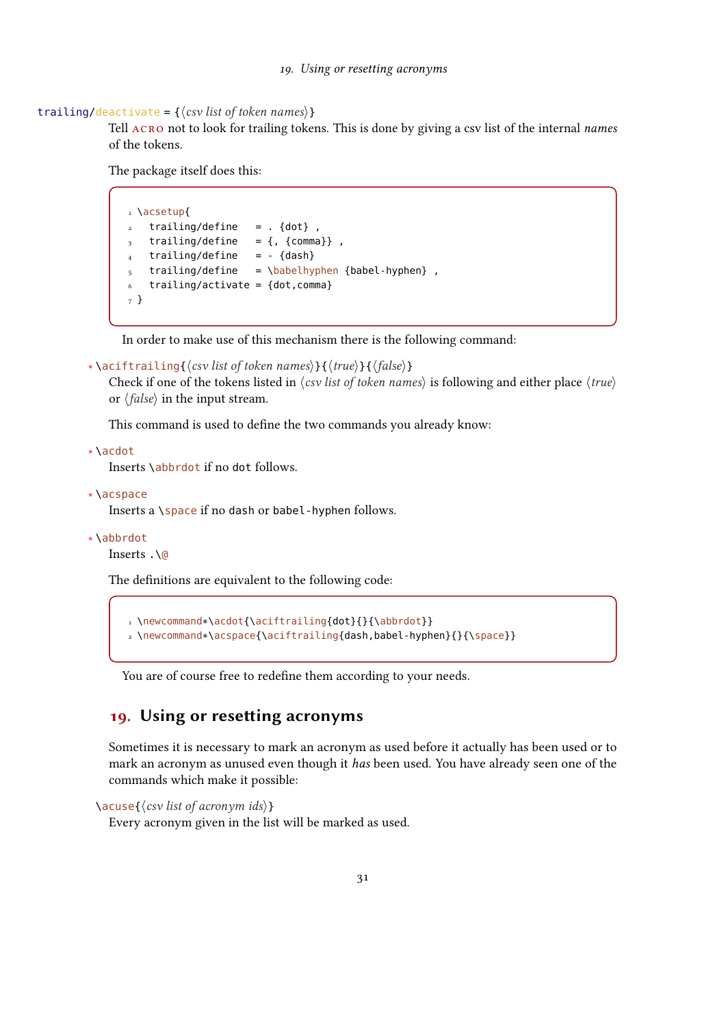trailing/deactivate = {⟨*csv list of token names*⟩}

Tell ACRO not to look for trailing tokens. This is done by giving a csv list of the internal *names* of the tokens.

The package itself does this:

```
\acsetup{
  trailing/define   = . {dot} ,
  trailing/define   = {, {comma}} ,
  trailing/define   = - {dash}
  trailing/define   = \babelhyphen {babel-hyphen} ,
  trailing/activate = {dot,comma}
}
```

In order to make use of this mechanism there is the following command:

\* \aciftrailing{⟨*csv list of token names*⟩}{⟨*true*⟩}{⟨*false*⟩}

Check if one of the tokens listed in ⟨*csv list of token names*⟩ is following and either place ⟨*true*⟩ or ⟨*false*⟩ in the input stream.

This command is used to define the two commands you already know:

\* \acdot

Inserts `\abbrdot` if no `dot` follows.

\* \acspace

Inserts a `\space` if no `dash` or `babel-hyphen` follows.

\* \abbrdot

Inserts `.\@`

The definitions are equivalent to the following code:

```
\newcommand*\acdot{\aciftrailing{dot}{}{\abbrdot}}
\newcommand*\acspace{\aciftrailing{dash,babel-hyphen}{}{\space}}
```

You are of course free to redefine them according to your needs.

# 19. Using or resetting acronyms

Sometimes it is necessary to mark an acronym as used before it actually has been used or to mark an acronym as unused even though it *has* been used. You have already seen one of the commands which make it possible:

\acuse{⟨*csv list of acronym ids*⟩}

Every acronym given in the list will be marked as used.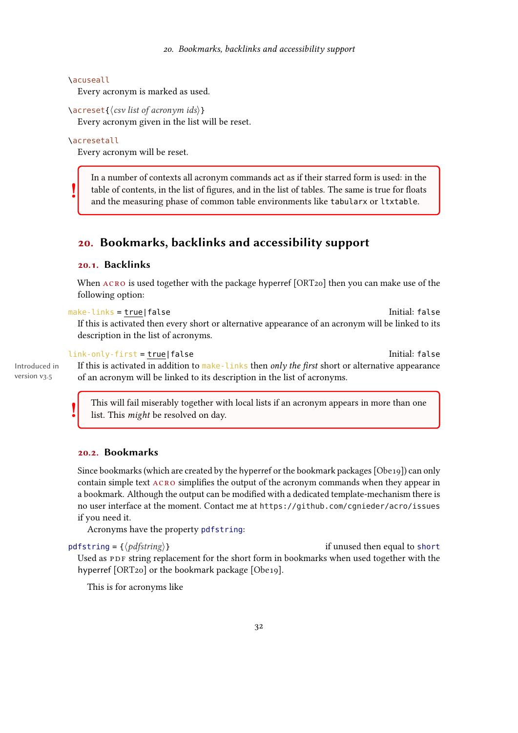`\acuseall`
Every acronym is marked as used.

`\acreset{⟨csv list of acronym ids⟩}`
Every acronym given in the list will be reset.

`\acresetall`
Every acronym will be reset.

> **!** In a number of contexts all acronym commands act as if their starred form is used: in the table of contents, in the list of figures, and in the list of tables. The same is true for floats and the measuring phase of common table environments like `tabularx` or `ltxtable`.

# 20. Bookmarks, backlinks and accessibility support

## 20.1. Backlinks

When ACRO is used together with the package hyperref [ORT20] then you can make use of the following option:

`make-links = true|false` Initial: `false`
If this is activated then every short or alternative appearance of an acronym will be linked to its description in the list of acronyms.

`link-only-first = true|false` Initial: `false`
*Introduced in version v3.5*
If this is activated in addition to `make-links` then *only the first* short or alternative appearance of an acronym will be linked to its description in the list of acronyms.

> **!** This will fail miserably together with local lists if an acronym appears in more than one list. This *might* be resolved on day.

## 20.2. Bookmarks

Since bookmarks (which are created by the hyperref or the bookmark packages [Obe19]) can only contain simple text ACRO simplifies the output of the acronym commands when they appear in a bookmark. Although the output can be modified with a dedicated template-mechanism there is no user interface at the moment. Contact me at `https://github.com/cgnieder/acro/issues` if you need it.

Acronyms have the property `pdfstring`:

`pdfstring = {⟨pdfstring⟩}` if unused then equal to `short`
Used as PDF string replacement for the short form in bookmarks when used together with the hyperref [ORT20] or the bookmark package [Obe19].

This is for acronyms like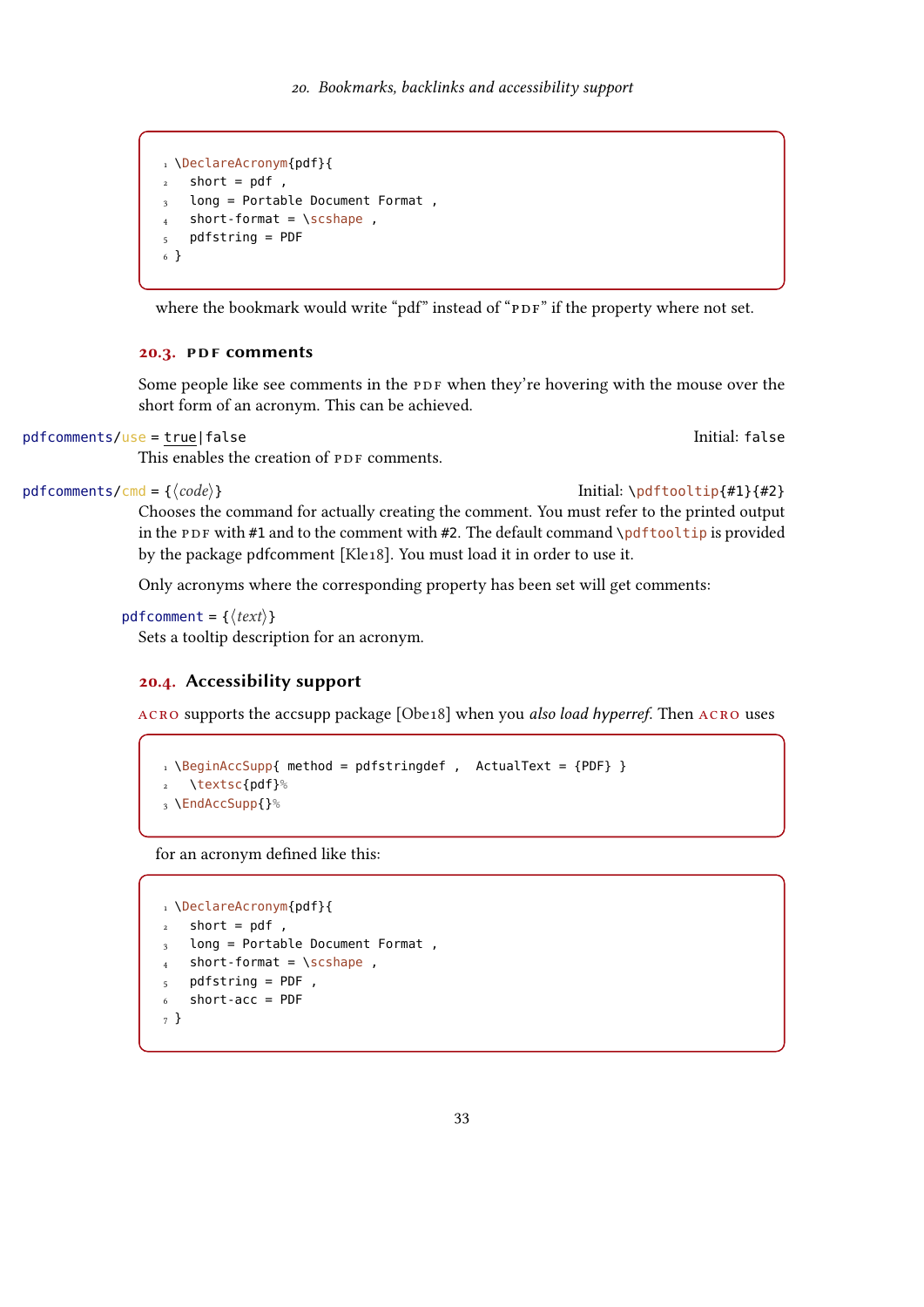```
\DeclareAcronym{pdf}{
  short = pdf ,
  long = Portable Document Format ,
  short-format = \scshape ,
  pdfstring = PDF
}
```

where the bookmark would write "pdf" instead of "PDF" if the property where not set.

## 20.3. PDF comments

Some people like see comments in the PDF when they're hovering with the mouse over the short form of an acronym. This can be achieved.

`pdfcomments/use = true|false` Initial: `false`

This enables the creation of PDF comments.

`pdfcomments/cmd = {⟨code⟩}` Initial: `\pdftooltip{#1}{#2}`

Chooses the command for actually creating the comment. You must refer to the printed output in the PDF with `#1` and to the comment with `#2`. The default command `\pdftooltip` is provided by the package pdfcomment [Kle18]. You must load it in order to use it.

Only acronyms where the corresponding property has been set will get comments:

`pdfcomment = {⟨text⟩}`

Sets a tooltip description for an acronym.

## 20.4. Accessibility support

ACRO supports the accsupp package [Obe18] when you *also load hyperref*. Then ACRO uses

```
\BeginAccSupp{ method = pdfstringdef ,  ActualText = {PDF} }
  \textsc{pdf}%
\EndAccSupp{}%
```

for an acronym defined like this:

```
\DeclareAcronym{pdf}{
  short = pdf ,
  long = Portable Document Format ,
  short-format = \scshape ,
  pdfstring = PDF ,
  short-acc = PDF
}
```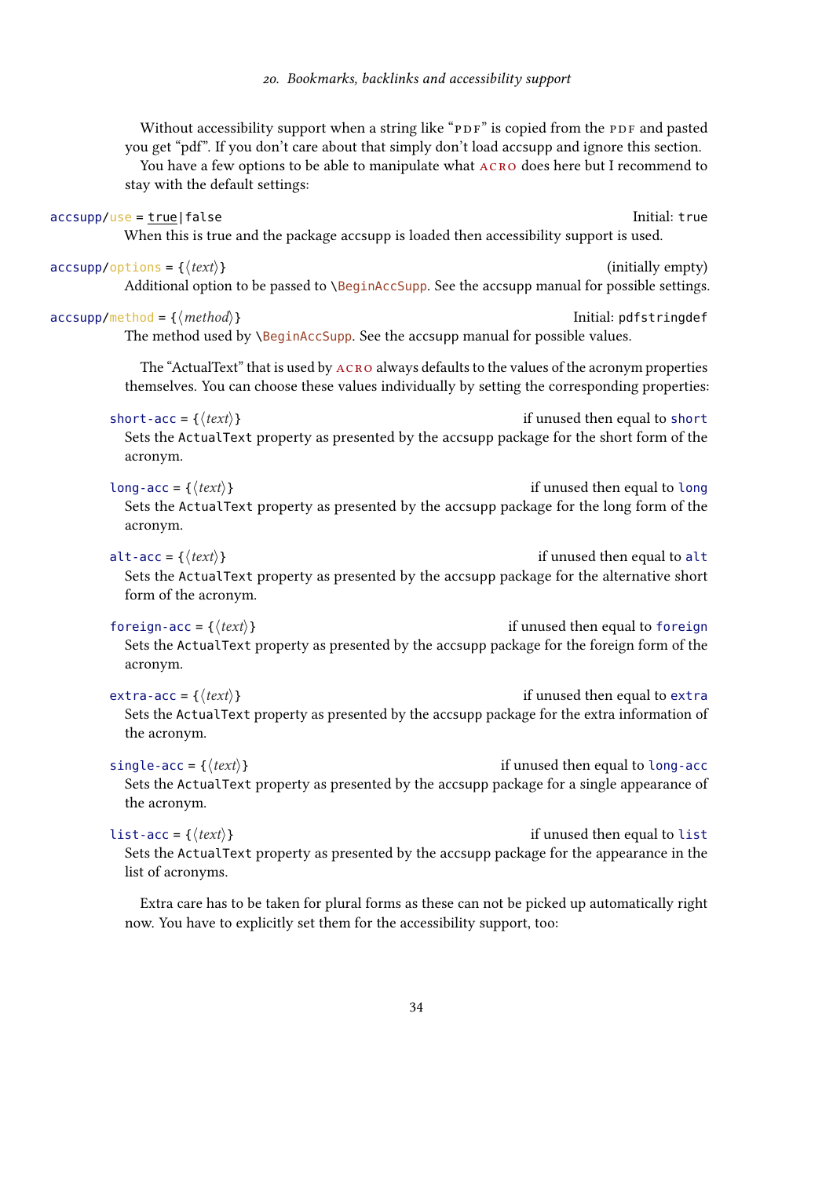Without accessibility support when a string like "PDF" is copied from the PDF and pasted you get "pdf". If you don't care about that simply don't load accsupp and ignore this section.

You have a few options to be able to manipulate what ACRO does here but I recommend to stay with the default settings:

`accsupp/use = true|false` — Initial: `true`

When this is true and the package accsupp is loaded then accessibility support is used.

`accsupp/options = {⟨text⟩}` — (initially empty)

Additional option to be passed to `\BeginAccSupp`. See the accsupp manual for possible settings.

`accsupp/method = {⟨method⟩}` — Initial: `pdfstringdef`

The method used by `\BeginAccSupp`. See the accsupp manual for possible values.

The "ActualText" that is used by ACRO always defaults to the values of the acronym properties themselves. You can choose these values individually by setting the corresponding properties:

`short-acc = {⟨text⟩}` — if unused then equal to `short`

Sets the `ActualText` property as presented by the accsupp package for the short form of the acronym.

`long-acc = {⟨text⟩}` — if unused then equal to `long`

Sets the `ActualText` property as presented by the accsupp package for the long form of the acronym.

`alt-acc = {⟨text⟩}` — if unused then equal to `alt`

Sets the `ActualText` property as presented by the accsupp package for the alternative short form of the acronym.

`foreign-acc = {⟨text⟩}` — if unused then equal to `foreign`

Sets the `ActualText` property as presented by the accsupp package for the foreign form of the acronym.

`extra-acc = {⟨text⟩}` — if unused then equal to `extra`

Sets the `ActualText` property as presented by the accsupp package for the extra information of the acronym.

`single-acc = {⟨text⟩}` — if unused then equal to `long-acc`

Sets the `ActualText` property as presented by the accsupp package for a single appearance of the acronym.

`list-acc = {⟨text⟩}` — if unused then equal to `list`

Sets the `ActualText` property as presented by the accsupp package for the appearance in the list of acronyms.

Extra care has to be taken for plural forms as these can not be picked up automatically right now. You have to explicitly set them for the accessibility support, too: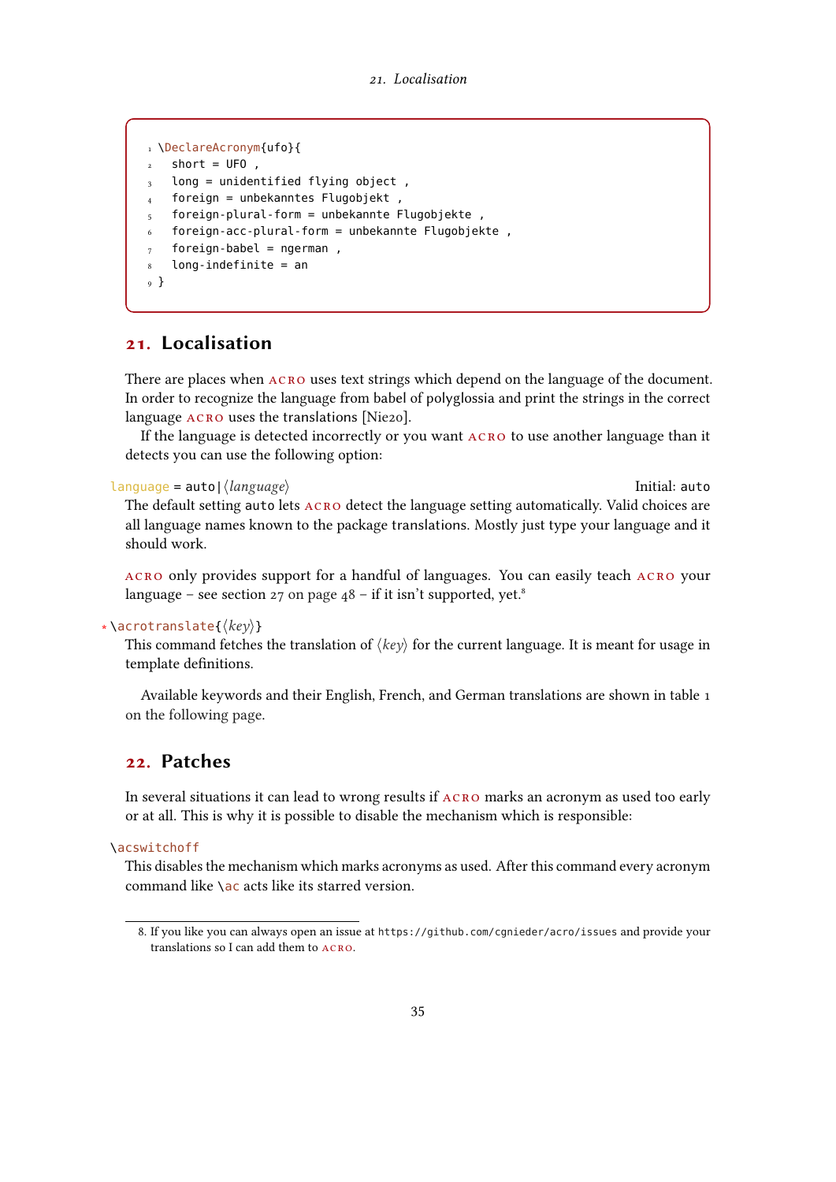```
\DeclareAcronym{ufo}{
  short = UFO ,
  long = unidentified flying object ,
  foreign = unbekanntes Flugobjekt ,
  foreign-plural-form = unbekannte Flugobjekte ,
  foreign-acc-plural-form = unbekannte Flugobjekte ,
  foreign-babel = ngerman ,
  long-indefinite = an
}
```

## 21. Localisation

There are places when ACRO uses text strings which depend on the language of the document. In order to recognize the language from babel of polyglossia and print the strings in the correct language ACRO uses the translations [Nie20].

If the language is detected incorrectly or you want ACRO to use another language than it detects you can use the following option:

`language = auto|⟨language⟩` Initial: `auto`

The default setting `auto` lets ACRO detect the language setting automatically. Valid choices are all language names known to the package translations. Mostly just type your language and it should work.

ACRO only provides support for a handful of languages. You can easily teach ACRO your language – see section 27 on page 48 – if it isn't supported, yet.[8]

`* \acrotranslate{⟨key⟩}`

This command fetches the translation of ⟨*key*⟩ for the current language. It is meant for usage in template definitions.

Available keywords and their English, French, and German translations are shown in table 1 on the following page.

## 22. Patches

In several situations it can lead to wrong results if ACRO marks an acronym as used too early or at all. This is why it is possible to disable the mechanism which is responsible:

`\acswitchoff`

This disables the mechanism which marks acronyms as used. After this command every acronym command like `\ac` acts like its starred version.

---

8. If you like you can always open an issue at `https://github.com/cgnieder/acro/issues` and provide your translations so I can add them to ACRO.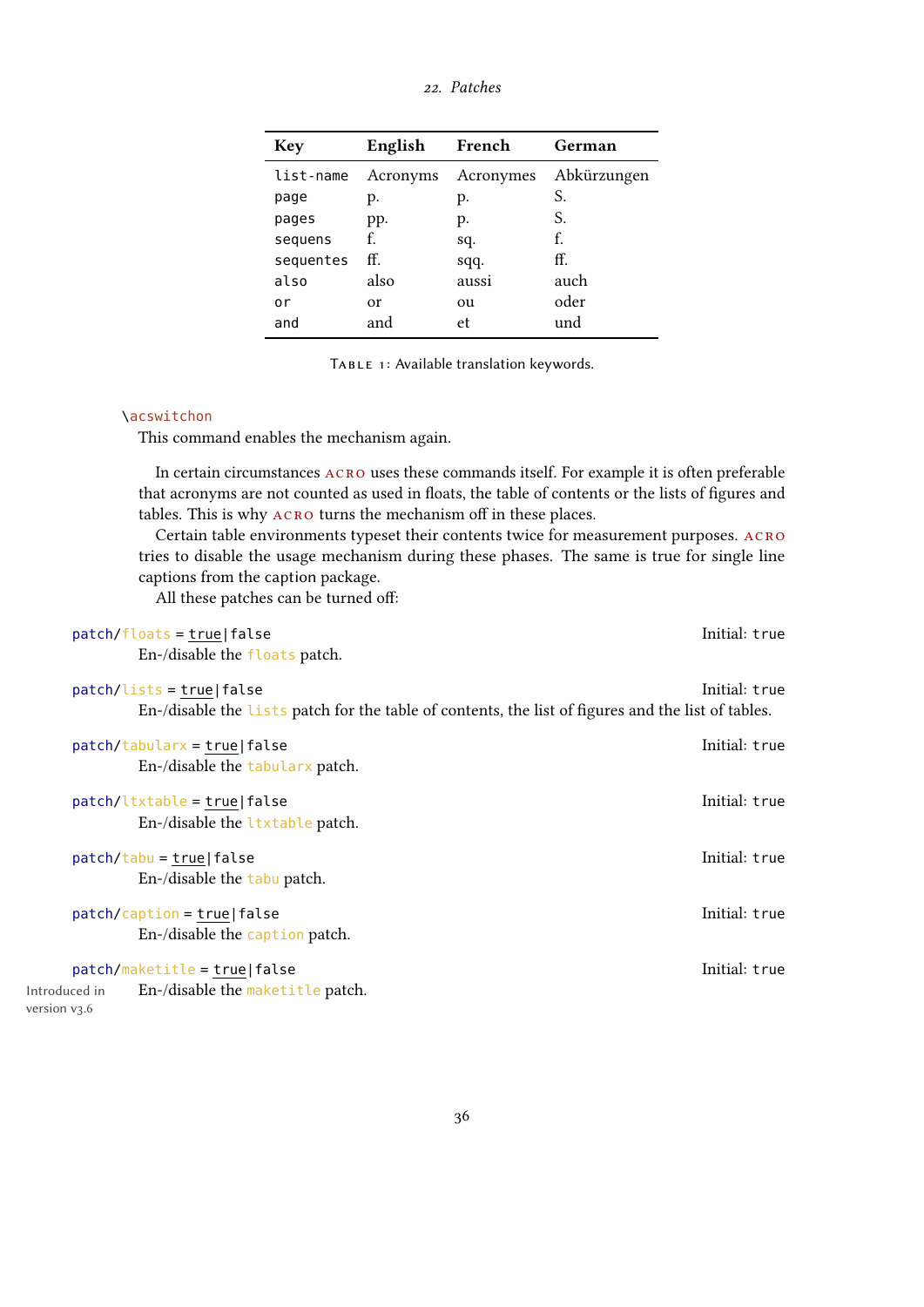| Key | English | French | German |
| --- | --- | --- | --- |
| `list-name` | Acronyms | Acronymes | Abkürzungen |
| `page` | p. | p. | S. |
| `pages` | pp. | p. | S. |
| `sequens` | f. | sq. | f. |
| `sequentes` | ff. | sqq. | ff. |
| `also` | also | aussi | auch |
| `or` | or | ou | oder |
| `and` | and | et | und |

Table 1: Available translation keywords.

`\acswitchon`

This command enables the mechanism again.

In certain circumstances ACRO uses these commands itself. For example it is often preferable that acronyms are not counted as used in floats, the table of contents or the lists of figures and tables. This is why ACRO turns the mechanism off in these places.

Certain table environments typeset their contents twice for measurement purposes. ACRO tries to disable the usage mechanism during these phases. The same is true for single line captions from the caption package.

All these patches can be turned off:

`patch/floats = true|false` — Initial: `true`

En-/disable the `floats` patch.

`patch/lists = true|false` — Initial: `true`

En-/disable the `lists` patch for the table of contents, the list of figures and the list of tables.

`patch/tabularx = true|false` — Initial: `true`

En-/disable the `tabularx` patch.

`patch/ltxtable = true|false` — Initial: `true`

En-/disable the `ltxtable` patch.

`patch/tabu = true|false` — Initial: `true`

En-/disable the `tabu` patch.

`patch/caption = true|false` — Initial: `true`

En-/disable the `caption` patch.

`patch/maketitle = true|false` — Initial: `true`

Introduced in version v3.6

En-/disable the `maketitle` patch.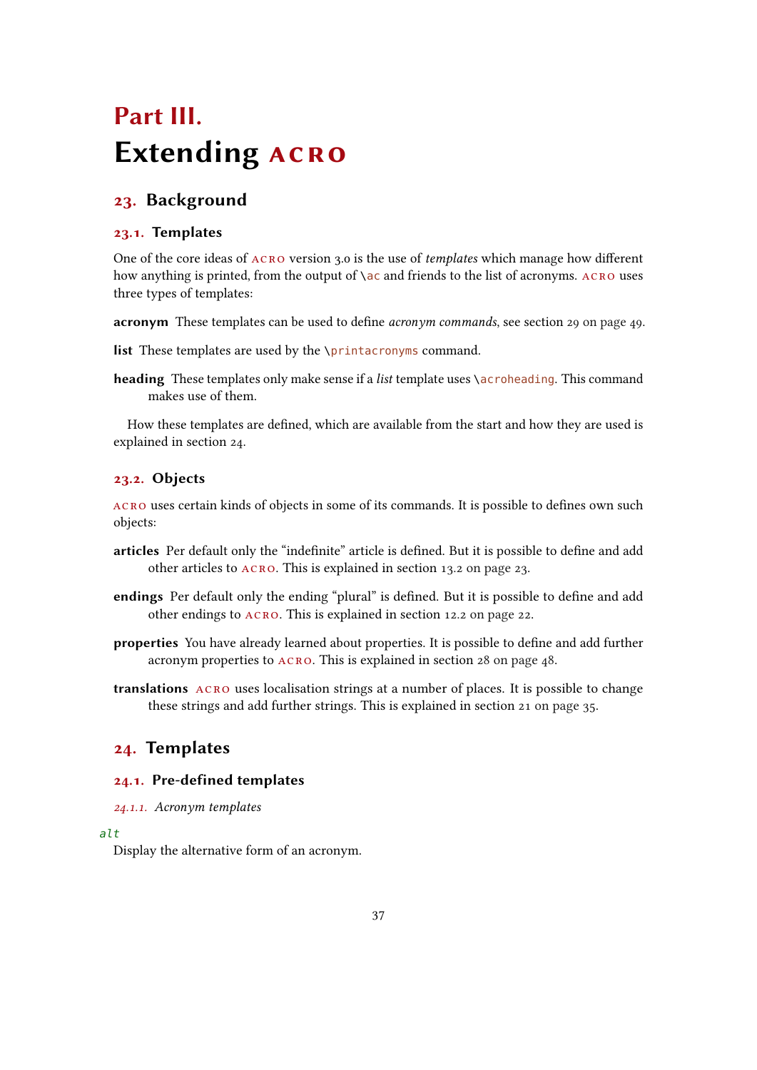# Part III. Extending acro

## 23. Background

### 23.1. Templates

One of the core ideas of acro version 3.0 is the use of *templates* which manage how different how anything is printed, from the output of `\ac` and friends to the list of acronyms. acro uses three types of templates:

**acronym** These templates can be used to define *acronym commands*, see section 29 on page 49.

**list** These templates are used by the `\printacronyms` command.

**heading** These templates only make sense if a *list* template uses `\acroheading`. This command makes use of them.

How these templates are defined, which are available from the start and how they are used is explained in section 24.

### 23.2. Objects

acro uses certain kinds of objects in some of its commands. It is possible to defines own such objects:

**articles** Per default only the "indefinite" article is defined. But it is possible to define and add other articles to acro. This is explained in section 13.2 on page 23.

**endings** Per default only the ending "plural" is defined. But it is possible to define and add other endings to acro. This is explained in section 12.2 on page 22.

**properties** You have already learned about properties. It is possible to define and add further acronym properties to acro. This is explained in section 28 on page 48.

**translations** acro uses localisation strings at a number of places. It is possible to change these strings and add further strings. This is explained in section 21 on page 35.

## 24. Templates

### 24.1. Pre-defined templates

#### 24.1.1. Acronym templates

*`alt`*

Display the alternative form of an acronym.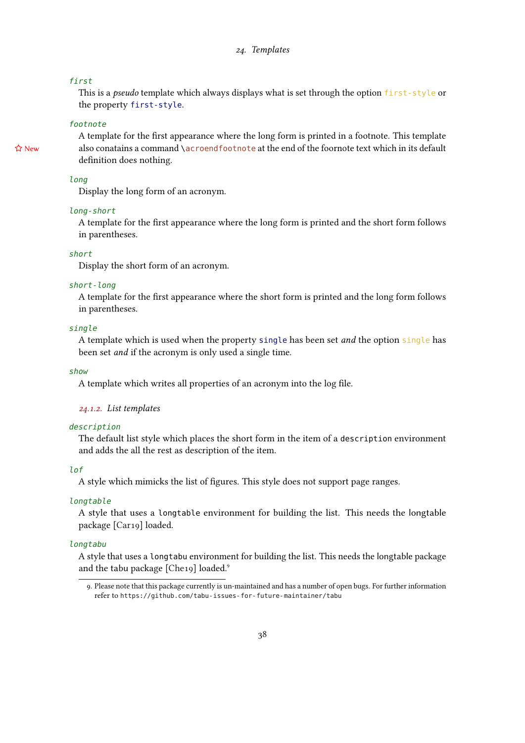`first`
: This is a *pseudo* template which always displays what is set through the option `first-style` or the property `first-style`.

`footnote`
: A template for the first appearance where the long form is printed in a footnote. This template also conatains a command `\acroendfootnote` at the end of the foornote text which in its default definition does nothing.

☆ New

`long`
: Display the long form of an acronym.

`long-short`
: A template for the first appearance where the long form is printed and the short form follows in parentheses.

`short`
: Display the short form of an acronym.

`short-long`
: A template for the first appearance where the short form is printed and the long form follows in parentheses.

`single`
: A template which is used when the property `single` has been set *and* the option `single` has been set *and* if the acronym is only used a single time.

`show`
: A template which writes all properties of an acronym into the log file.

#### 24.1.2. List templates

`description`
: The default list style which places the short form in the item of a `description` environment and adds the all the rest as description of the item.

`lof`
: A style which mimicks the list of figures. This style does not support page ranges.

`longtable`
: A style that uses a `longtable` environment for building the list. This needs the longtable package [Car19] loaded.

`longtabu`
: A style that uses a `longtabu` environment for building the list. This needs the longtable package and the tabu package [Che19] loaded.[9]

9. Please note that this package currently is un-maintained and has a number of open bugs. For further information refer to `https://github.com/tabu-issues-for-future-maintainer/tabu`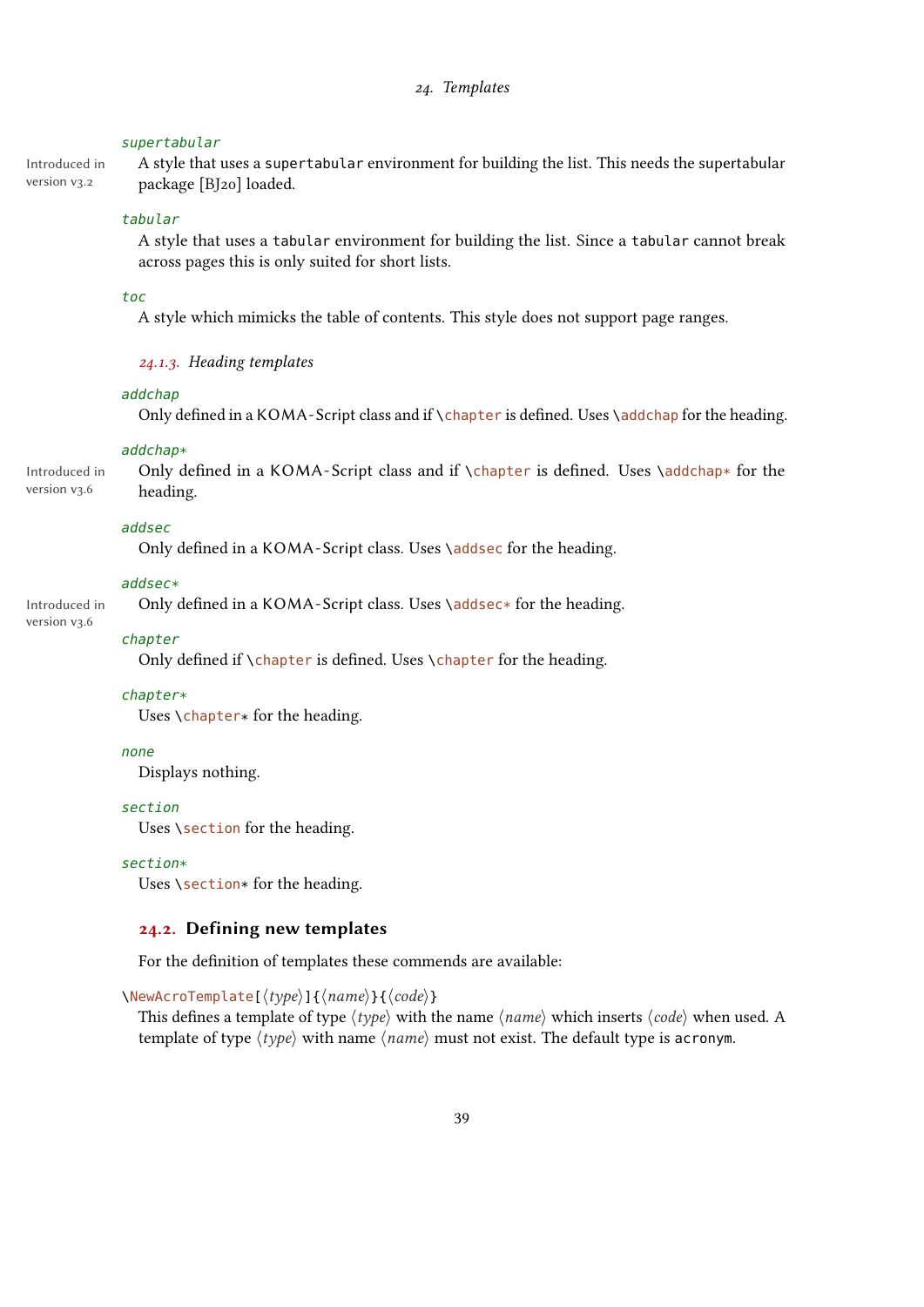`supertabular`

Introduced in version v3.2

A style that uses a `supertabular` environment for building the list. This needs the supertabular package [BJ20] loaded.

`tabular`

A style that uses a `tabular` environment for building the list. Since a `tabular` cannot break across pages this is only suited for short lists.

`toc`

A style which mimicks the table of contents. This style does not support page ranges.

### 24.1.3. Heading templates

`addchap`

Only defined in a KOMA-Script class and if `\chapter` is defined. Uses `\addchap` for the heading.

`addchap*`

Introduced in version v3.6

Only defined in a KOMA-Script class and if `\chapter` is defined. Uses `\addchap*` for the heading.

`addsec`

Only defined in a KOMA-Script class. Uses `\addsec` for the heading.

`addsec*`

Introduced in version v3.6

Only defined in a KOMA-Script class. Uses `\addsec*` for the heading.

`chapter`

Only defined if `\chapter` is defined. Uses `\chapter` for the heading.

`chapter*`

Uses `\chapter*` for the heading.

`none`

Displays nothing.

`section`

Uses `\section` for the heading.

`section*`

Uses `\section*` for the heading.

## 24.2. Defining new templates

For the definition of templates these commends are available:

`\NewAcroTemplate[⟨type⟩]{⟨name⟩}{⟨code⟩}`

This defines a template of type ⟨*type*⟩ with the name ⟨*name*⟩ which inserts ⟨*code*⟩ when used. A template of type ⟨*type*⟩ with name ⟨*name*⟩ must not exist. The default type is `acronym`.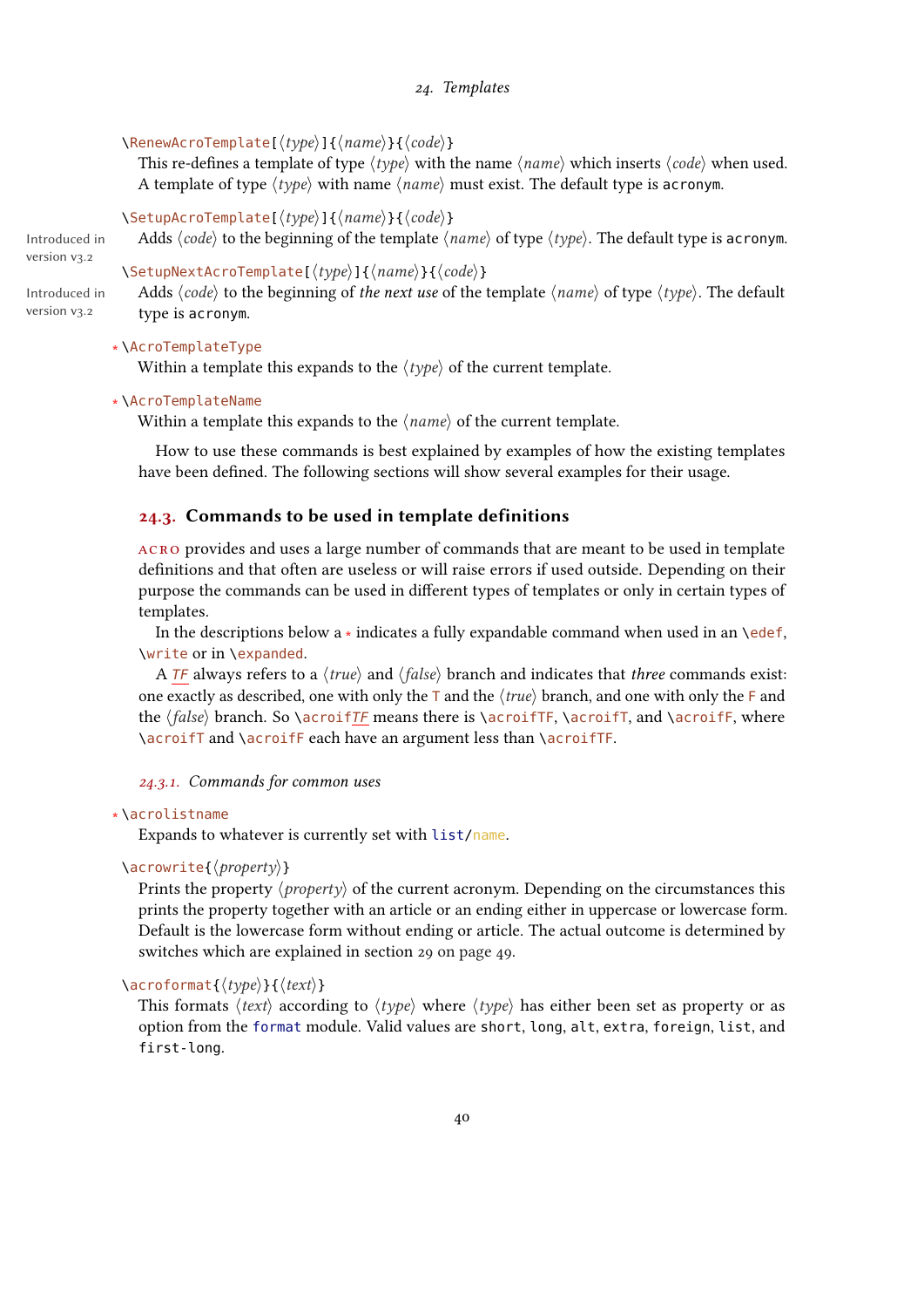\RenewAcroTemplate[⟨type⟩]{⟨name⟩}{⟨code⟩}
This re-defines a template of type ⟨type⟩ with the name ⟨name⟩ which inserts ⟨code⟩ when used. A template of type ⟨type⟩ with name ⟨name⟩ must exist. The default type is `acronym`.

\SetupAcroTemplate[⟨type⟩]{⟨name⟩}{⟨code⟩}
Introduced in version v3.2
Adds ⟨code⟩ to the beginning of the template ⟨name⟩ of type ⟨type⟩. The default type is `acronym`.

\SetupNextAcroTemplate[⟨type⟩]{⟨name⟩}{⟨code⟩}
Introduced in version v3.2
Adds ⟨code⟩ to the beginning of *the next use* of the template ⟨name⟩ of type ⟨type⟩. The default type is `acronym`.

* \AcroTemplateType
Within a template this expands to the ⟨type⟩ of the current template.

* \AcroTemplateName
Within a template this expands to the ⟨name⟩ of the current template.

How to use these commands is best explained by examples of how the existing templates have been defined. The following sections will show several examples for their usage.

## 24.3. Commands to be used in template definitions

acro provides and uses a large number of commands that are meant to be used in template definitions and that often are useless or will raise errors if used outside. Depending on their purpose the commands can be used in different types of templates or only in certain types of templates.

In the descriptions below a * indicates a fully expandable command when used in an \edef, \write or in \expanded.

A *TF* always refers to a ⟨true⟩ and ⟨false⟩ branch and indicates that *three* commands exist: one exactly as described, one with only the T and the ⟨true⟩ branch, and one with only the F and the ⟨false⟩ branch. So \acroif*TF* means there is \acroifTF, \acroifT, and \acroifF, where \acroifT and \acroifF each have an argument less than \acroifTF.

### 24.3.1. Commands for common uses

* \acrolistname
Expands to whatever is currently set with `list/name`.

\acrowrite{⟨property⟩}
Prints the property ⟨property⟩ of the current acronym. Depending on the circumstances this prints the property together with an article or an ending either in uppercase or lowercase form. Default is the lowercase form without ending or article. The actual outcome is determined by switches which are explained in section 29 on page 49.

\acroformat{⟨type⟩}{⟨text⟩}
This formats ⟨text⟩ according to ⟨type⟩ where ⟨type⟩ has either been set as property or as option from the `format` module. Valid values are `short`, `long`, `alt`, `extra`, `foreign`, `list`, and `first-long`.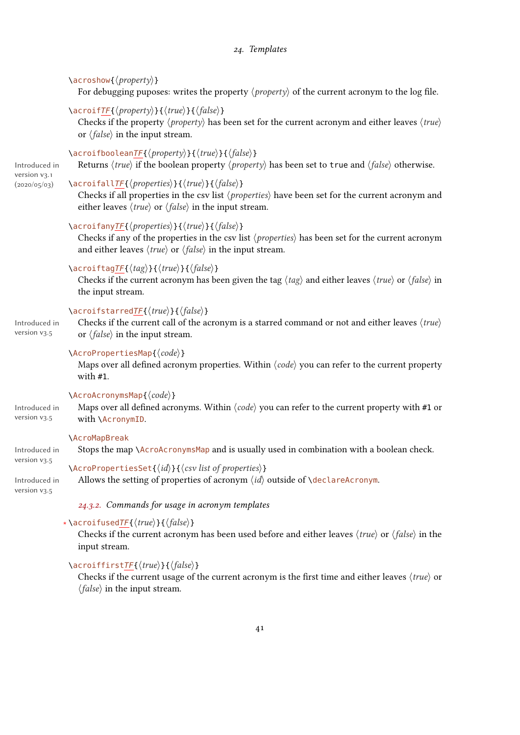`\acroshow{⟨property⟩}`
For debugging puposes: writes the property ⟨*property*⟩ of the current acronym to the log file.

`\acroifTF{⟨property⟩}{⟨true⟩}{⟨false⟩}`
Checks if the property ⟨*property*⟩ has been set for the current acronym and either leaves ⟨*true*⟩ or ⟨*false*⟩ in the input stream.

`\acroifbooleanTF{⟨property⟩}{⟨true⟩}{⟨false⟩}`
Introduced in version v3.1 (2020/05/03)
Returns ⟨*true*⟩ if the boolean property ⟨*property*⟩ has been set to `true` and ⟨*false*⟩ otherwise.

`\acroifallTF{⟨properties⟩}{⟨true⟩}{⟨false⟩}`
Checks if all properties in the csv list ⟨*properties*⟩ have been set for the current acronym and either leaves ⟨*true*⟩ or ⟨*false*⟩ in the input stream.

`\acroifanyTF{⟨properties⟩}{⟨true⟩}{⟨false⟩}`
Checks if any of the properties in the csv list ⟨*properties*⟩ has been set for the current acronym and either leaves ⟨*true*⟩ or ⟨*false*⟩ in the input stream.

`\acroiftagTF{⟨tag⟩}{⟨true⟩}{⟨false⟩}`
Checks if the current acronym has been given the tag ⟨*tag*⟩ and either leaves ⟨*true*⟩ or ⟨*false*⟩ in the input stream.

`\acroifstarredTF{⟨true⟩}{⟨false⟩}`
Introduced in version v3.5
Checks if the current call of the acronym is a starred command or not and either leaves ⟨*true*⟩ or ⟨*false*⟩ in the input stream.

`\AcroPropertiesMap{⟨code⟩}`
Maps over all defined acronym properties. Within ⟨*code*⟩ you can refer to the current property with `#1`.

`\AcroAcronymsMap{⟨code⟩}`
Introduced in version v3.5
Maps over all defined acronyms. Within ⟨*code*⟩ you can refer to the current property with `#1` or with `\AcronymID`.

`\AcroMapBreak`
Introduced in version v3.5
Stops the map `\AcroAcronymsMap` and is usually used in combination with a boolean check.

`\AcroPropertiesSet{⟨id⟩}{⟨csv list of properties⟩}`
Introduced in version v3.5
Allows the setting of properties of acronym ⟨*id*⟩ outside of `\declareAcronym`.

#### *24.3.2. Commands for usage in acronym templates*

* `\acroifusedTF{⟨true⟩}{⟨false⟩}`
Checks if the current acronym has been used before and either leaves ⟨*true*⟩ or ⟨*false*⟩ in the input stream.

`\acroiffirstTF{⟨true⟩}{⟨false⟩}`
Checks if the current usage of the current acronym is the first time and either leaves ⟨*true*⟩ or ⟨*false*⟩ in the input stream.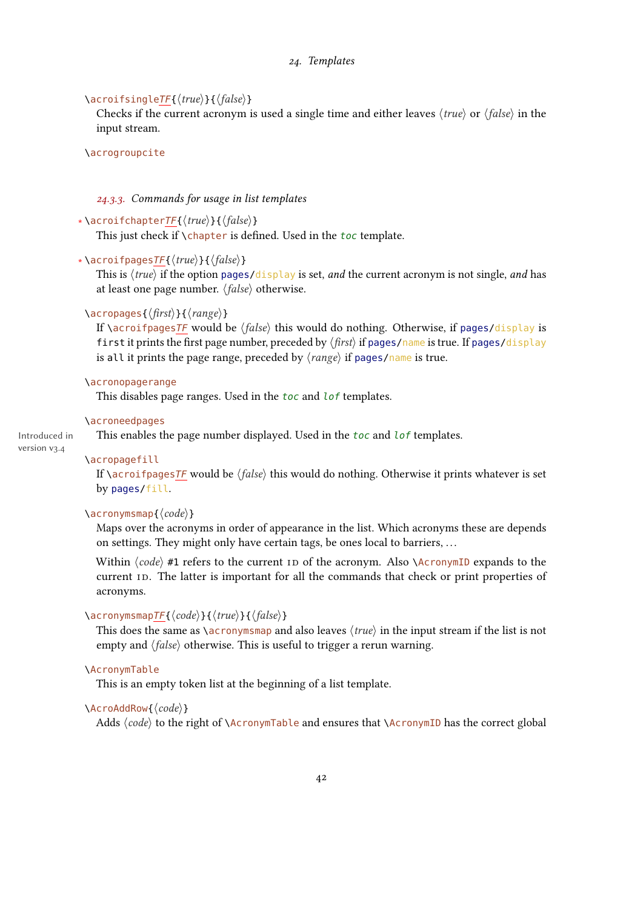\acroifsingle*TF*{⟨*true*⟩}{⟨*false*⟩}

Checks if the current acronym is used a single time and either leaves ⟨*true*⟩ or ⟨*false*⟩ in the input stream.

\acrogroupcite

### 24.3.3. Commands for usage in list templates

\* \acroifchapter*TF*{⟨*true*⟩}{⟨*false*⟩}

This just check if `\chapter` is defined. Used in the `toc` template.

\* \acroifpages*TF*{⟨*true*⟩}{⟨*false*⟩}

This is ⟨*true*⟩ if the option `pages/display` is set, *and* the current acronym is not single, *and* has at least one page number. ⟨*false*⟩ otherwise.

\acropages{⟨*first*⟩}{⟨*range*⟩}

If `\acroifpagesTF` would be ⟨*false*⟩ this would do nothing. Otherwise, if `pages/display` is `first` it prints the first page number, preceded by ⟨*first*⟩ if `pages/name` is true. If `pages/display` is `all` it prints the page range, preceded by ⟨*range*⟩ if `pages/name` is true.

\acronopagerange

This disables page ranges. Used in the `toc` and `lof` templates.

\acroneedpages

Introduced in version v3.4

This enables the page number displayed. Used in the `toc` and `lof` templates.

\acropagefill

If `\acroifpagesTF` would be ⟨*false*⟩ this would do nothing. Otherwise it prints whatever is set by `pages/fill`.

\acronymsmap{⟨*code*⟩}

Maps over the acronyms in order of appearance in the list. Which acronyms these are depends on settings. They might only have certain tags, be ones local to barriers, …

Within ⟨*code*⟩ `#1` refers to the current ID of the acronym. Also `\AcronymID` expands to the current ID. The latter is important for all the commands that check or print properties of acronyms.

\acronymsmap*TF*{⟨*code*⟩}{⟨*true*⟩}{⟨*false*⟩}

This does the same as `\acronymsmap` and also leaves ⟨*true*⟩ in the input stream if the list is not empty and ⟨*false*⟩ otherwise. This is useful to trigger a rerun warning.

\AcronymTable

This is an empty token list at the beginning of a list template.

\AcroAddRow{⟨*code*⟩}

Adds ⟨*code*⟩ to the right of `\AcronymTable` and ensures that `\AcronymID` has the correct global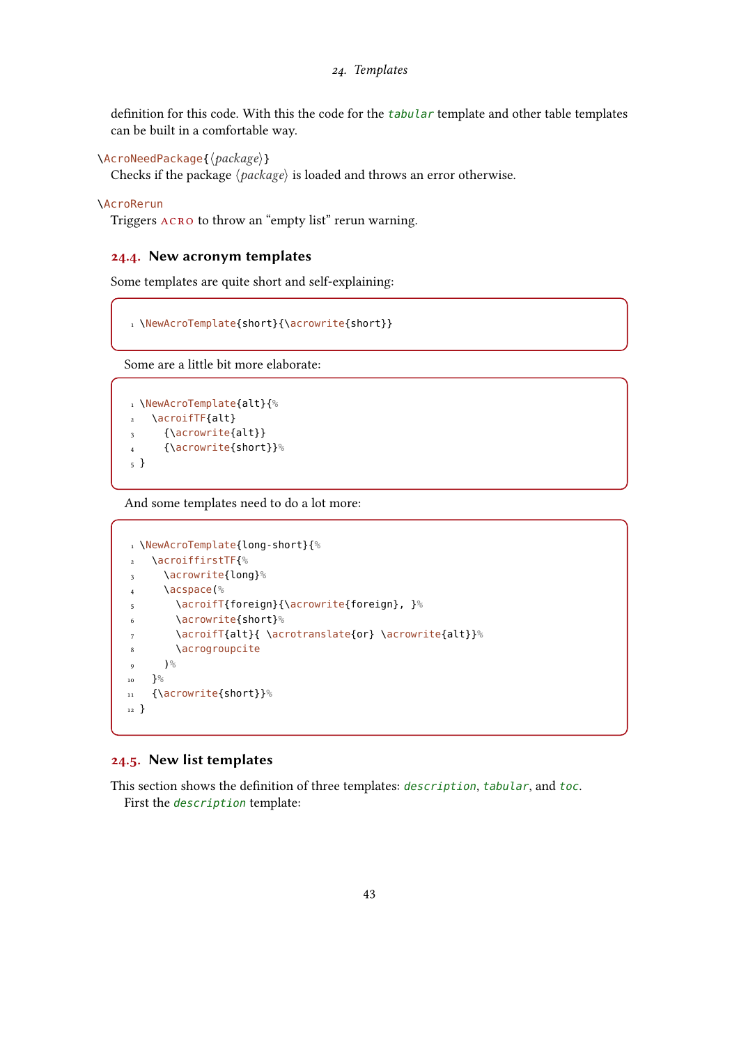definition for this code. With this the code for the `tabular` template and other table templates can be built in a comfortable way.

`\AcroNeedPackage{⟨package⟩}`
Checks if the package ⟨*package*⟩ is loaded and throws an error otherwise.

`\AcroRerun`
Triggers ACRO to throw an "empty list" rerun warning.

## 24.4. New acronym templates

Some templates are quite short and self-explaining:

```
\NewAcroTemplate{short}{\acrowrite{short}}
```

Some are a little bit more elaborate:

```
\NewAcroTemplate{alt}{%
  \acroifTF{alt}
    {\acrowrite{alt}}
    {\acrowrite{short}}%
}
```

And some templates need to do a lot more:

```
\NewAcroTemplate{long-short}{%
  \acroiffirstTF{%
    \acrowrite{long}%
    \acspace(%
      \acroifT{foreign}{\acrowrite{foreign}, }%
      \acrowrite{short}%
      \acroifT{alt}{ \acrotranslate{or} \acrowrite{alt}}%
      \acrogroupcite
    )%
  }%
  {\acrowrite{short}}%
}
```

## 24.5. New list templates

This section shows the definition of three templates: `description`, `tabular`, and `toc`.
First the `description` template: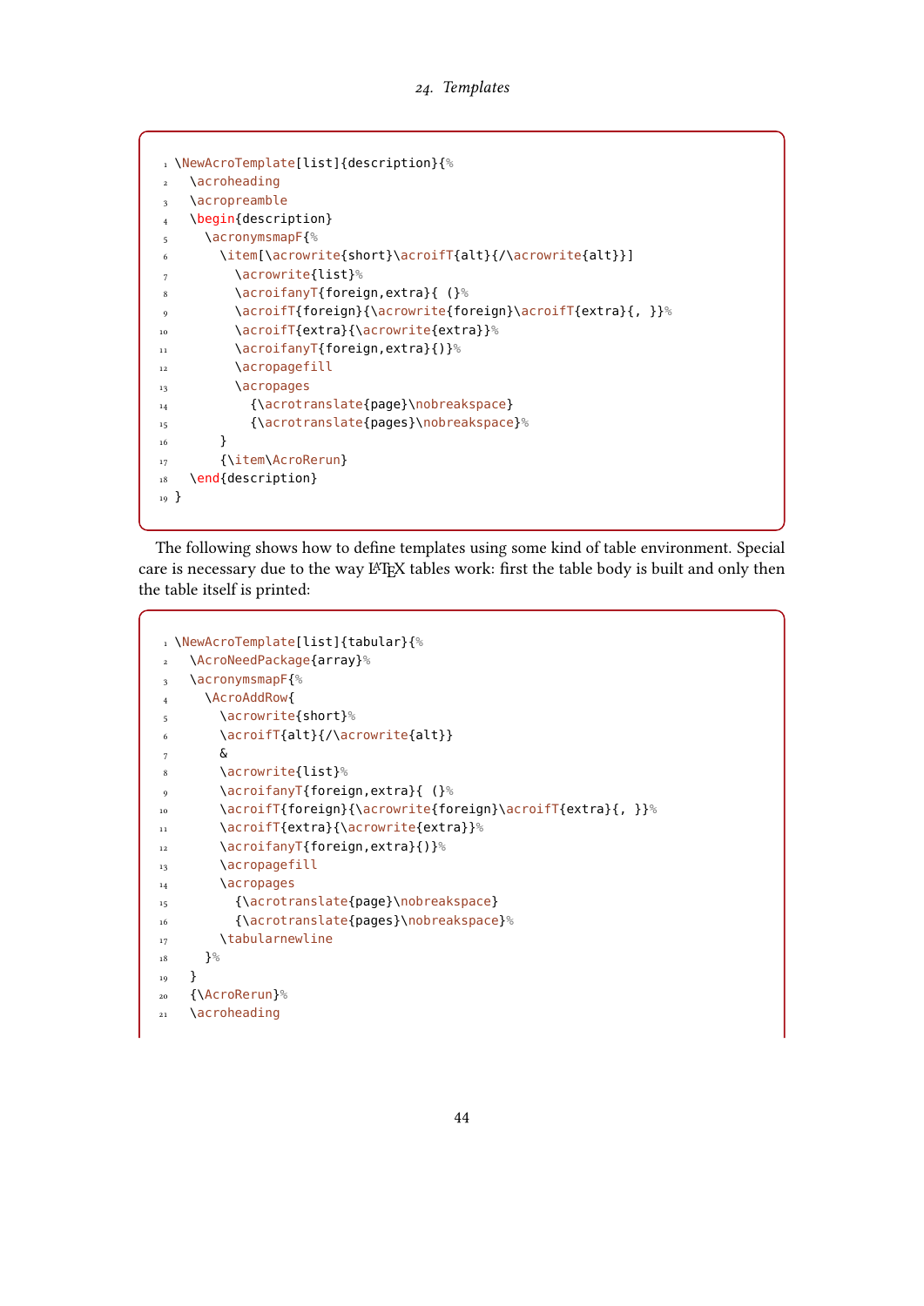```
\NewAcroTemplate[list]{description}{%
  \acroheading
  \acropreamble
  \begin{description}
    \acronymsmapF{%
      \item[\acrowrite{short}\acroifT{alt}{/\acrowrite{alt}}]
        \acrowrite{list}%
        \acroifanyT{foreign,extra}{ (}%
        \acroifT{foreign}{\acrowrite{foreign}\acroifT{extra}{, }}%
        \acroifT{extra}{\acrowrite{extra}}%
        \acroifanyT{foreign,extra}{)}%
        \acropagefill
        \acropages
          {\acrotranslate{page}\nobreakspace}
          {\acrotranslate{pages}\nobreakspace}%
      }
      {\item\AcroRerun}
  \end{description}
}
```

The following shows how to define templates using some kind of table environment. Special care is necessary due to the way LaTeX tables work: first the table body is built and only then the table itself is printed:

```
\NewAcroTemplate[list]{tabular}{%
  \AcroNeedPackage{array}%
  \acronymsmapF{%
    \AcroAddRow{
      \acrowrite{short}%
      \acroifT{alt}{/\acrowrite{alt}}
      &
      \acrowrite{list}%
      \acroifanyT{foreign,extra}{ (}%
      \acroifT{foreign}{\acrowrite{foreign}\acroifT{extra}{, }}%
      \acroifT{extra}{\acrowrite{extra}}%
      \acroifanyT{foreign,extra}{)}%
      \acropagefill
      \acropages
        {\acrotranslate{page}\nobreakspace}
        {\acrotranslate{pages}\nobreakspace}%
      \tabularnewline
    }%
  }
  {\AcroRerun}%
  \acroheading
```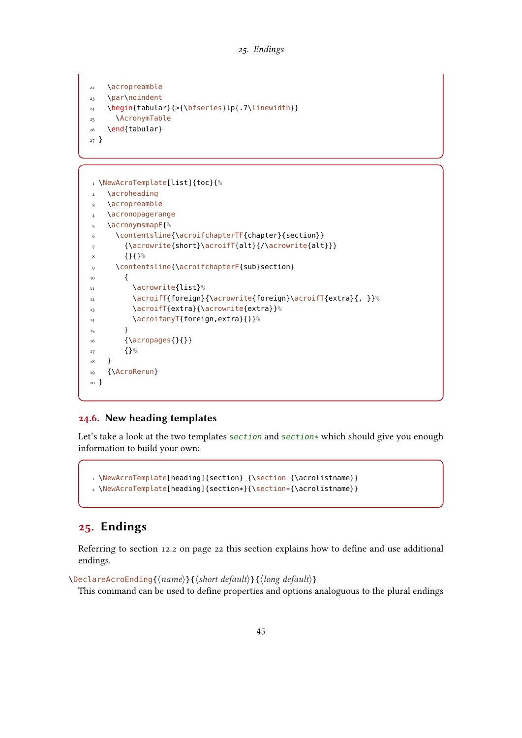```
  \acropreamble
  \par\noindent
  \begin{tabular}{>{\bfseries}lp{.7\linewidth}}
    \AcronymTable
  \end{tabular}
}
```

```
\NewAcroTemplate[list]{toc}{%
  \acroheading
  \acropreamble
  \acronopagerange
  \acronymsmapF{%
    \contentsline{\acroifchapterTF{chapter}{section}}
      {\acrowrite{short}\acroifT{alt}{/\acrowrite{alt}}}
      {}{}%
    \contentsline{\acroifchapterF{sub}section}
      {
        \acrowrite{list}%
        \acroifT{foreign}{\acrowrite{foreign}\acroifT{extra}{, }}%
        \acroifT{extra}{\acrowrite{extra}}%
        \acroifanyT{foreign,extra}{)}%
      }
      {\acropages{}{}}
      {}%
  }
  {\AcroRerun}
}
```

### 24.6. New heading templates

Let's take a look at the two templates `section` and `section*` which should give you enough information to build your own:

```
\NewAcroTemplate[heading]{section} {\section {\acrolistname}}
\NewAcroTemplate[heading]{section*}{\section*{\acrolistname}}
```

## 25. Endings

Referring to section 12.2 on page 22 this section explains how to define and use additional endings.

`\DeclareAcroEnding{⟨name⟩}{⟨short default⟩}{⟨long default⟩}`

This command can be used to define properties and options analoguous to the plural endings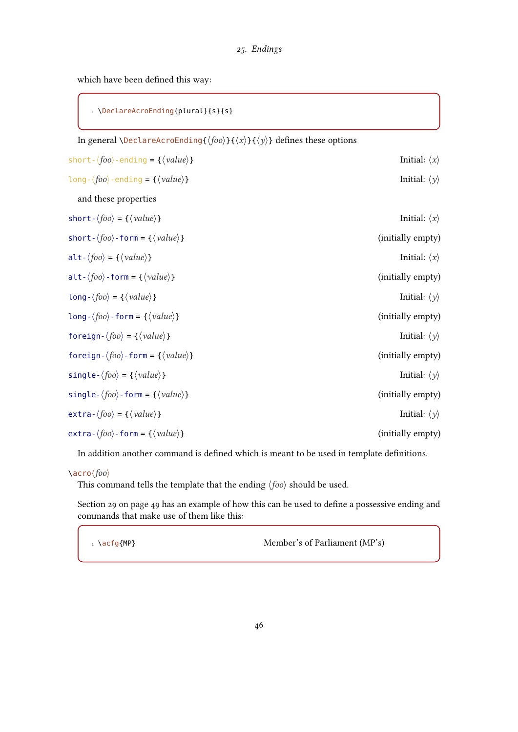which have been defined this way:

```
\DeclareAcroEnding{plural}{s}{s}
```

In general `\DeclareAcroEnding{⟨foo⟩}{⟨x⟩}{⟨y⟩}` defines these options

`short-⟨foo⟩-ending = {⟨value⟩}` Initial: ⟨x⟩

`long-⟨foo⟩-ending = {⟨value⟩}` Initial: ⟨y⟩

and these properties

`short-⟨foo⟩ = {⟨value⟩}` Initial: ⟨x⟩

`short-⟨foo⟩-form = {⟨value⟩}` (initially empty)

`alt-⟨foo⟩ = {⟨value⟩}` Initial: ⟨x⟩

`alt-⟨foo⟩-form = {⟨value⟩}` (initially empty)

`long-⟨foo⟩ = {⟨value⟩}` Initial: ⟨y⟩

`long-⟨foo⟩-form = {⟨value⟩}` (initially empty)

`foreign-⟨foo⟩ = {⟨value⟩}` Initial: ⟨y⟩

`foreign-⟨foo⟩-form = {⟨value⟩}` (initially empty)

`single-⟨foo⟩ = {⟨value⟩}` Initial: ⟨y⟩

`single-⟨foo⟩-form = {⟨value⟩}` (initially empty)

`extra-⟨foo⟩ = {⟨value⟩}` Initial: ⟨y⟩

`extra-⟨foo⟩-form = {⟨value⟩}` (initially empty)

In addition another command is defined which is meant to be used in template definitions.

`\acro⟨foo⟩`
This command tells the template that the ending ⟨foo⟩ should be used.

Section 29 on page 49 has an example of how this can be used to define a possessive ending and commands that make use of them like this:

```
\acfg{MP}
```

Member's of Parliament (MP's)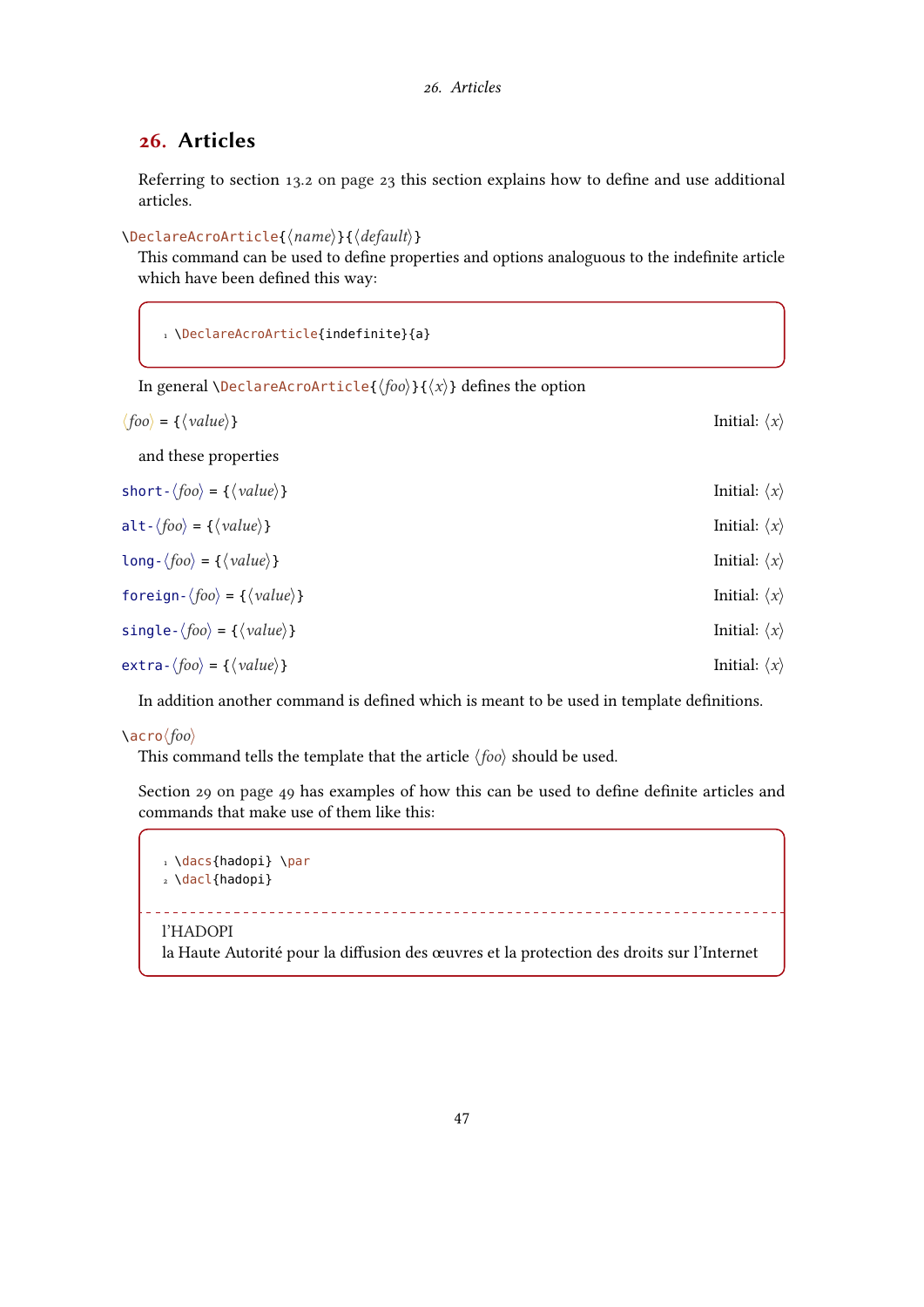## 26. Articles

Referring to section 13.2 on page 23 this section explains how to define and use additional articles.

\DeclareAcroArticle{⟨*name*⟩}{⟨*default*⟩}

This command can be used to define properties and options analoguous to the indefinite article which have been defined this way:

```
\DeclareAcroArticle{indefinite}{a}
```

In general \DeclareAcroArticle{⟨*foo*⟩}{⟨*x*⟩} defines the option

⟨*foo*⟩ = {⟨*value*⟩} Initial: ⟨*x*⟩

and these properties

short-⟨*foo*⟩ = {⟨*value*⟩} Initial: ⟨*x*⟩

alt-⟨*foo*⟩ = {⟨*value*⟩} Initial: ⟨*x*⟩

long-⟨*foo*⟩ = {⟨*value*⟩} Initial: ⟨*x*⟩

foreign-⟨*foo*⟩ = {⟨*value*⟩} Initial: ⟨*x*⟩

single-⟨*foo*⟩ = {⟨*value*⟩} Initial: ⟨*x*⟩

extra-⟨*foo*⟩ = {⟨*value*⟩} Initial: ⟨*x*⟩

In addition another command is defined which is meant to be used in template definitions.

\acro⟨*foo*⟩

This command tells the template that the article ⟨*foo*⟩ should be used.

Section 29 on page 49 has examples of how this can be used to define definite articles and commands that make use of them like this:

```
\dacs{hadopi} \par
\dacl{hadopi}
```

l'HADOPI
la Haute Autorité pour la diffusion des œuvres et la protection des droits sur l'Internet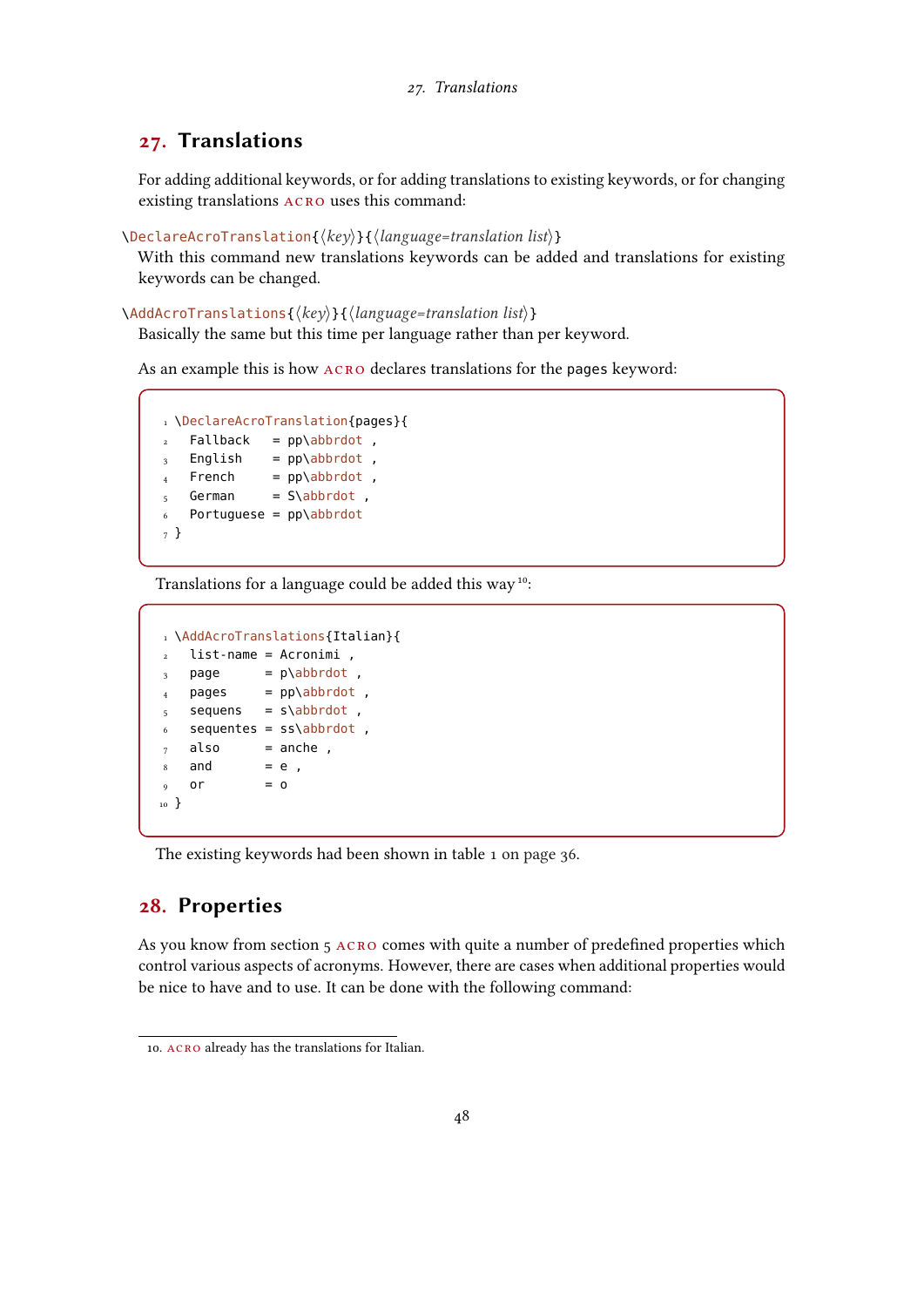## 27. Translations

For adding additional keywords, or for adding translations to existing keywords, or for changing existing translations ACRO uses this command:

\DeclareAcroTranslation{⟨*key*⟩}{⟨*language=translation list*⟩}
With this command new translations keywords can be added and translations for existing keywords can be changed.

\AddAcroTranslations{⟨*key*⟩}{⟨*language=translation list*⟩}
Basically the same but this time per language rather than per keyword.

As an example this is how ACRO declares translations for the pages keyword:

```
\DeclareAcroTranslation{pages}{
  Fallback   = pp\abbrdot ,
  English    = pp\abbrdot ,
  French     = pp\abbrdot ,
  German     = S\abbrdot ,
  Portuguese = pp\abbrdot
}
```

Translations for a language could be added this way[10]:

```
\AddAcroTranslations{Italian}{
  list-name = Acronimi ,
  page      = p\abbrdot ,
  pages     = pp\abbrdot ,
  sequens   = s\abbrdot ,
  sequentes = ss\abbrdot ,
  also      = anche ,
  and       = e ,
  or        = o
}
```

The existing keywords had been shown in table 1 on page 36.

## 28. Properties

As you know from section 5 ACRO comes with quite a number of predefined properties which control various aspects of acronyms. However, there are cases when additional properties would be nice to have and to use. It can be done with the following command:

10. ACRO already has the translations for Italian.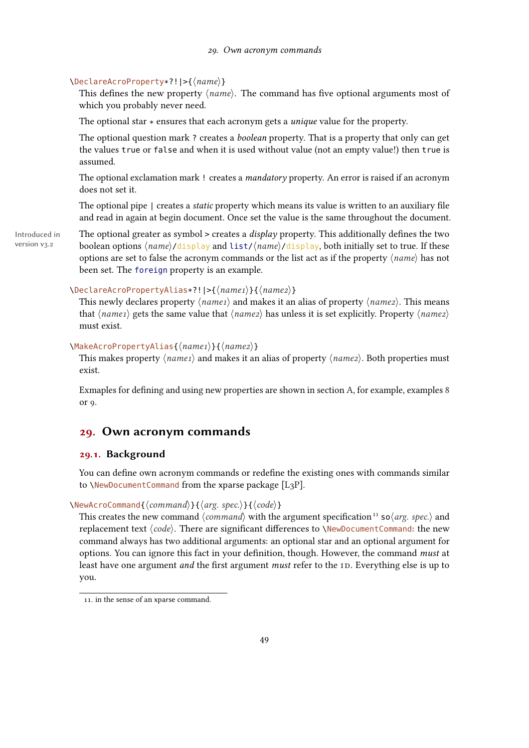`\DeclareAcroProperty*?!|>{⟨name⟩}`

This defines the new property ⟨*name*⟩. The command has five optional arguments most of which you probably never need.

The optional star `*` ensures that each acronym gets a *unique* value for the property.

The optional question mark `?` creates a *boolean* property. That is a property that only can get the values `true` or `false` and when it is used without value (not an empty value!) then `true` is assumed.

The optional exclamation mark `!` creates a *mandatory* property. An error is raised if an acronym does not set it.

The optional pipe `|` creates a *static* property which means its value is written to an auxiliary file and read in again at begin document. Once set the value is the same throughout the document.

Introduced in version v3.2

The optional greater as symbol `>` creates a *display* property. This additionally defines the two boolean options ⟨*name*⟩`/display` and `list/`⟨*name*⟩`/display`, both initially set to true. If these options are set to false the acronym commands or the list act as if the property ⟨*name*⟩ has not been set. The `foreign` property is an example.

`\DeclareAcroPropertyAlias*?!|>{⟨name1⟩}{⟨name2⟩}`

This newly declares property ⟨*name1*⟩ and makes it an alias of property ⟨*name2*⟩. This means that ⟨*name1*⟩ gets the same value that ⟨*name2*⟩ has unless it is set explicitly. Property ⟨*name2*⟩ must exist.

`\MakeAcroPropertyAlias{⟨name1⟩}{⟨name2⟩}`

This makes property ⟨*name1*⟩ and makes it an alias of property ⟨*name2*⟩. Both properties must exist.

Exmaples for defining and using new properties are shown in section A, for example, examples 8 or 9.

# 29. Own acronym commands

## 29.1. Background

You can define own acronym commands or redefine the existing ones with commands similar to `\NewDocumentCommand` from the xparse package [L3P].

`\NewAcroCommand{⟨command⟩}{⟨arg. spec.⟩}{⟨code⟩}`

This creates the new command ⟨*command*⟩ with the argument specification[11] `so`⟨*arg. spec.*⟩ and replacement text ⟨*code*⟩. There are significant differences to `\NewDocumentCommand`: the new command always has two additional arguments: an optional star and an optional argument for options. You can ignore this fact in your definition, though. However, the command *must* at least have one argument *and* the first argument *must* refer to the ID. Everything else is up to you.

11. in the sense of an xparse command.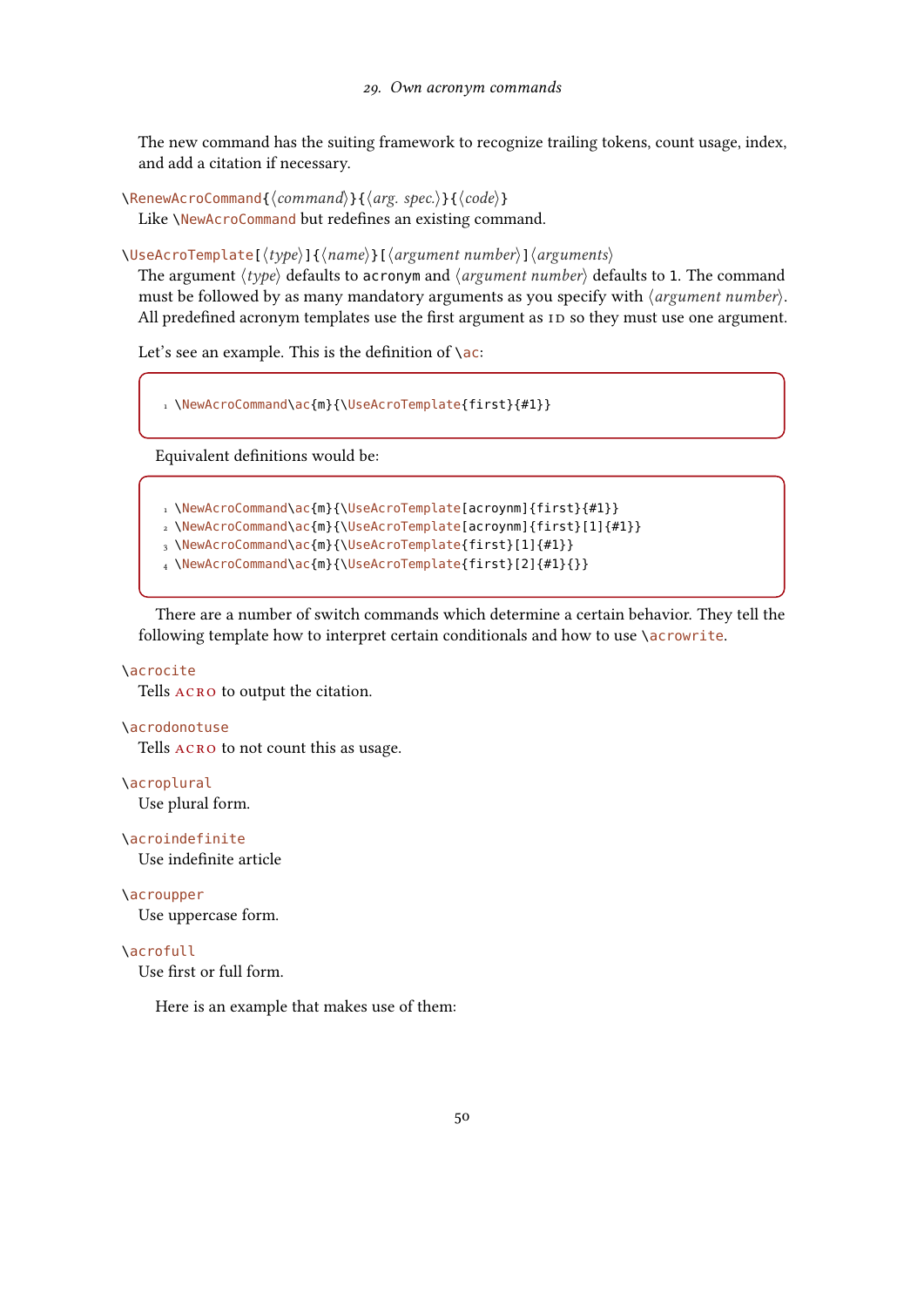The new command has the suiting framework to recognize trailing tokens, count usage, index, and add a citation if necessary.

`\RenewAcroCommand{⟨command⟩}{⟨arg. spec.⟩}{⟨code⟩}`
Like `\NewAcroCommand` but redefines an existing command.

`\UseAcroTemplate[⟨type⟩]{⟨name⟩}[⟨argument number⟩]⟨arguments⟩`
The argument ⟨*type*⟩ defaults to `acronym` and ⟨*argument number*⟩ defaults to `1`. The command must be followed by as many mandatory arguments as you specify with ⟨*argument number*⟩. All predefined acronym templates use the first argument as ID so they must use one argument.

Let's see an example. This is the definition of `\ac`:

```
\NewAcroCommand\ac{m}{\UseAcroTemplate{first}{#1}}
```

Equivalent definitions would be:

```
\NewAcroCommand\ac{m}{\UseAcroTemplate[acroynm]{first}{#1}}
\NewAcroCommand\ac{m}{\UseAcroTemplate[acroynm]{first}[1]{#1}}
\NewAcroCommand\ac{m}{\UseAcroTemplate{first}[1]{#1}}
\NewAcroCommand\ac{m}{\UseAcroTemplate{first}[2]{#1}{}}
```

There are a number of switch commands which determine a certain behavior. They tell the following template how to interpret certain conditionals and how to use `\acrowrite`.

`\acrocite`
Tells ACRO to output the citation.

`\acrodonotuse`
Tells ACRO to not count this as usage.

`\acroplural`
Use plural form.

`\acroindefinite`
Use indefinite article

`\acroupper`
Use uppercase form.

`\acrofull`
Use first or full form.

Here is an example that makes use of them: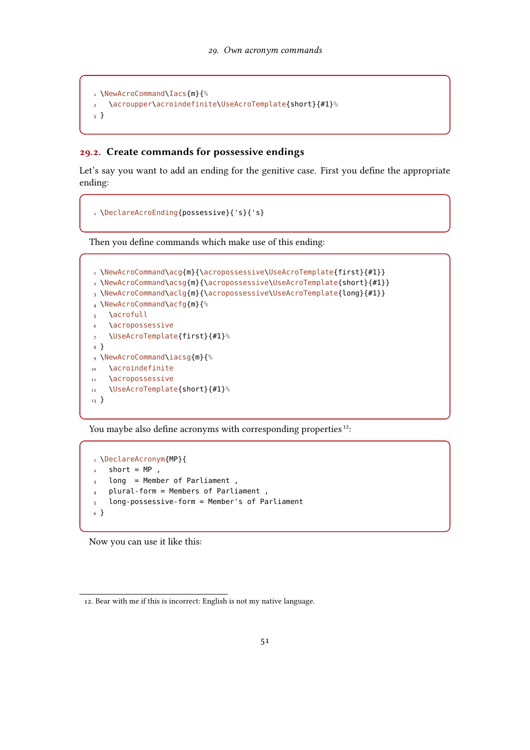```
\NewAcroCommand\Iacs{m}{%
  \acroupper\acroindefinite\UseAcroTemplate{short}{#1}%
}
```

## 29.2. Create commands for possessive endings

Let's say you want to add an ending for the genitive case. First you define the appropriate ending:

```
\DeclareAcroEnding{possessive}{'s}{'s}
```

Then you define commands which make use of this ending:

```
\NewAcroCommand\acg{m}{\acropossessive\UseAcroTemplate{first}{#1}}
\NewAcroCommand\acsg{m}{\acropossessive\UseAcroTemplate{short}{#1}}
\NewAcroCommand\aclg{m}{\acropossessive\UseAcroTemplate{long}{#1}}
\NewAcroCommand\acfg{m}{%
  \acrofull
  \acropossessive
  \UseAcroTemplate{first}{#1}%
}
\NewAcroCommand\iacsg{m}{%
  \acroindefinite
  \acropossessive
  \UseAcroTemplate{short}{#1}%
}
```

You maybe also define acronyms with corresponding properties[12]:

```
\DeclareAcronym{MP}{
  short = MP ,
  long  = Member of Parliament ,
  plural-form = Members of Parliament ,
  long-possessive-form = Member's of Parliament
}
```

Now you can use it like this:

12. Bear with me if this is incorrect: English is not my native language.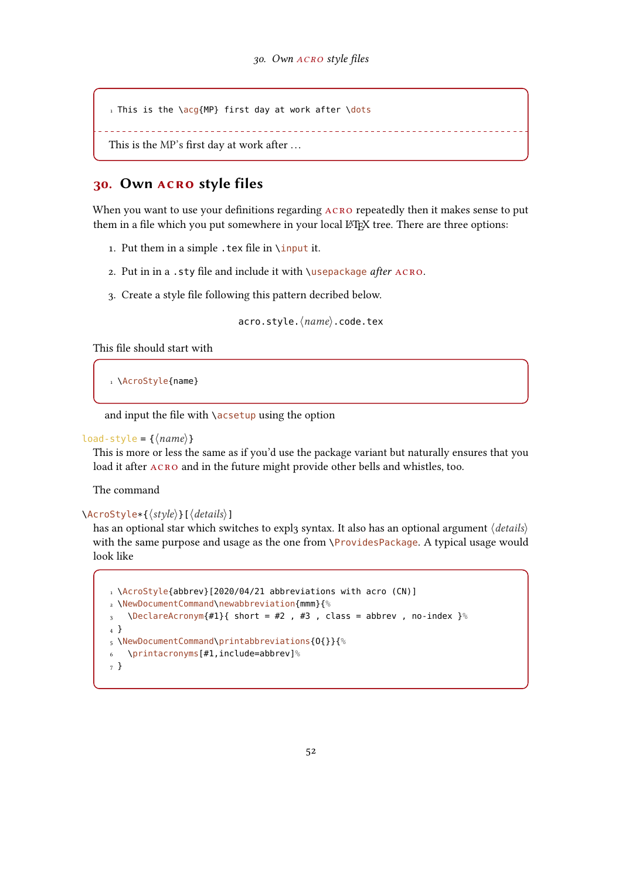```
This is the \acg{MP} first day at work after \dots
```

This is the MP's first day at work after …

## 30. Own ACRO style files

When you want to use your definitions regarding ACRO repeatedly then it makes sense to put them in a file which you put somewhere in your local LaTeX tree. There are three options:

1. Put them in a simple .tex file in \input it.
2. Put in in a .sty file and include it with \usepackage *after* ACRO.
3. Create a style file following this pattern decribed below.

acro.style.⟨*name*⟩.code.tex

This file should start with

```
\AcroStyle{name}
```

and input the file with \acsetup using the option

load-style = {⟨*name*⟩}
This is more or less the same as if you'd use the package variant but naturally ensures that you load it after ACRO and in the future might provide other bells and whistles, too.

The command

\AcroStyle*{⟨*style*⟩}[⟨*details*⟩]
has an optional star which switches to expl3 syntax. It also has an optional argument ⟨*details*⟩ with the same purpose and usage as the one from \ProvidesPackage. A typical usage would look like

```
\AcroStyle{abbrev}[2020/04/21 abbreviations with acro (CN)]
\NewDocumentCommand\newabbreviation{mmm}{%
  \DeclareAcronym{#1}{ short = #2 , #3 , class = abbrev , no-index }%
}
\NewDocumentCommand\printabbreviations{O{}}{%
  \printacronyms[#1,include=abbrev]%
}
```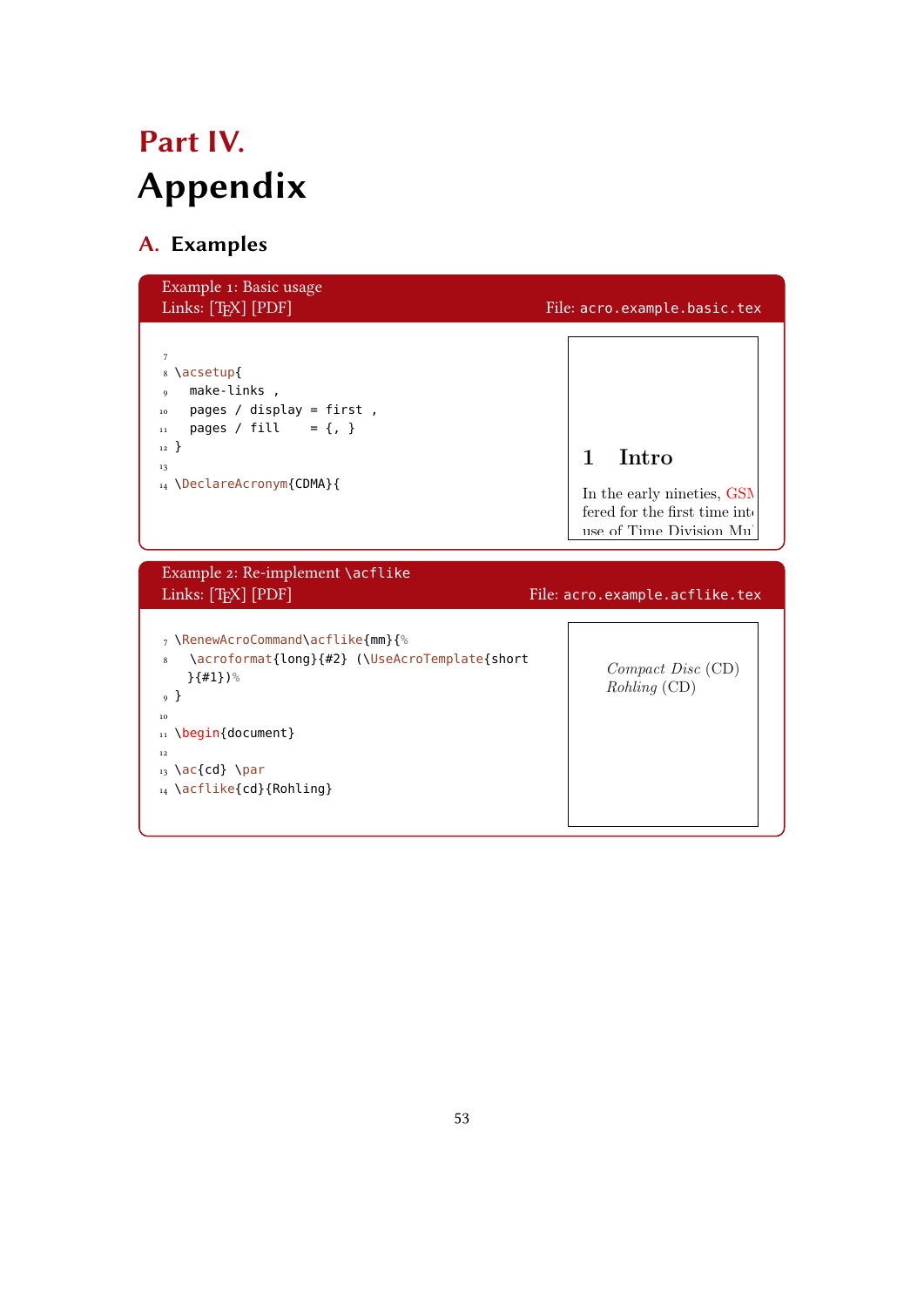# Part IV. Appendix

## A. Examples

Example 1: Basic usage
Links: [TEX] [PDF] File: acro.example.basic.tex

```
7
8 \acsetup{
9   make-links ,
10  pages / display = first ,
11  pages / fill    = {, }
12 }
13
14 \DeclareAcronym{CDMA}{
```

1 Intro

In the early nineties, GSM
fered for the first time int
use of Time Division Mu

Example 2: Re-implement \acflike
Links: [TEX] [PDF] File: acro.example.acflike.tex

```
7 \RenewAcroCommand\acflike{mm}{%
8   \acroformat{long}{#2} (\UseAcroTemplate{short
  }{#1})%
9 }
10
11 \begin{document}
12
13 \ac{cd} \par
14 \acflike{cd}{Rohling}
```

*Compact Disc* (CD)
*Rohling* (CD)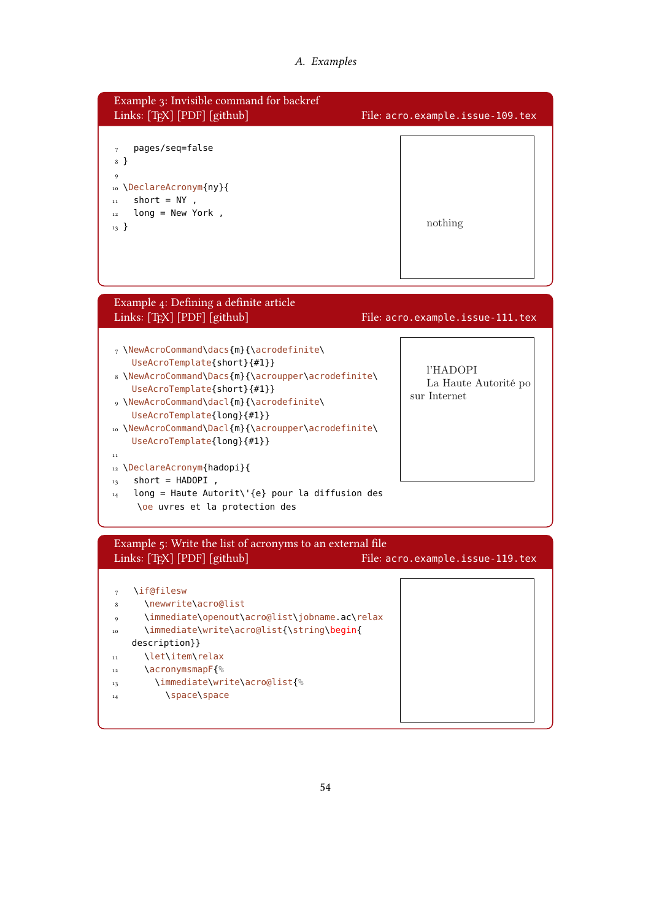**Example 3: Invisible command for backref**
Links: [TEX] [PDF] [github] File: acro.example.issue-109.tex

```
7    pages/seq=false
8  }
9
10 \DeclareAcronym{ny}{
11   short = NY ,
12   long = New York ,
13 }
```

nothing

**Example 4: Defining a definite article**
Links: [TEX] [PDF] [github] File: acro.example.issue-111.tex

```
7  \NewAcroCommand\dacs{m}{\acrodefinite\
     UseAcroTemplate{short}{#1}}
8  \NewAcroCommand\Dacs{m}{\acroupper\acrodefinite\
     UseAcroTemplate{short}{#1}}
9  \NewAcroCommand\dacl{m}{\acrodefinite\
     UseAcroTemplate{long}{#1}}
10 \NewAcroCommand\Dacl{m}{\acroupper\acrodefinite\
     UseAcroTemplate{long}{#1}}
11
12 \DeclareAcronym{hadopi}{
13   short = HADOPI ,
14   long = Haute Autorit\'{e} pour la diffusion des
      \oe uvres et la protection des
```

l'HADOPI
La Haute Autorité po
sur Internet

**Example 5: Write the list of acronyms to an external file**
Links: [TEX] [PDF] [github] File: acro.example.issue-119.tex

```
7    \if@filesw
8      \newwrite\acro@list
9      \immediate\openout\acro@list\jobname.ac\relax
10     \immediate\write\acro@list{\string\begin{
     description}}
11     \let\item\relax
12     \acronymsmapF{%
13       \immediate\write\acro@list{%
14         \space\space
```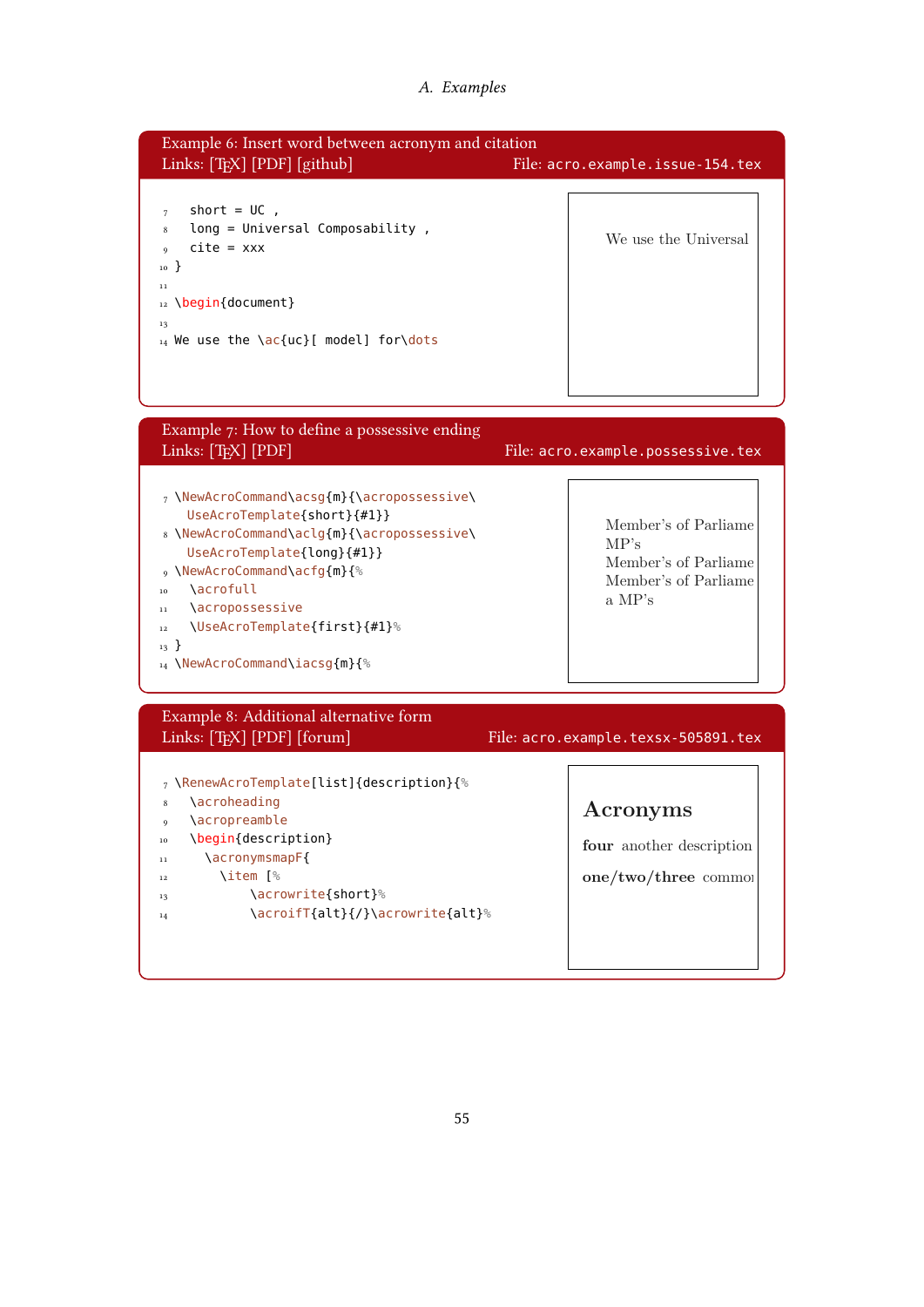**Example 6: Insert word between acronym and citation**
Links: [TEX] [PDF] [github] File: acro.example.issue-154.tex

```
7   short = UC ,
8   long = Universal Composability ,
9   cite = xxx
10 }
11
12 \begin{document}
13
14 We use the \ac{uc}[ model] for\dots
```

We use the Universal

**Example 7: How to define a possessive ending**
Links: [TEX] [PDF] File: acro.example.possessive.tex

```
7 \NewAcroCommand\acsg{m}{\acropossessive\
   UseAcroTemplate{short}{#1}}
8 \NewAcroCommand\aclg{m}{\acropossessive\
   UseAcroTemplate{long}{#1}}
9 \NewAcroCommand\acfg{m}{%
10   \acrofull
11   \acropossessive
12   \UseAcroTemplate{first}{#1}%
13 }
14 \NewAcroCommand\iacsg{m}{%
```

Member's of Parliame
MP's
Member's of Parliame
Member's of Parliame
a MP's

**Example 8: Additional alternative form**
Links: [TEX] [PDF] [forum] File: acro.example.texsx-505891.tex

```
7 \RenewAcroTemplate[list]{description}{%
8   \acroheading
9   \acropreamble
10   \begin{description}
11     \acronymsmapF{
12       \item [%
13           \acrowrite{short}%
14           \acroifT{alt}{/}\acrowrite{alt}%
```

**Acronyms**

**four** another description

**one/two/three** commo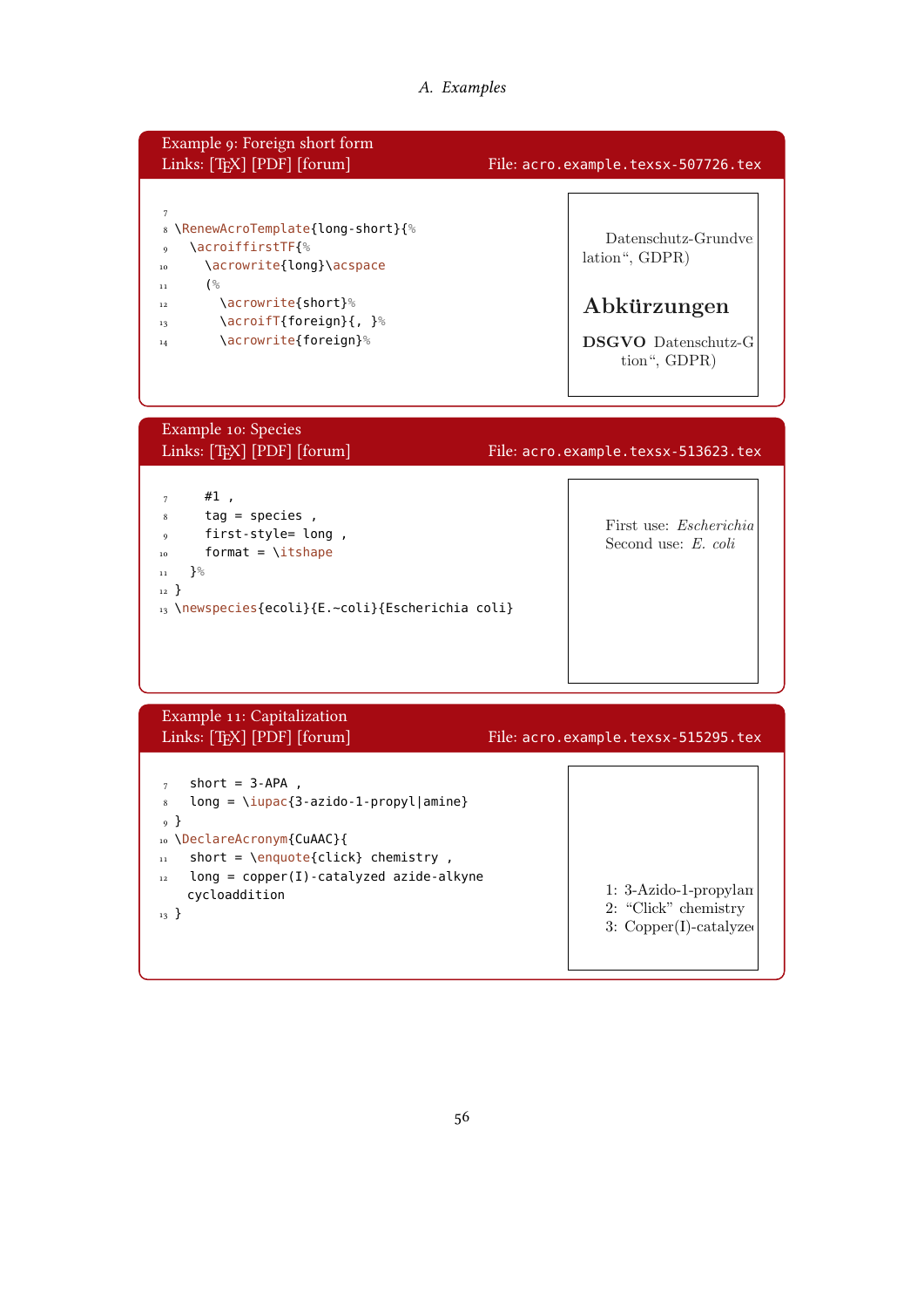Example 9: Foreign short form
Links: [TEX] [PDF] [forum] File: acro.example.texsx-507726.tex

```
7
8 \RenewAcroTemplate{long-short}{%
9   \acroiffirstTF{%
10    \acrowrite{long}\acspace
11    (%
12      \acrowrite{short}%
13      \acroifT{foreign}{, }%
14      \acrowrite{foreign}%
```

Datenschutz-Grundverordnung
lation“, GDPR)

**Abkürzungen**

**DSGVO** Datenschutz-G
tion“, GDPR)

Example 10: Species
Links: [TEX] [PDF] [forum] File: acro.example.texsx-513623.tex

```
7     #1 ,
8     tag = species ,
9     first-style= long ,
10    format = \itshape
11  }%
12 }
13 \newspecies{ecoli}{E.~coli}{Escherichia coli}
```

First use: *Escherichia*
Second use: *E. coli*

Example 11: Capitalization
Links: [TEX] [PDF] [forum] File: acro.example.texsx-515295.tex

```
7   short = 3-APA ,
8   long = \iupac{3-azido-1-propyl|amine}
9 }
10 \DeclareAcronym{CuAAC}{
11   short = \enquote{click} chemistry ,
12   long = copper(I)-catalyzed azide-alkyne
     cycloaddition
13 }
```

1: 3-Azido-1-propylan
2: “Click” chemistry
3: Copper(I)-catalyze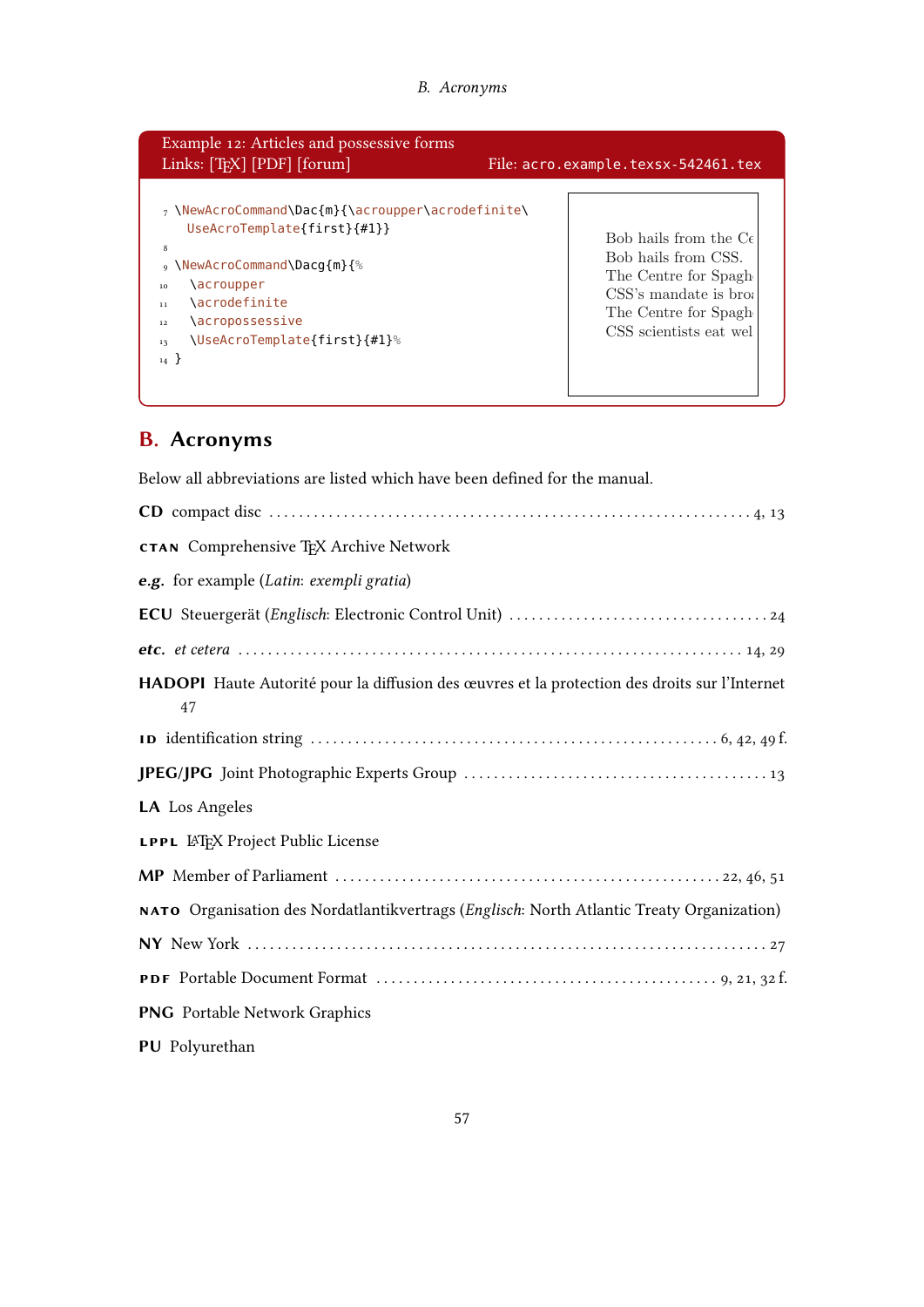Example 12: Articles and possessive forms
Links: [TEX] [PDF] [forum] File: acro.example.texsx-542461.tex

```
7 \NewAcroCommand\Dac{m}{\acroupper\acrodefinite\
   UseAcroTemplate{first}{#1}}
8
9 \NewAcroCommand\Dacg{m}{%
10   \acroupper
11   \acrodefinite
12   \acropossessive
13   \UseAcroTemplate{first}{#1}%
14 }
```

Bob hails from the Ce
Bob hails from CSS.
The Centre for Spagh
CSS's mandate is broa
The Centre for Spagh
CSS scientists eat wel

## B. Acronyms

Below all abbreviations are listed which have been defined for the manual.

**CD** compact disc . . . . . . . . . . . . . . . . . . . . . . . . . . . . . . . . . . . . 4, 13

**CTAN** Comprehensive TEX Archive Network

***e.g.*** for example (*Latin*: *exempli gratia*)

**ECU** Steuergerät (*Englisch*: Electronic Control Unit) . . . . . . . . . . . . . . . . . 24

***etc.*** *et cetera* . . . . . . . . . . . . . . . . . . . . . . . . . . . . . . . . . . . . 14, 29

**HADOPI** Haute Autorité pour la diffusion des œuvres et la protection des droits sur l'Internet 47

**ID** identification string . . . . . . . . . . . . . . . . . . . . . . . . . . . . . . 6, 42, 49 f.

**JPEG/JPG** Joint Photographic Experts Group . . . . . . . . . . . . . . . . . . . . . 13

**LA** Los Angeles

**LPPL** LATEX Project Public License

**MP** Member of Parliament . . . . . . . . . . . . . . . . . . . . . . . . . . . . 22, 46, 51

**NATO** Organisation des Nordatlantikvertrags (*Englisch*: North Atlantic Treaty Organization)

**NY** New York . . . . . . . . . . . . . . . . . . . . . . . . . . . . . . . . . . . . . . 27

**PDF** Portable Document Format . . . . . . . . . . . . . . . . . . . . . . . . . 9, 21, 32 f.

**PNG** Portable Network Graphics

**PU** Polyurethan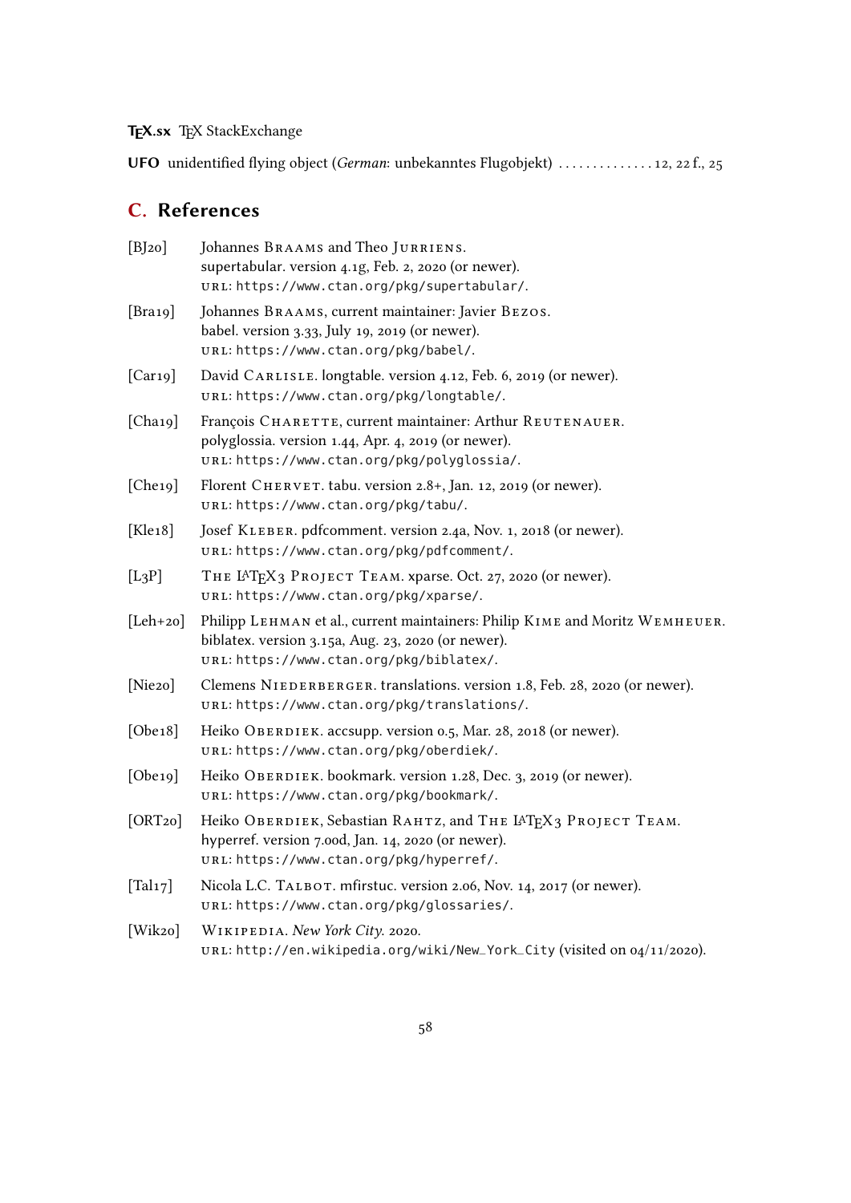**TEX.sx** TEX StackExchange

**UFO** unidentified flying object (*German*: unbekanntes Flugobjekt) .............. 12, 22 f., 25

## C. References

[BJ20] Johannes Braams and Theo Jurriens.
supertabular. version 4.1g, Feb. 2, 2020 (or newer).
URL: https://www.ctan.org/pkg/supertabular/.

[Bra19] Johannes Braams, current maintainer: Javier Bezos.
babel. version 3.33, July 19, 2019 (or newer).
URL: https://www.ctan.org/pkg/babel/.

[Car19] David Carlisle. longtable. version 4.12, Feb. 6, 2019 (or newer).
URL: https://www.ctan.org/pkg/longtable/.

[Cha19] François Charette, current maintainer: Arthur Reutenauer.
polyglossia. version 1.44, Apr. 4, 2019 (or newer).
URL: https://www.ctan.org/pkg/polyglossia/.

[Che19] Florent Chervet. tabu. version 2.8+, Jan. 12, 2019 (or newer).
URL: https://www.ctan.org/pkg/tabu/.

[Kle18] Josef Kleber. pdfcomment. version 2.4a, Nov. 1, 2018 (or newer).
URL: https://www.ctan.org/pkg/pdfcomment/.

[L3P] The LATEX3 Project Team. xparse. Oct. 27, 2020 (or newer).
URL: https://www.ctan.org/pkg/xparse/.

[Leh+20] Philipp Lehman et al., current maintainers: Philip Kime and Moritz Wemheuer.
biblatex. version 3.15a, Aug. 23, 2020 (or newer).
URL: https://www.ctan.org/pkg/biblatex/.

[Nie20] Clemens Niederberger. translations. version 1.8, Feb. 28, 2020 (or newer).
URL: https://www.ctan.org/pkg/translations/.

[Obe18] Heiko Oberdiek. accsupp. version 0.5, Mar. 28, 2018 (or newer).
URL: https://www.ctan.org/pkg/oberdiek/.

[Obe19] Heiko Oberdiek. bookmark. version 1.28, Dec. 3, 2019 (or newer).
URL: https://www.ctan.org/pkg/bookmark/.

[ORT20] Heiko Oberdiek, Sebastian Rahtz, and The LATEX3 Project Team.
hyperref. version 7.00d, Jan. 14, 2020 (or newer).
URL: https://www.ctan.org/pkg/hyperref/.

[Tal17] Nicola L.C. Talbot. mfirstuc. version 2.06, Nov. 14, 2017 (or newer).
URL: https://www.ctan.org/pkg/glossaries/.

[Wik20] Wikipedia. *New York City*. 2020.
URL: http://en.wikipedia.org/wiki/New_York_City (visited on 04/11/2020).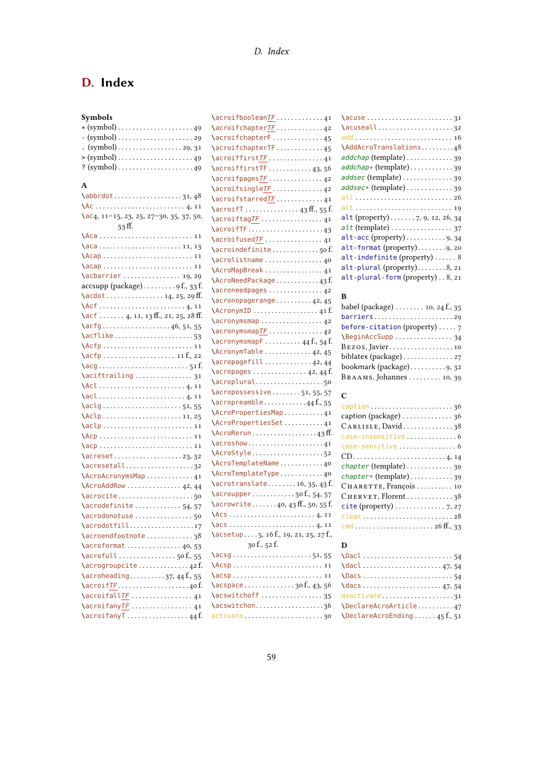# D. Index

**Symbols**

* (symbol) . . . . . . . . . . . . . . . . . . . . 49
- (symbol) . . . . . . . . . . . . . . . . . . . . 29
. (symbol) . . . . . . . . . . . . . . . . . 29, 31
> (symbol) . . . . . . . . . . . . . . . . . . . . 49
? (symbol) . . . . . . . . . . . . . . . . . . . . 49

**A**

\abbrdot . . . . . . . . . . . . . . . . . . 31, 48
\Ac . . . . . . . . . . . . . . . . . . . . . . . 4, 11
\ac 4, 11–15, 23, 25, 27–30, 35, 37, 50, 53 ff.
\Aca . . . . . . . . . . . . . . . . . . . . . . . . 11
\aca . . . . . . . . . . . . . . . . . . . . . 11, 13
\Acap . . . . . . . . . . . . . . . . . . . . . . . 11
\acap . . . . . . . . . . . . . . . . . . . . . . . 11
\acbarrier . . . . . . . . . . . . . . . . 19, 29
accsupp (package) . . . . . . . . . 9 f., 33 f.
\acdot . . . . . . . . . . . . . . . . 14, 25, 29 ff.
\Acf . . . . . . . . . . . . . . . . . . . . . . 4, 11
\acf . . . . . . . 4, 11, 13 ff., 21, 25, 28 ff.
\acfg . . . . . . . . . . . . . . . . . . . 46, 51, 55
\acflike . . . . . . . . . . . . . . . . . . . . . 53
\Acfp . . . . . . . . . . . . . . . . . . . . . . . 11
\acfp . . . . . . . . . . . . . . . . . . . 11 f., 22
\acg . . . . . . . . . . . . . . . . . . . . . . . 51 f.
\aciftrailing . . . . . . . . . . . . . . . . 31
\Acl . . . . . . . . . . . . . . . . . . . . . . . 4, 11
\acl . . . . . . . . . . . . . . . . . . . . . . . 4, 11
\aclg . . . . . . . . . . . . . . . . . . . . . 51, 55
\Aclp . . . . . . . . . . . . . . . . . . . . . 11, 25
\aclp . . . . . . . . . . . . . . . . . . . . . . . 11
\Acp . . . . . . . . . . . . . . . . . . . . . . . . 11
\acp . . . . . . . . . . . . . . . . . . . . . . . . 11
\acreset . . . . . . . . . . . . . . . . . . 23, 32
\acresetall . . . . . . . . . . . . . . . . . . 32
\AcroAcronymsMap . . . . . . . . . . . . 41
\AcroAddRow . . . . . . . . . . . . . . . 42, 44
\acrocite . . . . . . . . . . . . . . . . . . . . 50
\acrodefinite . . . . . . . . . . . . . 54, 57
\acrodonotuse . . . . . . . . . . . . . . . . 50
\acrodotfill . . . . . . . . . . . . . . . . . 17
\acroendfootnote . . . . . . . . . . . . 38
\acroformat . . . . . . . . . . . . . . . 40, 53
\acrofull . . . . . . . . . . . . . . . . 50 f., 55
\acrogroupcite . . . . . . . . . . . . . . 42 f.
\acroheading . . . . . . . . . . 37, 44 f., 55
\acroifTF . . . . . . . . . . . . . . . . . . . 40 f.
\acroifallTF . . . . . . . . . . . . . . . . . 41
\acroifanyTF . . . . . . . . . . . . . . . . . 41
\acroifanyT . . . . . . . . . . . . . . . . . 44 f.
\acroifbooleanTF . . . . . . . . . . . . . 41
\acroifchapterTF . . . . . . . . . . . . . 42
\acroifchapterF . . . . . . . . . . . . . . 45
\acroifchapterTF . . . . . . . . . . . . . 45
\acroiffirstTF . . . . . . . . . . . . . . . 41
\acroiffirstTF . . . . . . . . . . . . 43, 56
\acroifpagesTF . . . . . . . . . . . . . . . 42
\acroifsingleTF . . . . . . . . . . . . . . 42
\acroifstarredTF . . . . . . . . . . . . . 41
\acroifT . . . . . . . . . . . . . . . 43 ff., 55 f.
\acroiftagTF . . . . . . . . . . . . . . . . . 41
\acroifTF . . . . . . . . . . . . . . . . . . . . . 43
\acroifusedTF . . . . . . . . . . . . . . . . 41
\acroindefinite . . . . . . . . . . . . . 50 f.
\acrolistname . . . . . . . . . . . . . . . . 40
\AcroMapBreak . . . . . . . . . . . . . . . . 41
\AcroNeedPackage . . . . . . . . . . . . 43 f.
\acroneedpages . . . . . . . . . . . . . . . 42
\acronopagerange . . . . . . . . . . 42, 45
\AcronymID . . . . . . . . . . . . . . . . . 41 f.
\acronymsmap . . . . . . . . . . . . . . . . 42
\acronymsmapTF . . . . . . . . . . . . . . 42
\acronymsmapF . . . . . . . . . . 44 f., 54 f.
\AcronymTable . . . . . . . . . . . . . 42, 45
\acropagefill . . . . . . . . . . . . . 42, 44
\acropages . . . . . . . . . . . . . . . 42, 44 f.
\acroplural . . . . . . . . . . . . . . . . . . 50
\acropossessive . . . . . . . . 51, 55, 57
\acropreamble . . . . . . . . . . . . 44 f., 55
\AcroPropertiesMap . . . . . . . . . . . 41
\AcroPropertiesSet . . . . . . . . . . . 41
\AcroRerun . . . . . . . . . . . . . . . . . . 43 ff.
\acroshow . . . . . . . . . . . . . . . . . . . . 41
\AcroStyle . . . . . . . . . . . . . . . . . . . 52
\AcroTemplateName . . . . . . . . . . . 40
\AcroTemplateType . . . . . . . . . . . 40
\acrotranslate . . . . . . . . 16, 35, 43 f.
\acroupper . . . . . . . . . . . . 50 f., 54, 57
\acrowrite . . . . . . . 40, 43 ff., 50, 55 f.
\Acs . . . . . . . . . . . . . . . . . . . . . . . 4, 11
\acs . . . . . . . . . . . . . . . . . . . . . . . 4, 11
\acsetup . . . . 5, 16 f., 19, 21, 25, 27 f., 30 f., 52 f.
\acsg . . . . . . . . . . . . . . . . . . . . . 51, 55
\Acsp . . . . . . . . . . . . . . . . . . . . . . . . 11
\acsp . . . . . . . . . . . . . . . . . . . . . . . . 11
\acspace . . . . . . . . . . . . . 30 f., 43, 56
\acswitchoff . . . . . . . . . . . . . . . . . 35
\acswitchon . . . . . . . . . . . . . . . . . . 36
activate . . . . . . . . . . . . . . . . . . . . . 30
\acuse . . . . . . . . . . . . . . . . . . . . . . . 31
\acuseall . . . . . . . . . . . . . . . . . . . . 32
add . . . . . . . . . . . . . . . . . . . . . . . . . 16
\AddAcroTranslations . . . . . . . . . 48
*addchap* (template) . . . . . . . . . . . . 39
*addchap** (template) . . . . . . . . . . . 39
*addsec* (template) . . . . . . . . . . . . . 39
*addsec** (template) . . . . . . . . . . . . 39
all . . . . . . . . . . . . . . . . . . . . . . . . . 26
alt . . . . . . . . . . . . . . . . . . . . . . . . . 19
alt (property) . . . . . . . 7, 9, 12, 26, 34
*alt* (template) . . . . . . . . . . . . . . . . 37
alt-acc (property) . . . . . . . . . . . 9, 34
alt-format (property) . . . . . . . . 9, 20
alt-indefinite (property) . . . . . . . 8
alt-plural (property) . . . . . . . . 8, 21
alt-plural-form (property) . . 8, 21

**B**

babel (package) . . . . . . . . 10, 24 f., 35
barriers . . . . . . . . . . . . . . . . . . . . . 29
before-citation (property) . . . . . 7
\BeginAccSupp . . . . . . . . . . . . . . . . 34
Bezos, Javier . . . . . . . . . . . . . . . . . 10
biblatex (package) . . . . . . . . . . . . . 27
bookmark (package) . . . . . . . . . . 9, 32
Braams, Johannes . . . . . . . . . 10, 39

**C**

caption . . . . . . . . . . . . . . . . . . . . . . 36
caption (package) . . . . . . . . . . . . . 36
Carlisle, David . . . . . . . . . . . . . . 38
case-insensitive . . . . . . . . . . . . . . 6
case-sensitive . . . . . . . . . . . . . . . . 6
CD . . . . . . . . . . . . . . . . . . . . . . . . 4, 14
*chapter* (template) . . . . . . . . . . . . 39
*chapter** (template) . . . . . . . . . . . 39
Charette, François . . . . . . . . . . 10
Chervet, Florent . . . . . . . . . . . . . 38
cite (property) . . . . . . . . . . . . . . 7, 27
clear . . . . . . . . . . . . . . . . . . . . . . . . 28
cmd . . . . . . . . . . . . . . . . . . . . . 26 ff., 33

**D**

\Dacl . . . . . . . . . . . . . . . . . . . . . . . . 54
\dacl . . . . . . . . . . . . . . . . . . . . . 47, 54
\Dacs . . . . . . . . . . . . . . . . . . . . . . . . 54
\dacs . . . . . . . . . . . . . . . . . . . . . 47, 54
deactivate . . . . . . . . . . . . . . . . . . . 31
\DeclareAcroArticle . . . . . . . . . . 47
\DeclareAcroEnding . . . . . . 45 f., 51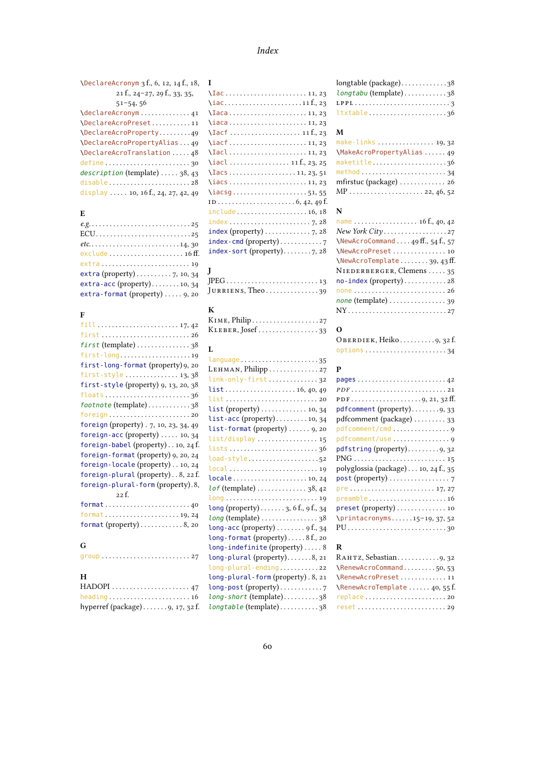# Index

\DeclareAcronym 3 f., 6, 12, 14 f., 18, 21 f., 24–27, 29 f., 33, 35, 51–54, 56
\declareAcronym . . . . . . . . . . . . . . 41
\DeclareAcroPreset . . . . . . . . . . . 11
\DeclareAcroProperty . . . . . . . . . 49
\DeclareAcroPropertyAlias . . . 49
\DeclareAcroTranslation . . . . . 48
define . . . . . . . . . . . . . . . . . . . . . . . . 30
*description* (template) . . . . . 38, 43
disable . . . . . . . . . . . . . . . . . . . . . . . 28
display . . . . . 10, 16 f., 24, 27, 42, 49

**E**

*e.g.* . . . . . . . . . . . . . . . . . . . . . . . . . . . 25
ECU . . . . . . . . . . . . . . . . . . . . . . . . . . 25
*etc.* . . . . . . . . . . . . . . . . . . . . . . . . 14, 30
exclude . . . . . . . . . . . . . . . . . . . . . 16 ff.
extra . . . . . . . . . . . . . . . . . . . . . . . . . 19
extra (property) . . . . . . . . . . 7, 10, 34
extra-acc (property) . . . . . . . . 10, 34
extra-format (property) . . . . . 9, 20

**F**

fill . . . . . . . . . . . . . . . . . . . . . . . . 17, 42
first . . . . . . . . . . . . . . . . . . . . . . . . . 26
*first* (template) . . . . . . . . . . . . . . . 38
first-long . . . . . . . . . . . . . . . . . . . . 19
first-long-format (property) 9, 20
first-style . . . . . . . . . . . . . . . 13, 38
first-style (property) 9, 13, 20, 38
floats . . . . . . . . . . . . . . . . . . . . . . . . 36
*footnote* (template) . . . . . . . . . . . 38
foreign . . . . . . . . . . . . . . . . . . . . . . . 20
foreign (property) . 7, 10, 23, 34, 49
foreign-acc (property) . . . . . 10, 34
foreign-babel (property) . . 10, 24 f.
foreign-format (property) 9, 20, 24
foreign-locale (property) . . 10, 24
foreign-plural (property) . . 8, 22 f.
foreign-plural-form (property) . 8, 22 f.
format . . . . . . . . . . . . . . . . . . . . . . . . 40
format . . . . . . . . . . . . . . . . . . . . . 19, 24
format (property) . . . . . . . . . . . . 8, 20

**G**

group . . . . . . . . . . . . . . . . . . . . . . . . . 27

**H**

HADOPI . . . . . . . . . . . . . . . . . . . . . . 47
heading . . . . . . . . . . . . . . . . . . . . . . . 16
hyperref (package) . . . . . . . 9, 17, 32 f.

**I**

\Iac . . . . . . . . . . . . . . . . . . . . . . . 11, 23
\iac . . . . . . . . . . . . . . . . . . . . . . 11 f., 23
\Iaca . . . . . . . . . . . . . . . . . . . . . . 11, 23
\iaca . . . . . . . . . . . . . . . . . . . . . . 11, 23
\Iacf . . . . . . . . . . . . . . . . . . . . 11 f., 23
\iacf . . . . . . . . . . . . . . . . . . . . . . 11, 23
\Iacl . . . . . . . . . . . . . . . . . . . . . . 11, 23
\iacl . . . . . . . . . . . . . . . . . 11 f., 23, 25
\Iacs . . . . . . . . . . . . . . . . . . . 11, 23, 51
\iacs . . . . . . . . . . . . . . . . . . . . . . 11, 23
\iacsg . . . . . . . . . . . . . . . . . . . . . 51, 55
ID . . . . . . . . . . . . . . . . . . . . . . 6, 42, 49 f.
include . . . . . . . . . . . . . . . . . . . . 16, 18
index . . . . . . . . . . . . . . . . . . . . . . . 7, 28
index (property) . . . . . . . . . . . . . 7, 28
index-cmd (property) . . . . . . . . . . . 7
index-sort (property) . . . . . . . . 7, 28

**J**

JPEG . . . . . . . . . . . . . . . . . . . . . . . . . 13
Jurriens, Theo . . . . . . . . . . . . . . . 39

**K**

Kime, Philip . . . . . . . . . . . . . . . . . . 27
Kleber, Josef . . . . . . . . . . . . . . . . . 33

**L**

language . . . . . . . . . . . . . . . . . . . . . . 35
Lehman, Philipp . . . . . . . . . . . . . . 27
link-only-first . . . . . . . . . . . . . . 32
list . . . . . . . . . . . . . . . . . . . . . 16, 40, 49
list . . . . . . . . . . . . . . . . . . . . . . . . . . 20
list (property) . . . . . . . . . . . . . 10, 34
list-acc (property) . . . . . . . . . 10, 34
list-format (property) . . . . . . 9, 20
list/display . . . . . . . . . . . . . . . . . 15
lists . . . . . . . . . . . . . . . . . . . . . . . . . 36
load-style . . . . . . . . . . . . . . . . . . . . 52
local . . . . . . . . . . . . . . . . . . . . . . . . . 19
locale . . . . . . . . . . . . . . . . . . . . . 10, 24
*lof* (template) . . . . . . . . . . . . . 38, 42
long . . . . . . . . . . . . . . . . . . . . . . . . . . 19
long (property) . . . . . . . 3, 6 f., 9 f., 34
*long* (template) . . . . . . . . . . . . . . . . 38
long-acc (property) . . . . . . . . 9 f., 34
long-format (property) . . . . . 8 f., 20
long-indefinite (property) . . . . . 8
long-plural (property) . . . . . . . 8, 21
long-plural-ending . . . . . . . . . . . 22
long-plural-form (property) . 8, 21
long-post (property) . . . . . . . . . . . 7
*long-short* (template) . . . . . . . . . . 38
*longtable* (template) . . . . . . . . . . . 38

longtable (package) . . . . . . . . . . . . 38
*longtabu* (template) . . . . . . . . . . . 38
LPPL . . . . . . . . . . . . . . . . . . . . . . . . . . 3
ltxtable . . . . . . . . . . . . . . . . . . . . . . 36

**M**

make-links . . . . . . . . . . . . . . . . 19, 32
\MakeAcroPropertyAlias . . . . . . 49
maketitle . . . . . . . . . . . . . . . . . . . . 36
method . . . . . . . . . . . . . . . . . . . . . . . 34
mfirstuc (package) . . . . . . . . . . . . 26
MP . . . . . . . . . . . . . . . . . . . . . 22, 46, 52

**N**

name . . . . . . . . . . . . . . . . . . 16 f., 40, 42
*New York City* . . . . . . . . . . . . . . . . . 27
\NewAcroCommand . . . . 49 ff., 54 f., 57
\NewAcroPreset . . . . . . . . . . . . . . . 10
\NewAcroTemplate . . . . . . . . 39, 43 ff.
Niederberger, Clemens . . . . . 35
no-index (property) . . . . . . . . . . . 28
none . . . . . . . . . . . . . . . . . . . . . . . . . 26
*none* (template) . . . . . . . . . . . . . . . . 39
NY . . . . . . . . . . . . . . . . . . . . . . . . . . . 27

**O**

Oberdiek, Heiko . . . . . . . . . . 9, 32 f.
options . . . . . . . . . . . . . . . . . . . . . . . 34

**P**

pages . . . . . . . . . . . . . . . . . . . . . . . . . 42
*PDF* . . . . . . . . . . . . . . . . . . . . . . . . . . 21
PDF . . . . . . . . . . . . . . . . . . . . 9, 21, 32 ff.
pdfcomment (property) . . . . . . . . 9, 33
pdfcomment (package) . . . . . . . . . 33
pdfcomment/cmd . . . . . . . . . . . . . . . 9
pdfcomment/use . . . . . . . . . . . . . . . 9
pdfstring (property) . . . . . . . . . 9, 32
PNG . . . . . . . . . . . . . . . . . . . . . . . . . . 15
polyglossia (package) . . . 10, 24 f., 35
post (property) . . . . . . . . . . . . . . . . . 7
pre . . . . . . . . . . . . . . . . . . . . . . . . 17, 27
preamble . . . . . . . . . . . . . . . . . . . . . . 16
preset (property) . . . . . . . . . . . . . . 10
\printacronyms . . . . . . 15–19, 37, 52
PU . . . . . . . . . . . . . . . . . . . . . . . . . . . 30

**R**

Rahtz, Sebastian . . . . . . . . . . . 9, 32
\RenewAcroCommand . . . . . . . . 50, 53
\RenewAcroPreset . . . . . . . . . . . . . 11
\RenewAcroTemplate . . . . . . 40, 55 f.
replace . . . . . . . . . . . . . . . . . . . . . . . 20
reset . . . . . . . . . . . . . . . . . . . . . . . . . 29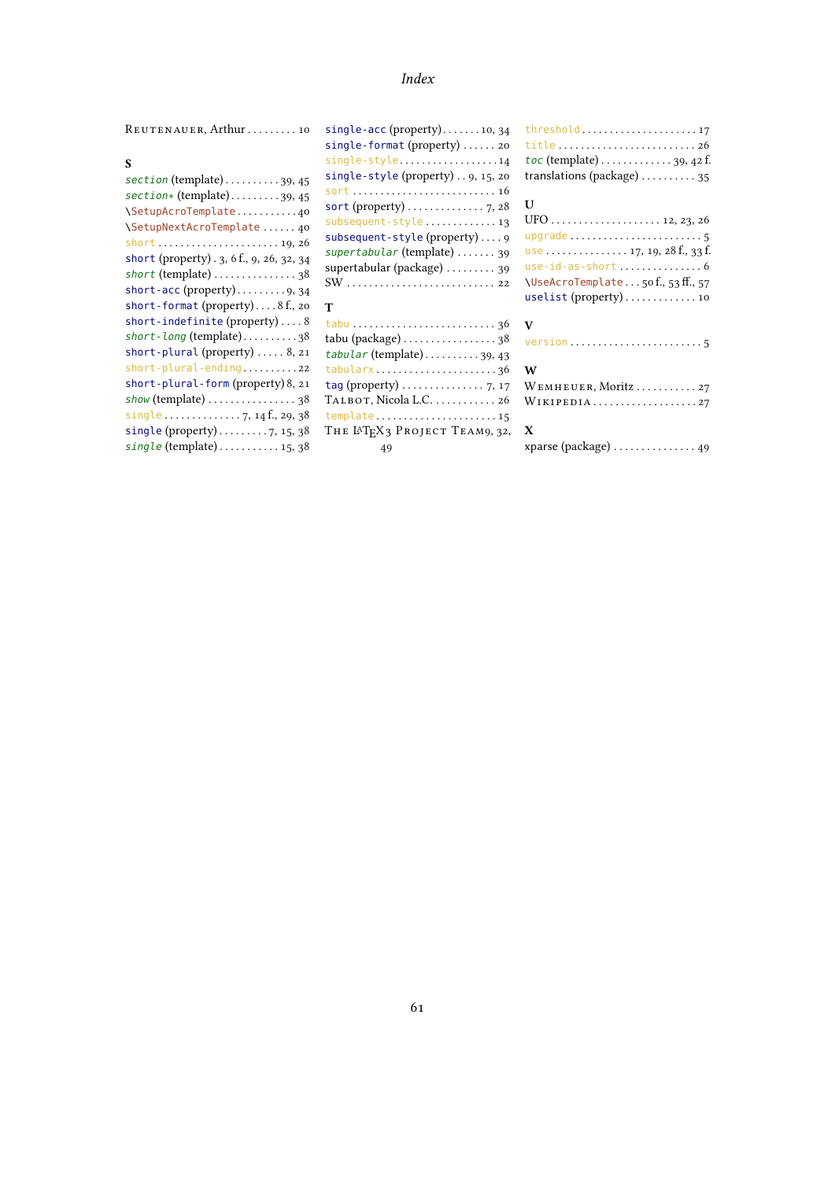Reutenauer, Arthur . . . . . . . . . 10

**S**

section (template) . . . . . . . . . . 39, 45
section* (template) . . . . . . . . . 39, 45
\SetupAcroTemplate . . . . . . . . . . . 40
\SetupNextAcroTemplate . . . . . . 40
short . . . . . . . . . . . . . . . . . . . . . . 19, 26
short (property) . 3, 6 f., 9, 26, 32, 34
short (template) . . . . . . . . . . . . . . . 38
short-acc (property) . . . . . . . . . 9, 34
short-format (property) . . . . 8 f., 20
short-indefinite (property) . . . . 8
short-long (template) . . . . . . . . . . 38
short-plural (property) . . . . . 8, 21
short-plural-ending . . . . . . . . . . 22
short-plural-form (property) 8, 21
show (template) . . . . . . . . . . . . . . . . 38
single . . . . . . . . . . . . . . 7, 14 f., 29, 38
single (property) . . . . . . . . . 7, 15, 38
single (template) . . . . . . . . . . . 15, 38
single-acc (property) . . . . . . . 10, 34
single-format (property) . . . . . . 20
single-style . . . . . . . . . . . . . . . . . . 14
single-style (property) . . 9, 15, 20
sort . . . . . . . . . . . . . . . . . . . . . . . . . . 16
sort (property) . . . . . . . . . . . . . . 7, 28
subsequent-style . . . . . . . . . . . . . 13
subsequent-style (property) . . . . 9
supertabular (template) . . . . . . . 39
supertabular (package) . . . . . . . . . 39
SW . . . . . . . . . . . . . . . . . . . . . . . . . . . 22

**T**

tabu . . . . . . . . . . . . . . . . . . . . . . . . . . 36
tabu (package) . . . . . . . . . . . . . . . . . 38
tabular (template) . . . . . . . . . . 39, 43
tabularx . . . . . . . . . . . . . . . . . . . . . . 36
tag (property) . . . . . . . . . . . . . . . 7, 17
Talbot, Nicola L.C. . . . . . . . . . . . 26
The LaTeX3 Project Team 9, 32, 49
threshold . . . . . . . . . . . . . . . . . . . . . 17
title . . . . . . . . . . . . . . . . . . . . . . . . . 26
toc (template) . . . . . . . . . . . . . 39, 42 f.
translations (package) . . . . . . . . . . 35

**U**

UFO . . . . . . . . . . . . . . . . . . . . 12, 23, 26
upgrade . . . . . . . . . . . . . . . . . . . . . . . . 5
use . . . . . . . . . . . . . . . 17, 19, 28 f., 33 f.
use-id-as-short . . . . . . . . . . . . . . . 6
\UseAcroTemplate . . . 50 f., 53 ff., 57
uselist (property) . . . . . . . . . . . . . 10

**V**

version . . . . . . . . . . . . . . . . . . . . . . . . 5

**W**

Wemheuer, Moritz . . . . . . . . . . . 27
Wikipedia . . . . . . . . . . . . . . . . . . . 27

**X**

xparse (package) . . . . . . . . . . . . . . . 49